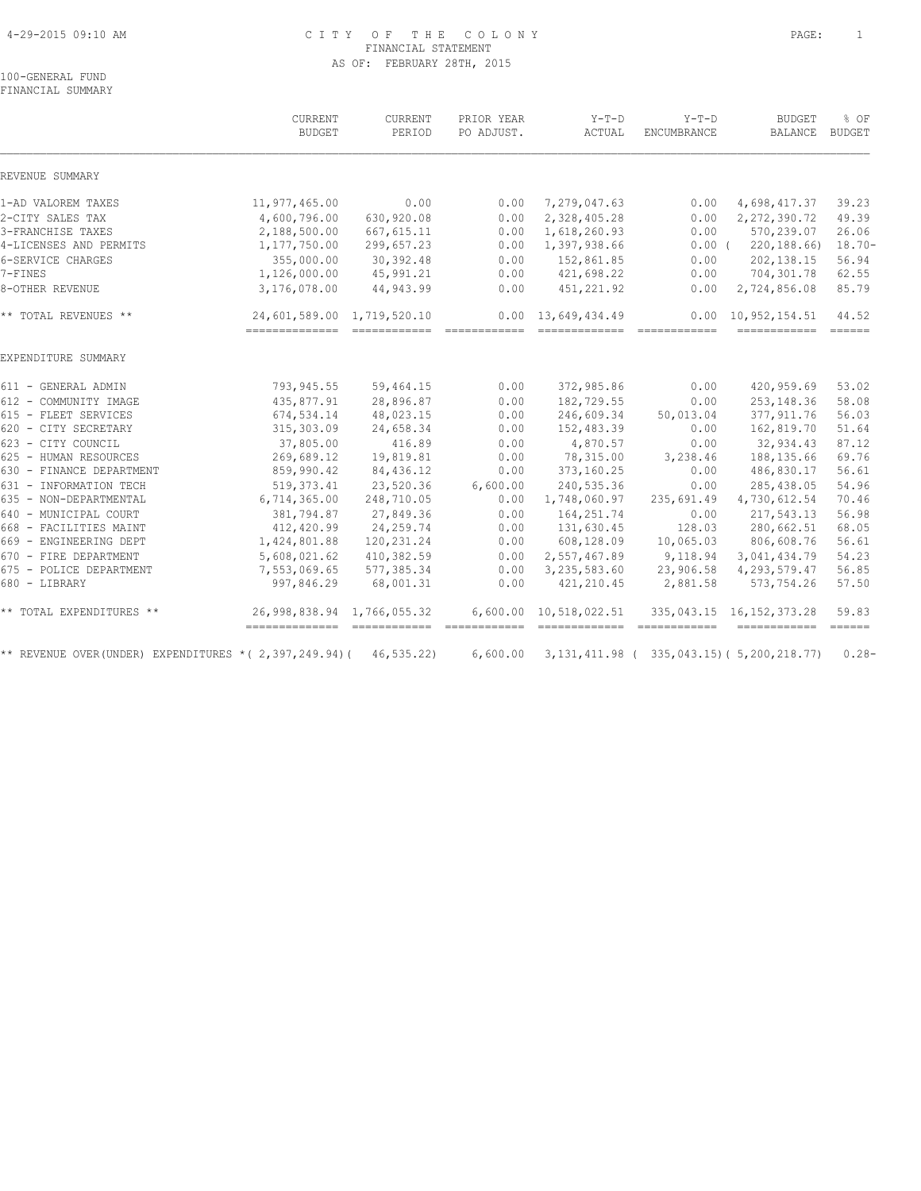# CITY OF THE COLONY

FINANCIAL STATEMENT

AS OF: FEBRUARY 28TH, 2015

100-GENERAL FUND

FINANCIAL SUMMARY

| | CURRENT BUDGET | CURRENT PERIOD | PRIOR YEAR PO ADJUST. | Y-T-D ACTUAL | Y-T-D ENCUMBRANCE | BUDGET BALANCE | % OF BUDGET |
|---|---|---|---|---|---|---|---|
| REVENUE SUMMARY | | | | | | | |
| 1-AD VALOREM TAXES | 11,977,465.00 | 0.00 | 0.00 | 7,279,047.63 | 0.00 | 4,698,417.37 | 39.23 |
| 2-CITY SALES TAX | 4,600,796.00 | 630,920.08 | 0.00 | 2,328,405.28 | 0.00 | 2,272,390.72 | 49.39 |
| 3-FRANCHISE TAXES | 2,188,500.00 | 667,615.11 | 0.00 | 1,618,260.93 | 0.00 | 570,239.07 | 26.06 |
| 4-LICENSES AND PERMITS | 1,177,750.00 | 299,657.23 | 0.00 | 1,397,938.66 | 0.00 | ( 220,188.66) | 18.70- |
| 6-SERVICE CHARGES | 355,000.00 | 30,392.48 | 0.00 | 152,861.85 | 0.00 | 202,138.15 | 56.94 |
| 7-FINES | 1,126,000.00 | 45,991.21 | 0.00 | 421,698.22 | 0.00 | 704,301.78 | 62.55 |
| 8-OTHER REVENUE | 3,176,078.00 | 44,943.99 | 0.00 | 451,221.92 | 0.00 | 2,724,856.08 | 85.79 |
| ** TOTAL REVENUES ** | 24,601,589.00 | 1,719,520.10 | 0.00 | 13,649,434.49 | 0.00 | 10,952,154.51 | 44.52 |
| EXPENDITURE SUMMARY | | | | | | | |
| 611 - GENERAL ADMIN | 793,945.55 | 59,464.15 | 0.00 | 372,985.86 | 0.00 | 420,959.69 | 53.02 |
| 612 - COMMUNITY IMAGE | 435,877.91 | 28,896.87 | 0.00 | 182,729.55 | 0.00 | 253,148.36 | 58.08 |
| 615 - FLEET SERVICES | 674,534.14 | 48,023.15 | 0.00 | 246,609.34 | 50,013.04 | 377,911.76 | 56.03 |
| 620 - CITY SECRETARY | 315,303.09 | 24,658.34 | 0.00 | 152,483.39 | 0.00 | 162,819.70 | 51.64 |
| 623 - CITY COUNCIL | 37,805.00 | 416.89 | 0.00 | 4,870.57 | 0.00 | 32,934.43 | 87.12 |
| 625 - HUMAN RESOURCES | 269,689.12 | 19,819.81 | 0.00 | 78,315.00 | 3,238.46 | 188,135.66 | 69.76 |
| 630 - FINANCE DEPARTMENT | 859,990.42 | 84,436.12 | 0.00 | 373,160.25 | 0.00 | 486,830.17 | 56.61 |
| 631 - INFORMATION TECH | 519,373.41 | 23,520.36 | 6,600.00 | 240,535.36 | 0.00 | 285,438.05 | 54.96 |
| 635 - NON-DEPARTMENTAL | 6,714,365.00 | 248,710.05 | 0.00 | 1,748,060.97 | 235,691.49 | 4,730,612.54 | 70.46 |
| 640 - MUNICIPAL COURT | 381,794.87 | 27,849.36 | 0.00 | 164,251.74 | 0.00 | 217,543.13 | 56.98 |
| 668 - FACILITIES MAINT | 412,420.99 | 24,259.74 | 0.00 | 131,630.45 | 128.03 | 280,662.51 | 68.05 |
| 669 - ENGINEERING DEPT | 1,424,801.88 | 120,231.24 | 0.00 | 608,128.09 | 10,065.03 | 806,608.76 | 56.61 |
| 670 - FIRE DEPARTMENT | 5,608,021.62 | 410,382.59 | 0.00 | 2,557,467.89 | 9,118.94 | 3,041,434.79 | 54.23 |
| 675 - POLICE DEPARTMENT | 7,553,069.65 | 577,385.34 | 0.00 | 3,235,583.60 | 23,906.58 | 4,293,579.47 | 56.85 |
| 680 - LIBRARY | 997,846.29 | 68,001.31 | 0.00 | 421,210.45 | 2,881.58 | 573,754.26 | 57.50 |
| ** TOTAL EXPENDITURES ** | 26,998,838.94 | 1,766,055.32 | 6,600.00 | 10,518,022.51 | 335,043.15 | 16,152,373.28 | 59.83 |
| ** REVENUE OVER(UNDER) EXPENDITURES * | ( 2,397,249.94) | ( 46,535.22) | 6,600.00 | 3,131,411.98 | ( 335,043.15) | ( 5,200,218.77) | 0.28- |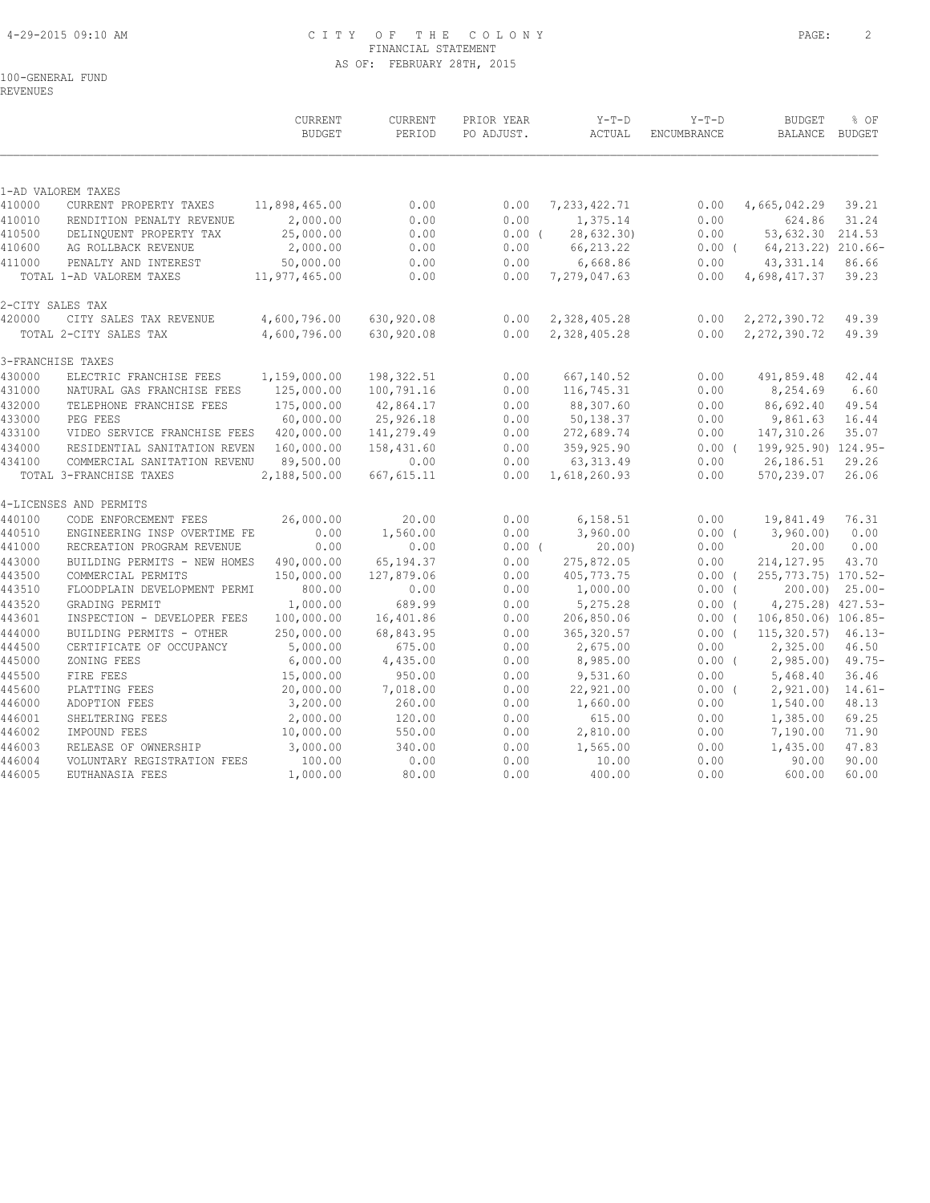# CITY OF THE COLONY
## FINANCIAL STATEMENT
### AS OF: FEBRUARY 28TH, 2015

100-GENERAL FUND
REVENUES

| | | CURRENT BUDGET | CURRENT PERIOD | PRIOR YEAR PO ADJUST. | Y-T-D ACTUAL | Y-T-D ENCUMBRANCE | BUDGET BALANCE | % OF BUDGET |
|---|---|---|---|---|---|---|---|---|
| **1-AD VALOREM TAXES** | | | | | | | | |
| 410000 | CURRENT PROPERTY TAXES | 11,898,465.00 | 0.00 | 0.00 | 7,233,422.71 | 0.00 | 4,665,042.29 | 39.21 |
| 410010 | RENDITION PENALTY REVENUE | 2,000.00 | 0.00 | 0.00 | 1,375.14 | 0.00 | 624.86 | 31.24 |
| 410500 | DELINQUENT PROPERTY TAX | 25,000.00 | 0.00 | 0.00 | ( 28,632.30) | 0.00 | 53,632.30 | 214.53 |
| 410600 | AG ROLLBACK REVENUE | 2,000.00 | 0.00 | 0.00 | 66,213.22 | 0.00 | ( 64,213.22) | 210.66- |
| 411000 | PENALTY AND INTEREST | 50,000.00 | 0.00 | 0.00 | 6,668.86 | 0.00 | 43,331.14 | 86.66 |
| | TOTAL 1-AD VALOREM TAXES | 11,977,465.00 | 0.00 | 0.00 | 7,279,047.63 | 0.00 | 4,698,417.37 | 39.23 |
| **2-CITY SALES TAX** | | | | | | | | |
| 420000 | CITY SALES TAX REVENUE | 4,600,796.00 | 630,920.08 | 0.00 | 2,328,405.28 | 0.00 | 2,272,390.72 | 49.39 |
| | TOTAL 2-CITY SALES TAX | 4,600,796.00 | 630,920.08 | 0.00 | 2,328,405.28 | 0.00 | 2,272,390.72 | 49.39 |
| **3-FRANCHISE TAXES** | | | | | | | | |
| 430000 | ELECTRIC FRANCHISE FEES | 1,159,000.00 | 198,322.51 | 0.00 | 667,140.52 | 0.00 | 491,859.48 | 42.44 |
| 431000 | NATURAL GAS FRANCHISE FEES | 125,000.00 | 100,791.16 | 0.00 | 116,745.31 | 0.00 | 8,254.69 | 6.60 |
| 432000 | TELEPHONE FRANCHISE FEES | 175,000.00 | 42,864.17 | 0.00 | 88,307.60 | 0.00 | 86,692.40 | 49.54 |
| 433000 | PEG FEES | 60,000.00 | 25,926.18 | 0.00 | 50,138.37 | 0.00 | 9,861.63 | 16.44 |
| 433100 | VIDEO SERVICE FRANCHISE FEES | 420,000.00 | 141,279.49 | 0.00 | 272,689.74 | 0.00 | 147,310.26 | 35.07 |
| 434000 | RESIDENTIAL SANITATION REVEN | 160,000.00 | 158,431.60 | 0.00 | 359,925.90 | 0.00 | ( 199,925.90) | 124.95- |
| 434100 | COMMERCIAL SANITATION REVENU | 89,500.00 | 0.00 | 0.00 | 63,313.49 | 0.00 | 26,186.51 | 29.26 |
| | TOTAL 3-FRANCHISE TAXES | 2,188,500.00 | 667,615.11 | 0.00 | 1,618,260.93 | 0.00 | 570,239.07 | 26.06 |
| **4-LICENSES AND PERMITS** | | | | | | | | |
| 440100 | CODE ENFORCEMENT FEES | 26,000.00 | 20.00 | 0.00 | 6,158.51 | 0.00 | 19,841.49 | 76.31 |
| 440510 | ENGINEERING INSP OVERTIME FE | 0.00 | 1,560.00 | 0.00 | 3,960.00 | 0.00 | ( 3,960.00) | 0.00 |
| 441000 | RECREATION PROGRAM REVENUE | 0.00 | 0.00 | 0.00 | ( 20.00) | 0.00 | 20.00 | 0.00 |
| 443000 | BUILDING PERMITS - NEW HOMES | 490,000.00 | 65,194.37 | 0.00 | 275,872.05 | 0.00 | 214,127.95 | 43.70 |
| 443500 | COMMERCIAL PERMITS | 150,000.00 | 127,879.06 | 0.00 | 405,773.75 | 0.00 | ( 255,773.75) | 170.52- |
| 443510 | FLOODPLAIN DEVELOPMENT PERMI | 800.00 | 0.00 | 0.00 | 1,000.00 | 0.00 | ( 200.00) | 25.00- |
| 443520 | GRADING PERMIT | 1,000.00 | 689.99 | 0.00 | 5,275.28 | 0.00 | ( 4,275.28) | 427.53- |
| 443601 | INSPECTION - DEVELOPER FEES | 100,000.00 | 16,401.86 | 0.00 | 206,850.06 | 0.00 | ( 106,850.06) | 106.85- |
| 444000 | BUILDING PERMITS - OTHER | 250,000.00 | 68,843.95 | 0.00 | 365,320.57 | 0.00 | ( 115,320.57) | 46.13- |
| 444500 | CERTIFICATE OF OCCUPANCY | 5,000.00 | 675.00 | 0.00 | 2,675.00 | 0.00 | 2,325.00 | 46.50 |
| 445000 | ZONING FEES | 6,000.00 | 4,435.00 | 0.00 | 8,985.00 | 0.00 | ( 2,985.00) | 49.75- |
| 445500 | FIRE FEES | 15,000.00 | 950.00 | 0.00 | 9,531.60 | 0.00 | 5,468.40 | 36.46 |
| 445600 | PLATTING FEES | 20,000.00 | 7,018.00 | 0.00 | 22,921.00 | 0.00 | ( 2,921.00) | 14.61- |
| 446000 | ADOPTION FEES | 3,200.00 | 260.00 | 0.00 | 1,660.00 | 0.00 | 1,540.00 | 48.13 |
| 446001 | SHELTERING FEES | 2,000.00 | 120.00 | 0.00 | 615.00 | 0.00 | 1,385.00 | 69.25 |
| 446002 | IMPOUND FEES | 10,000.00 | 550.00 | 0.00 | 2,810.00 | 0.00 | 7,190.00 | 71.90 |
| 446003 | RELEASE OF OWNERSHIP | 3,000.00 | 340.00 | 0.00 | 1,565.00 | 0.00 | 1,435.00 | 47.83 |
| 446004 | VOLUNTARY REGISTRATION FEES | 100.00 | 0.00 | 0.00 | 10.00 | 0.00 | 90.00 | 90.00 |
| 446005 | EUTHANASIA FEES | 1,000.00 | 80.00 | 0.00 | 400.00 | 0.00 | 600.00 | 60.00 |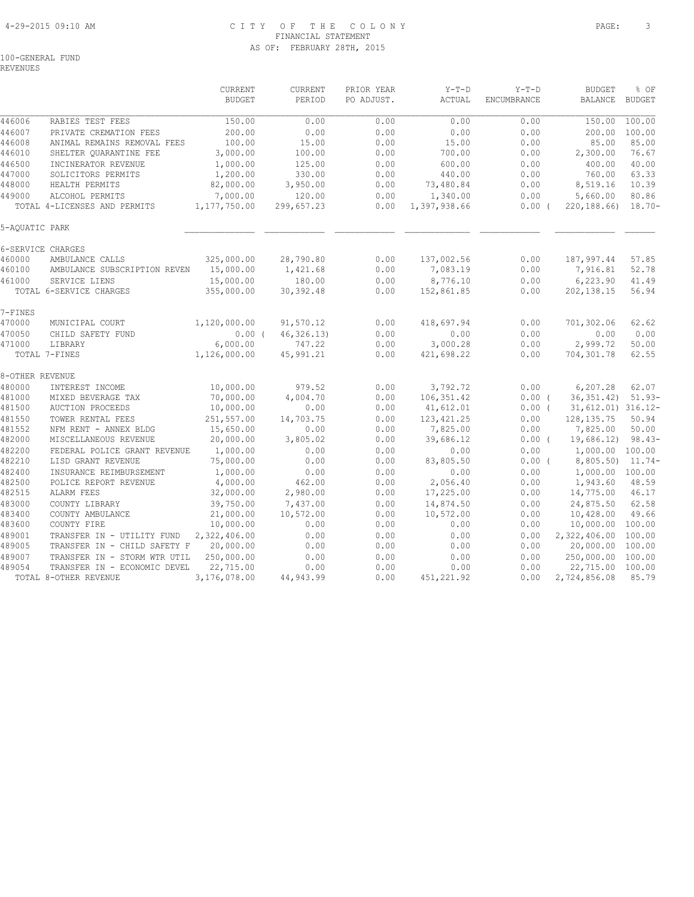CITY OF THE COLONY
FINANCIAL STATEMENT
AS OF: FEBRUARY 28TH, 2015

100-GENERAL FUND
REVENUES

| | | CURRENT BUDGET | CURRENT PERIOD | PRIOR YEAR PO ADJUST. | Y-T-D ACTUAL | Y-T-D ENCUMBRANCE | BUDGET BALANCE | % OF BUDGET |
|---|---|---|---|---|---|---|---|---|
| 446006 | RABIES TEST FEES | 150.00 | 0.00 | 0.00 | 0.00 | 0.00 | 150.00 | 100.00 |
| 446007 | PRIVATE CREMATION FEES | 200.00 | 0.00 | 0.00 | 0.00 | 0.00 | 200.00 | 100.00 |
| 446008 | ANIMAL REMAINS REMOVAL FEES | 100.00 | 15.00 | 0.00 | 15.00 | 0.00 | 85.00 | 85.00 |
| 446010 | SHELTER QUARANTINE FEE | 3,000.00 | 100.00 | 0.00 | 700.00 | 0.00 | 2,300.00 | 76.67 |
| 446500 | INCINERATOR REVENUE | 1,000.00 | 125.00 | 0.00 | 600.00 | 0.00 | 400.00 | 40.00 |
| 447000 | SOLICITORS PERMITS | 1,200.00 | 330.00 | 0.00 | 440.00 | 0.00 | 760.00 | 63.33 |
| 448000 | HEALTH PERMITS | 82,000.00 | 3,950.00 | 0.00 | 73,480.84 | 0.00 | 8,519.16 | 10.39 |
| 449000 | ALCOHOL PERMITS | 7,000.00 | 120.00 | 0.00 | 1,340.00 | 0.00 | 5,660.00 | 80.86 |
| | TOTAL 4-LICENSES AND PERMITS | 1,177,750.00 | 299,657.23 | 0.00 | 1,397,938.66 | 0.00 | ( 220,188.66) | 18.70- |
| 5-AQUATIC PARK | | | | | | | | |
| 6-SERVICE CHARGES | | | | | | | | |
| 460000 | AMBULANCE CALLS | 325,000.00 | 28,790.80 | 0.00 | 137,002.56 | 0.00 | 187,997.44 | 57.85 |
| 460100 | AMBULANCE SUBSCRIPTION REVEN | 15,000.00 | 1,421.68 | 0.00 | 7,083.19 | 0.00 | 7,916.81 | 52.78 |
| 461000 | SERVICE LIENS | 15,000.00 | 180.00 | 0.00 | 8,776.10 | 0.00 | 6,223.90 | 41.49 |
| | TOTAL 6-SERVICE CHARGES | 355,000.00 | 30,392.48 | 0.00 | 152,861.85 | 0.00 | 202,138.15 | 56.94 |
| 7-FINES | | | | | | | | |
| 470000 | MUNICIPAL COURT | 1,120,000.00 | 91,570.12 | 0.00 | 418,697.94 | 0.00 | 701,302.06 | 62.62 |
| 470050 | CHILD SAFETY FUND | 0.00 | ( 46,326.13) | 0.00 | 0.00 | 0.00 | 0.00 | 0.00 |
| 471000 | LIBRARY | 6,000.00 | 747.22 | 0.00 | 3,000.28 | 0.00 | 2,999.72 | 50.00 |
| | TOTAL 7-FINES | 1,126,000.00 | 45,991.21 | 0.00 | 421,698.22 | 0.00 | 704,301.78 | 62.55 |
| 8-OTHER REVENUE | | | | | | | | |
| 480000 | INTEREST INCOME | 10,000.00 | 979.52 | 0.00 | 3,792.72 | 0.00 | 6,207.28 | 62.07 |
| 481000 | MIXED BEVERAGE TAX | 70,000.00 | 4,004.70 | 0.00 | 106,351.42 | 0.00 | ( 36,351.42) | 51.93- |
| 481500 | AUCTION PROCEEDS | 10,000.00 | 0.00 | 0.00 | 41,612.01 | 0.00 | ( 31,612.01) | 316.12- |
| 481550 | TOWER RENTAL FEES | 251,557.00 | 14,703.75 | 0.00 | 123,421.25 | 0.00 | 128,135.75 | 50.94 |
| 481552 | NFM RENT - ANNEX BLDG | 15,650.00 | 0.00 | 0.00 | 7,825.00 | 0.00 | 7,825.00 | 50.00 |
| 482000 | MISCELLANEOUS REVENUE | 20,000.00 | 3,805.02 | 0.00 | 39,686.12 | 0.00 | ( 19,686.12) | 98.43- |
| 482200 | FEDERAL POLICE GRANT REVENUE | 1,000.00 | 0.00 | 0.00 | 0.00 | 0.00 | 1,000.00 | 100.00 |
| 482210 | LISD GRANT REVENUE | 75,000.00 | 0.00 | 0.00 | 83,805.50 | 0.00 | ( 8,805.50) | 11.74- |
| 482400 | INSURANCE REIMBURSEMENT | 1,000.00 | 0.00 | 0.00 | 0.00 | 0.00 | 1,000.00 | 100.00 |
| 482500 | POLICE REPORT REVENUE | 4,000.00 | 462.00 | 0.00 | 2,056.40 | 0.00 | 1,943.60 | 48.59 |
| 482515 | ALARM FEES | 32,000.00 | 2,980.00 | 0.00 | 17,225.00 | 0.00 | 14,775.00 | 46.17 |
| 483000 | COUNTY LIBRARY | 39,750.00 | 7,437.00 | 0.00 | 14,874.50 | 0.00 | 24,875.50 | 62.58 |
| 483400 | COUNTY AMBULANCE | 21,000.00 | 10,572.00 | 0.00 | 10,572.00 | 0.00 | 10,428.00 | 49.66 |
| 483600 | COUNTY FIRE | 10,000.00 | 0.00 | 0.00 | 0.00 | 0.00 | 10,000.00 | 100.00 |
| 489001 | TRANSFER IN - UTILITY FUND | 2,322,406.00 | 0.00 | 0.00 | 0.00 | 0.00 | 2,322,406.00 | 100.00 |
| 489005 | TRANSFER IN - CHILD SAFETY F | 20,000.00 | 0.00 | 0.00 | 0.00 | 0.00 | 20,000.00 | 100.00 |
| 489007 | TRANSFER IN - STORM WTR UTIL | 250,000.00 | 0.00 | 0.00 | 0.00 | 0.00 | 250,000.00 | 100.00 |
| 489054 | TRANSFER IN - ECONOMIC DEVEL | 22,715.00 | 0.00 | 0.00 | 0.00 | 0.00 | 22,715.00 | 100.00 |
| | TOTAL 8-OTHER REVENUE | 3,176,078.00 | 44,943.99 | 0.00 | 451,221.92 | 0.00 | 2,724,856.08 | 85.79 |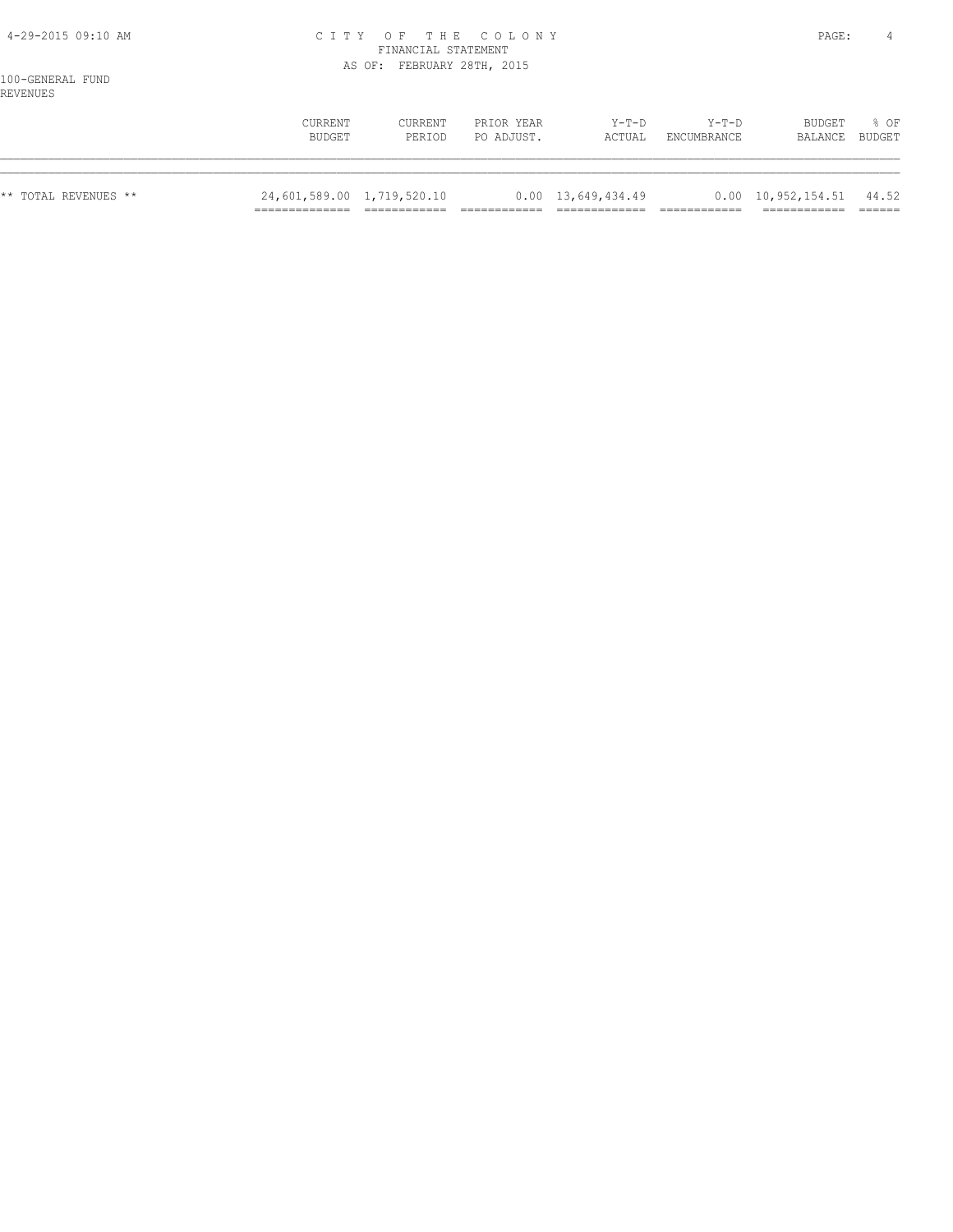100-GENERAL FUND
REVENUES

| | CURRENT BUDGET | CURRENT PERIOD | PRIOR YEAR PO ADJUST. | Y-T-D ACTUAL | Y-T-D ENCUMBRANCE | BUDGET BALANCE | % OF BUDGET |
|---|---|---|---|---|---|---|---|
| ** TOTAL REVENUES ** | 24,601,589.00 | 1,719,520.10 | 0.00 | 13,649,434.49 | 0.00 | 10,952,154.51 | 44.52 |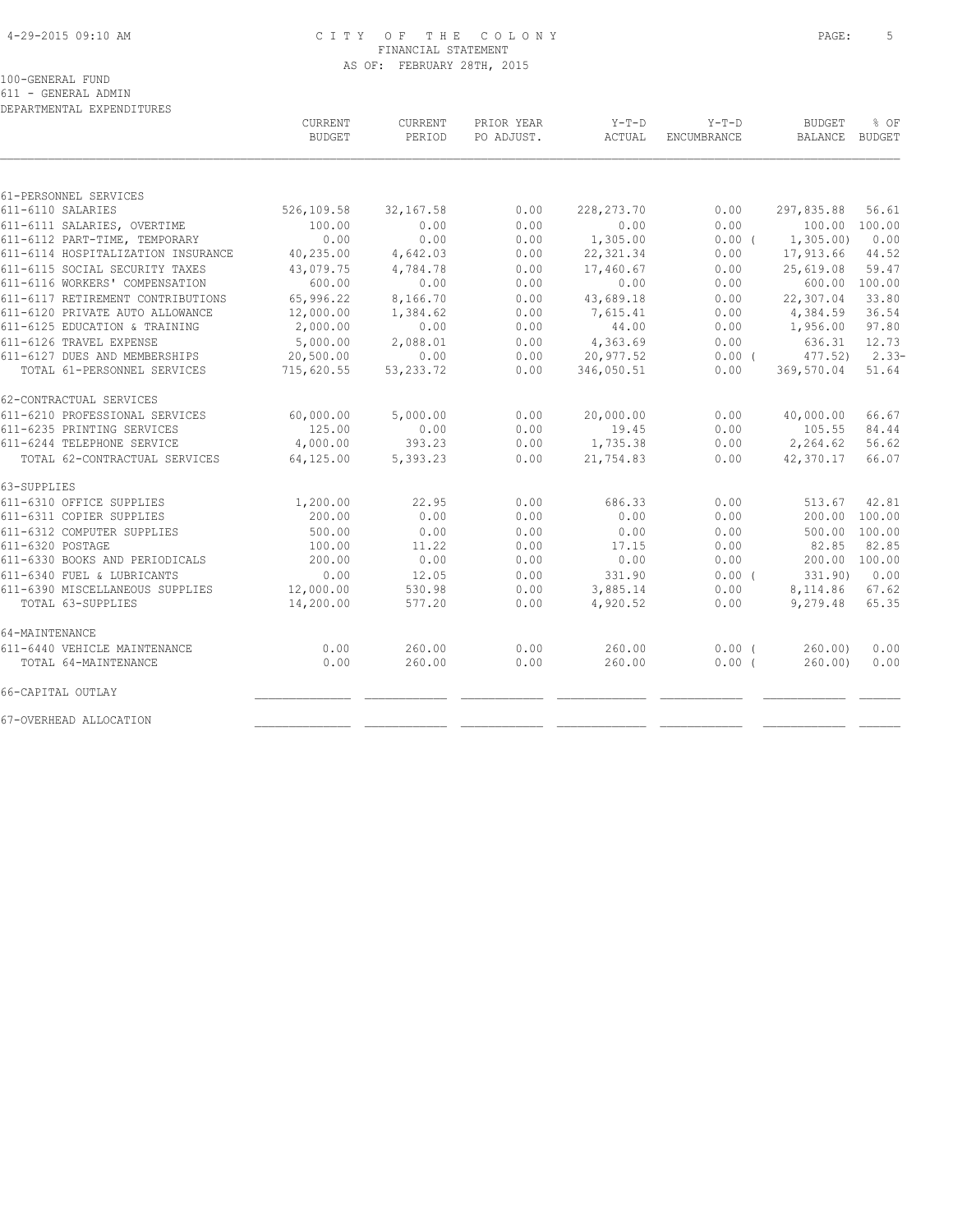CITY OF THE COLONY
FINANCIAL STATEMENT
AS OF: FEBRUARY 28TH, 2015

100-GENERAL FUND
611 - GENERAL ADMIN
DEPARTMENTAL EXPENDITURES

| | CURRENT BUDGET | CURRENT PERIOD | PRIOR YEAR PO ADJUST. | Y-T-D ACTUAL | Y-T-D ENCUMBRANCE | BUDGET BALANCE | % OF BUDGET |
|---|---|---|---|---|---|---|---|
| 61-PERSONNEL SERVICES | | | | | | | |
| 611-6110 SALARIES | 526,109.58 | 32,167.58 | 0.00 | 228,273.70 | 0.00 | 297,835.88 | 56.61 |
| 611-6111 SALARIES, OVERTIME | 100.00 | 0.00 | 0.00 | 0.00 | 0.00 | 100.00 | 100.00 |
| 611-6112 PART-TIME, TEMPORARY | 0.00 | 0.00 | 0.00 | 1,305.00 | 0.00 ( | 1,305.00) | 0.00 |
| 611-6114 HOSPITALIZATION INSURANCE | 40,235.00 | 4,642.03 | 0.00 | 22,321.34 | 0.00 | 17,913.66 | 44.52 |
| 611-6115 SOCIAL SECURITY TAXES | 43,079.75 | 4,784.78 | 0.00 | 17,460.67 | 0.00 | 25,619.08 | 59.47 |
| 611-6116 WORKERS' COMPENSATION | 600.00 | 0.00 | 0.00 | 0.00 | 0.00 | 600.00 | 100.00 |
| 611-6117 RETIREMENT CONTRIBUTIONS | 65,996.22 | 8,166.70 | 0.00 | 43,689.18 | 0.00 | 22,307.04 | 33.80 |
| 611-6120 PRIVATE AUTO ALLOWANCE | 12,000.00 | 1,384.62 | 0.00 | 7,615.41 | 0.00 | 4,384.59 | 36.54 |
| 611-6125 EDUCATION & TRAINING | 2,000.00 | 0.00 | 0.00 | 44.00 | 0.00 | 1,956.00 | 97.80 |
| 611-6126 TRAVEL EXPENSE | 5,000.00 | 2,088.01 | 0.00 | 4,363.69 | 0.00 | 636.31 | 12.73 |
| 611-6127 DUES AND MEMBERSHIPS | 20,500.00 | 0.00 | 0.00 | 20,977.52 | 0.00 ( | 477.52) | 2.33- |
| TOTAL 61-PERSONNEL SERVICES | 715,620.55 | 53,233.72 | 0.00 | 346,050.51 | 0.00 | 369,570.04 | 51.64 |
| 62-CONTRACTUAL SERVICES | | | | | | | |
| 611-6210 PROFESSIONAL SERVICES | 60,000.00 | 5,000.00 | 0.00 | 20,000.00 | 0.00 | 40,000.00 | 66.67 |
| 611-6235 PRINTING SERVICES | 125.00 | 0.00 | 0.00 | 19.45 | 0.00 | 105.55 | 84.44 |
| 611-6244 TELEPHONE SERVICE | 4,000.00 | 393.23 | 0.00 | 1,735.38 | 0.00 | 2,264.62 | 56.62 |
| TOTAL 62-CONTRACTUAL SERVICES | 64,125.00 | 5,393.23 | 0.00 | 21,754.83 | 0.00 | 42,370.17 | 66.07 |
| 63-SUPPLIES | | | | | | | |
| 611-6310 OFFICE SUPPLIES | 1,200.00 | 22.95 | 0.00 | 686.33 | 0.00 | 513.67 | 42.81 |
| 611-6311 COPIER SUPPLIES | 200.00 | 0.00 | 0.00 | 0.00 | 0.00 | 200.00 | 100.00 |
| 611-6312 COMPUTER SUPPLIES | 500.00 | 0.00 | 0.00 | 0.00 | 0.00 | 500.00 | 100.00 |
| 611-6320 POSTAGE | 100.00 | 11.22 | 0.00 | 17.15 | 0.00 | 82.85 | 82.85 |
| 611-6330 BOOKS AND PERIODICALS | 200.00 | 0.00 | 0.00 | 0.00 | 0.00 | 200.00 | 100.00 |
| 611-6340 FUEL & LUBRICANTS | 0.00 | 12.05 | 0.00 | 331.90 | 0.00 ( | 331.90) | 0.00 |
| 611-6390 MISCELLANEOUS SUPPLIES | 12,000.00 | 530.98 | 0.00 | 3,885.14 | 0.00 | 8,114.86 | 67.62 |
| TOTAL 63-SUPPLIES | 14,200.00 | 577.20 | 0.00 | 4,920.52 | 0.00 | 9,279.48 | 65.35 |
| 64-MAINTENANCE | | | | | | | |
| 611-6440 VEHICLE MAINTENANCE | 0.00 | 260.00 | 0.00 | 260.00 | 0.00 ( | 260.00) | 0.00 |
| TOTAL 64-MAINTENANCE | 0.00 | 260.00 | 0.00 | 260.00 | 0.00 ( | 260.00) | 0.00 |
| 66-CAPITAL OUTLAY | | | | | | | |
| 67-OVERHEAD ALLOCATION | | | | | | | |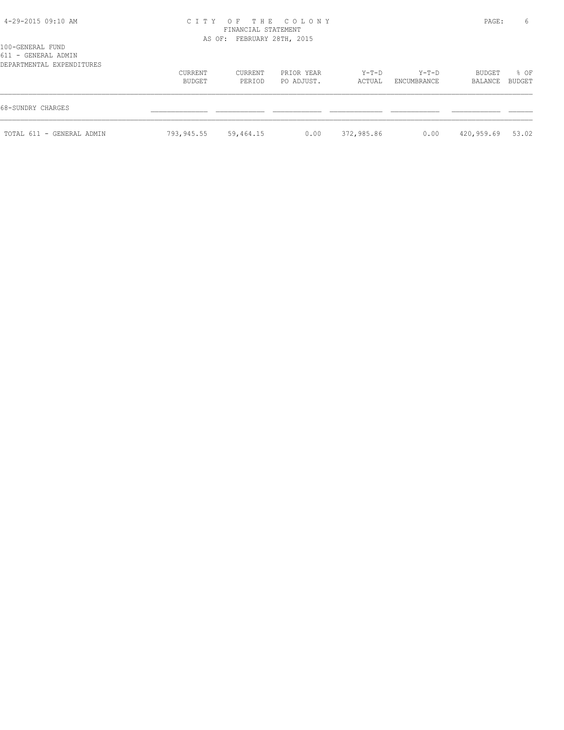CITY OF THE COLONY
FINANCIAL STATEMENT
AS OF: FEBRUARY 28TH, 2015

100-GENERAL FUND
611 - GENERAL ADMIN
DEPARTMENTAL EXPENDITURES

| | CURRENT BUDGET | CURRENT PERIOD | PRIOR YEAR PO ADJUST. | Y-T-D ACTUAL | Y-T-D ENCUMBRANCE | BUDGET BALANCE | % OF BUDGET |
|---|---|---|---|---|---|---|---|
| 68-SUNDRY CHARGES | | | | | | | |
| TOTAL 611 - GENERAL ADMIN | 793,945.55 | 59,464.15 | 0.00 | 372,985.86 | 0.00 | 420,959.69 | 53.02 |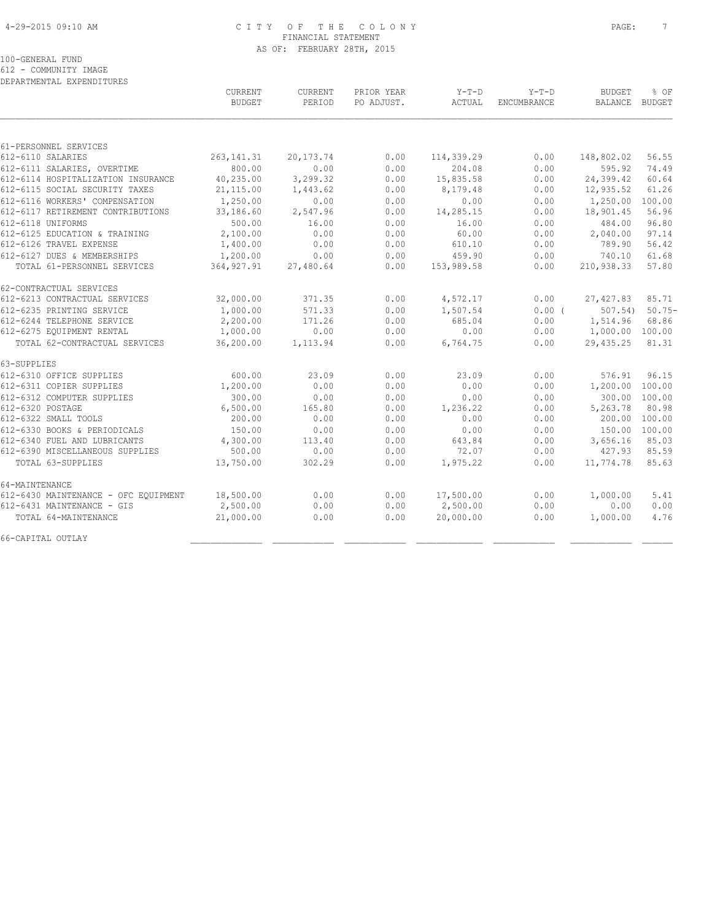CITY OF THE COLONY
FINANCIAL STATEMENT
AS OF: FEBRUARY 28TH, 2015

100-GENERAL FUND
612 - COMMUNITY IMAGE
DEPARTMENTAL EXPENDITURES

| | CURRENT BUDGET | CURRENT PERIOD | PRIOR YEAR PO ADJUST. | Y-T-D ACTUAL | Y-T-D ENCUMBRANCE | BUDGET BALANCE | % OF BUDGET |
|---|---|---|---|---|---|---|---|
| 61-PERSONNEL SERVICES | | | | | | | |
| 612-6110 SALARIES | 263,141.31 | 20,173.74 | 0.00 | 114,339.29 | 0.00 | 148,802.02 | 56.55 |
| 612-6111 SALARIES, OVERTIME | 800.00 | 0.00 | 0.00 | 204.08 | 0.00 | 595.92 | 74.49 |
| 612-6114 HOSPITALIZATION INSURANCE | 40,235.00 | 3,299.32 | 0.00 | 15,835.58 | 0.00 | 24,399.42 | 60.64 |
| 612-6115 SOCIAL SECURITY TAXES | 21,115.00 | 1,443.62 | 0.00 | 8,179.48 | 0.00 | 12,935.52 | 61.26 |
| 612-6116 WORKERS' COMPENSATION | 1,250.00 | 0.00 | 0.00 | 0.00 | 0.00 | 1,250.00 | 100.00 |
| 612-6117 RETIREMENT CONTRIBUTIONS | 33,186.60 | 2,547.96 | 0.00 | 14,285.15 | 0.00 | 18,901.45 | 56.96 |
| 612-6118 UNIFORMS | 500.00 | 16.00 | 0.00 | 16.00 | 0.00 | 484.00 | 96.80 |
| 612-6125 EDUCATION & TRAINING | 2,100.00 | 0.00 | 0.00 | 60.00 | 0.00 | 2,040.00 | 97.14 |
| 612-6126 TRAVEL EXPENSE | 1,400.00 | 0.00 | 0.00 | 610.10 | 0.00 | 789.90 | 56.42 |
| 612-6127 DUES & MEMBERSHIPS | 1,200.00 | 0.00 | 0.00 | 459.90 | 0.00 | 740.10 | 61.68 |
| TOTAL 61-PERSONNEL SERVICES | 364,927.91 | 27,480.64 | 0.00 | 153,989.58 | 0.00 | 210,938.33 | 57.80 |
| 62-CONTRACTUAL SERVICES | | | | | | | |
| 612-6213 CONTRACTUAL SERVICES | 32,000.00 | 371.35 | 0.00 | 4,572.17 | 0.00 | 27,427.83 | 85.71 |
| 612-6235 PRINTING SERVICE | 1,000.00 | 571.33 | 0.00 | 1,507.54 | 0.00 | ( 507.54) | 50.75- |
| 612-6244 TELEPHONE SERVICE | 2,200.00 | 171.26 | 0.00 | 685.04 | 0.00 | 1,514.96 | 68.86 |
| 612-6275 EQUIPMENT RENTAL | 1,000.00 | 0.00 | 0.00 | 0.00 | 0.00 | 1,000.00 | 100.00 |
| TOTAL 62-CONTRACTUAL SERVICES | 36,200.00 | 1,113.94 | 0.00 | 6,764.75 | 0.00 | 29,435.25 | 81.31 |
| 63-SUPPLIES | | | | | | | |
| 612-6310 OFFICE SUPPLIES | 600.00 | 23.09 | 0.00 | 23.09 | 0.00 | 576.91 | 96.15 |
| 612-6311 COPIER SUPPLIES | 1,200.00 | 0.00 | 0.00 | 0.00 | 0.00 | 1,200.00 | 100.00 |
| 612-6312 COMPUTER SUPPLIES | 300.00 | 0.00 | 0.00 | 0.00 | 0.00 | 300.00 | 100.00 |
| 612-6320 POSTAGE | 6,500.00 | 165.80 | 0.00 | 1,236.22 | 0.00 | 5,263.78 | 80.98 |
| 612-6322 SMALL TOOLS | 200.00 | 0.00 | 0.00 | 0.00 | 0.00 | 200.00 | 100.00 |
| 612-6330 BOOKS & PERIODICALS | 150.00 | 0.00 | 0.00 | 0.00 | 0.00 | 150.00 | 100.00 |
| 612-6340 FUEL AND LUBRICANTS | 4,300.00 | 113.40 | 0.00 | 643.84 | 0.00 | 3,656.16 | 85.03 |
| 612-6390 MISCELLANEOUS SUPPLIES | 500.00 | 0.00 | 0.00 | 72.07 | 0.00 | 427.93 | 85.59 |
| TOTAL 63-SUPPLIES | 13,750.00 | 302.29 | 0.00 | 1,975.22 | 0.00 | 11,774.78 | 85.63 |
| 64-MAINTENANCE | | | | | | | |
| 612-6430 MAINTENANCE - OFC EQUIPMENT | 18,500.00 | 0.00 | 0.00 | 17,500.00 | 0.00 | 1,000.00 | 5.41 |
| 612-6431 MAINTENANCE - GIS | 2,500.00 | 0.00 | 0.00 | 2,500.00 | 0.00 | 0.00 | 0.00 |
| TOTAL 64-MAINTENANCE | 21,000.00 | 0.00 | 0.00 | 20,000.00 | 0.00 | 1,000.00 | 4.76 |
| 66-CAPITAL OUTLAY | | | | | | | |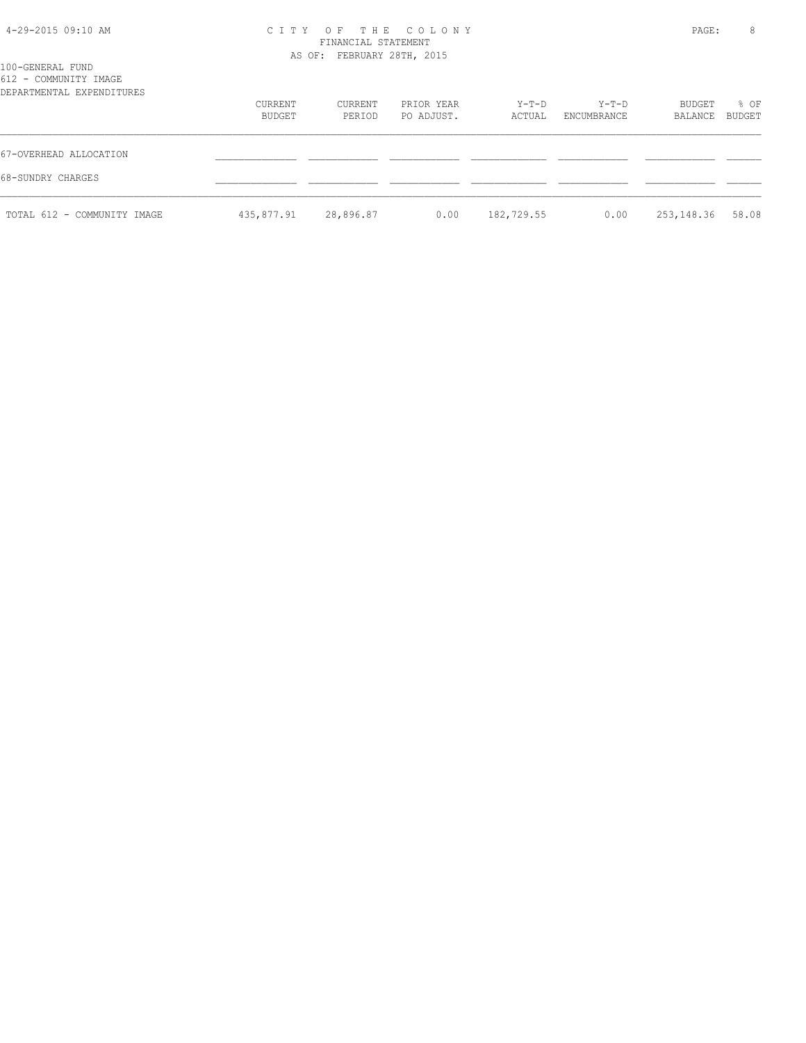100-GENERAL FUND
612 - COMMUNITY IMAGE
DEPARTMENTAL EXPENDITURES

| | CURRENT BUDGET | CURRENT PERIOD | PRIOR YEAR PO ADJUST. | Y-T-D ACTUAL | Y-T-D ENCUMBRANCE | BUDGET BALANCE | % OF BUDGET |
|---|---|---|---|---|---|---|---|
| 67-OVERHEAD ALLOCATION | | | | | | | |
| 68-SUNDRY CHARGES | | | | | | | |
| TOTAL 612 - COMMUNITY IMAGE | 435,877.91 | 28,896.87 | 0.00 | 182,729.55 | 0.00 | 253,148.36 | 58.08 |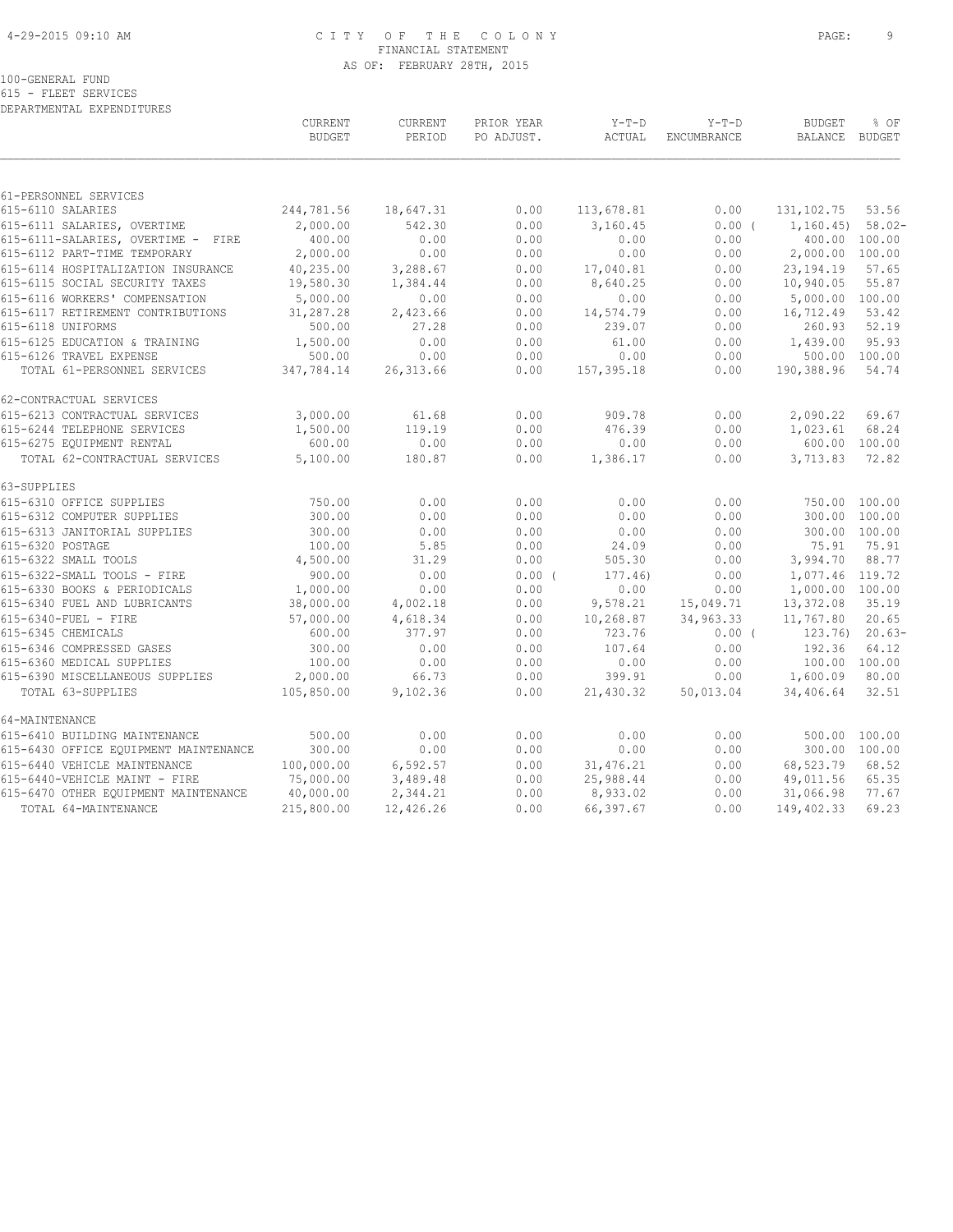CITY OF THE COLONY
FINANCIAL STATEMENT
AS OF: FEBRUARY 28TH, 2015

100-GENERAL FUND
615 - FLEET SERVICES
DEPARTMENTAL EXPENDITURES

| | CURRENT BUDGET | CURRENT PERIOD | PRIOR YEAR PO ADJUST. | Y-T-D ACTUAL | Y-T-D ENCUMBRANCE | BUDGET BALANCE | % OF BUDGET |
|---|---|---|---|---|---|---|---|
| 61-PERSONNEL SERVICES | | | | | | | |
| 615-6110 SALARIES | 244,781.56 | 18,647.31 | 0.00 | 113,678.81 | 0.00 | 131,102.75 | 53.56 |
| 615-6111 SALARIES, OVERTIME | 2,000.00 | 542.30 | 0.00 | 3,160.45 | 0.00 | ( 1,160.45) | 58.02- |
| 615-6111-SALARIES, OVERTIME - FIRE | 400.00 | 0.00 | 0.00 | 0.00 | 0.00 | 400.00 | 100.00 |
| 615-6112 PART-TIME TEMPORARY | 2,000.00 | 0.00 | 0.00 | 0.00 | 0.00 | 2,000.00 | 100.00 |
| 615-6114 HOSPITALIZATION INSURANCE | 40,235.00 | 3,288.67 | 0.00 | 17,040.81 | 0.00 | 23,194.19 | 57.65 |
| 615-6115 SOCIAL SECURITY TAXES | 19,580.30 | 1,384.44 | 0.00 | 8,640.25 | 0.00 | 10,940.05 | 55.87 |
| 615-6116 WORKERS' COMPENSATION | 5,000.00 | 0.00 | 0.00 | 0.00 | 0.00 | 5,000.00 | 100.00 |
| 615-6117 RETIREMENT CONTRIBUTIONS | 31,287.28 | 2,423.66 | 0.00 | 14,574.79 | 0.00 | 16,712.49 | 53.42 |
| 615-6118 UNIFORMS | 500.00 | 27.28 | 0.00 | 239.07 | 0.00 | 260.93 | 52.19 |
| 615-6125 EDUCATION & TRAINING | 1,500.00 | 0.00 | 0.00 | 61.00 | 0.00 | 1,439.00 | 95.93 |
| 615-6126 TRAVEL EXPENSE | 500.00 | 0.00 | 0.00 | 0.00 | 0.00 | 500.00 | 100.00 |
| TOTAL 61-PERSONNEL SERVICES | 347,784.14 | 26,313.66 | 0.00 | 157,395.18 | 0.00 | 190,388.96 | 54.74 |
| 62-CONTRACTUAL SERVICES | | | | | | | |
| 615-6213 CONTRACTUAL SERVICES | 3,000.00 | 61.68 | 0.00 | 909.78 | 0.00 | 2,090.22 | 69.67 |
| 615-6244 TELEPHONE SERVICES | 1,500.00 | 119.19 | 0.00 | 476.39 | 0.00 | 1,023.61 | 68.24 |
| 615-6275 EQUIPMENT RENTAL | 600.00 | 0.00 | 0.00 | 0.00 | 0.00 | 600.00 | 100.00 |
| TOTAL 62-CONTRACTUAL SERVICES | 5,100.00 | 180.87 | 0.00 | 1,386.17 | 0.00 | 3,713.83 | 72.82 |
| 63-SUPPLIES | | | | | | | |
| 615-6310 OFFICE SUPPLIES | 750.00 | 0.00 | 0.00 | 0.00 | 0.00 | 750.00 | 100.00 |
| 615-6312 COMPUTER SUPPLIES | 300.00 | 0.00 | 0.00 | 0.00 | 0.00 | 300.00 | 100.00 |
| 615-6313 JANITORIAL SUPPLIES | 300.00 | 0.00 | 0.00 | 0.00 | 0.00 | 300.00 | 100.00 |
| 615-6320 POSTAGE | 100.00 | 5.85 | 0.00 | 24.09 | 0.00 | 75.91 | 75.91 |
| 615-6322 SMALL TOOLS | 4,500.00 | 31.29 | 0.00 | 505.30 | 0.00 | 3,994.70 | 88.77 |
| 615-6322-SMALL TOOLS - FIRE | 900.00 | 0.00 | 0.00 | ( 177.46) | 0.00 | 1,077.46 | 119.72 |
| 615-6330 BOOKS & PERIODICALS | 1,000.00 | 0.00 | 0.00 | 0.00 | 0.00 | 1,000.00 | 100.00 |
| 615-6340 FUEL AND LUBRICANTS | 38,000.00 | 4,002.18 | 0.00 | 9,578.21 | 15,049.71 | 13,372.08 | 35.19 |
| 615-6340-FUEL - FIRE | 57,000.00 | 4,618.34 | 0.00 | 10,268.87 | 34,963.33 | 11,767.80 | 20.65 |
| 615-6345 CHEMICALS | 600.00 | 377.97 | 0.00 | 723.76 | 0.00 | ( 123.76) | 20.63- |
| 615-6346 COMPRESSED GASES | 300.00 | 0.00 | 0.00 | 107.64 | 0.00 | 192.36 | 64.12 |
| 615-6360 MEDICAL SUPPLIES | 100.00 | 0.00 | 0.00 | 0.00 | 0.00 | 100.00 | 100.00 |
| 615-6390 MISCELLANEOUS SUPPLIES | 2,000.00 | 66.73 | 0.00 | 399.91 | 0.00 | 1,600.09 | 80.00 |
| TOTAL 63-SUPPLIES | 105,850.00 | 9,102.36 | 0.00 | 21,430.32 | 50,013.04 | 34,406.64 | 32.51 |
| 64-MAINTENANCE | | | | | | | |
| 615-6410 BUILDING MAINTENANCE | 500.00 | 0.00 | 0.00 | 0.00 | 0.00 | 500.00 | 100.00 |
| 615-6430 OFFICE EQUIPMENT MAINTENANCE | 300.00 | 0.00 | 0.00 | 0.00 | 0.00 | 300.00 | 100.00 |
| 615-6440 VEHICLE MAINTENANCE | 100,000.00 | 6,592.57 | 0.00 | 31,476.21 | 0.00 | 68,523.79 | 68.52 |
| 615-6440-VEHICLE MAINT - FIRE | 75,000.00 | 3,489.48 | 0.00 | 25,988.44 | 0.00 | 49,011.56 | 65.35 |
| 615-6470 OTHER EQUIPMENT MAINTENANCE | 40,000.00 | 2,344.21 | 0.00 | 8,933.02 | 0.00 | 31,066.98 | 77.67 |
| TOTAL 64-MAINTENANCE | 215,800.00 | 12,426.26 | 0.00 | 66,397.67 | 0.00 | 149,402.33 | 69.23 |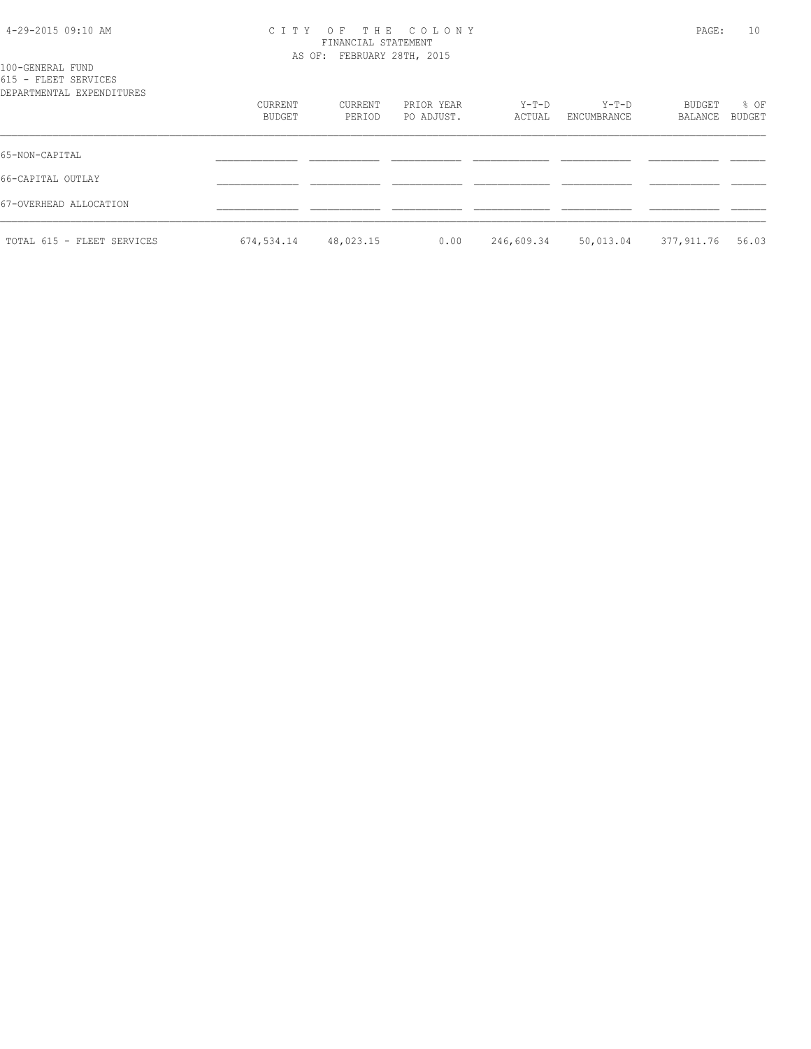100-GENERAL FUND
615 - FLEET SERVICES
DEPARTMENTAL EXPENDITURES

| | CURRENT BUDGET | CURRENT PERIOD | PRIOR YEAR PO ADJUST. | Y-T-D ACTUAL | Y-T-D ENCUMBRANCE | BUDGET BALANCE | % OF BUDGET |
|---|---|---|---|---|---|---|---|
| 65-NON-CAPITAL | | | | | | | |
| 66-CAPITAL OUTLAY | | | | | | | |
| 67-OVERHEAD ALLOCATION | | | | | | | |
| TOTAL 615 - FLEET SERVICES | 674,534.14 | 48,023.15 | 0.00 | 246,609.34 | 50,013.04 | 377,911.76 | 56.03 |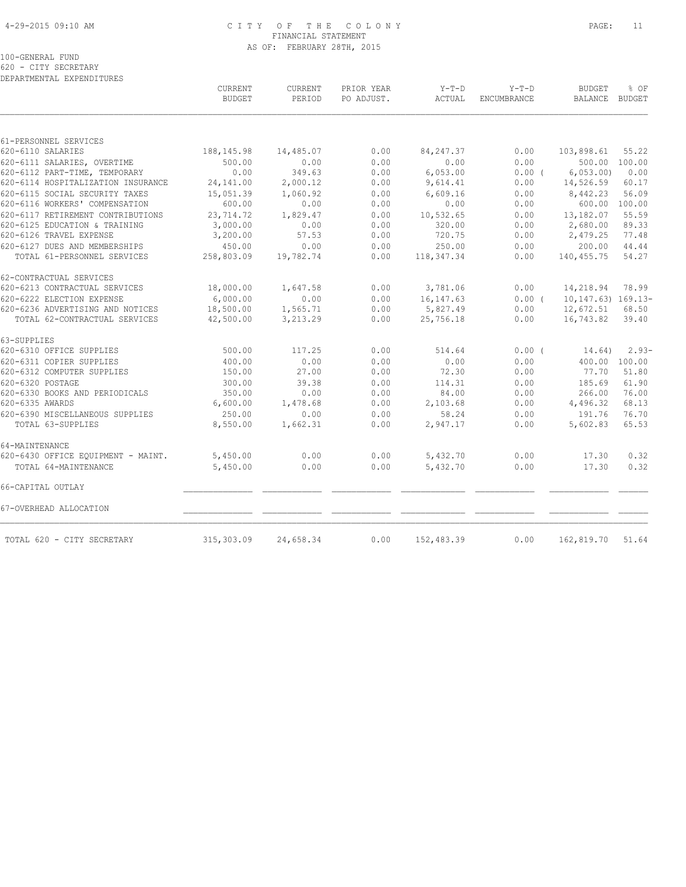CITY OF THE COLONY
FINANCIAL STATEMENT
AS OF: FEBRUARY 28TH, 2015

100-GENERAL FUND
620 - CITY SECRETARY
DEPARTMENTAL EXPENDITURES

| | CURRENT BUDGET | CURRENT PERIOD | PRIOR YEAR PO ADJUST. | Y-T-D ACTUAL | Y-T-D ENCUMBRANCE | BUDGET BALANCE | % OF BUDGET |
|---|---|---|---|---|---|---|---|
| 61-PERSONNEL SERVICES | | | | | | | |
| 620-6110 SALARIES | 188,145.98 | 14,485.07 | 0.00 | 84,247.37 | 0.00 | 103,898.61 | 55.22 |
| 620-6111 SALARIES, OVERTIME | 500.00 | 0.00 | 0.00 | 0.00 | 0.00 | 500.00 | 100.00 |
| 620-6112 PART-TIME, TEMPORARY | 0.00 | 349.63 | 0.00 | 6,053.00 | 0.00 | ( 6,053.00) | 0.00 |
| 620-6114 HOSPITALIZATION INSURANCE | 24,141.00 | 2,000.12 | 0.00 | 9,614.41 | 0.00 | 14,526.59 | 60.17 |
| 620-6115 SOCIAL SECURITY TAXES | 15,051.39 | 1,060.92 | 0.00 | 6,609.16 | 0.00 | 8,442.23 | 56.09 |
| 620-6116 WORKERS' COMPENSATION | 600.00 | 0.00 | 0.00 | 0.00 | 0.00 | 600.00 | 100.00 |
| 620-6117 RETIREMENT CONTRIBUTIONS | 23,714.72 | 1,829.47 | 0.00 | 10,532.65 | 0.00 | 13,182.07 | 55.59 |
| 620-6125 EDUCATION & TRAINING | 3,000.00 | 0.00 | 0.00 | 320.00 | 0.00 | 2,680.00 | 89.33 |
| 620-6126 TRAVEL EXPENSE | 3,200.00 | 57.53 | 0.00 | 720.75 | 0.00 | 2,479.25 | 77.48 |
| 620-6127 DUES AND MEMBERSHIPS | 450.00 | 0.00 | 0.00 | 250.00 | 0.00 | 200.00 | 44.44 |
| TOTAL 61-PERSONNEL SERVICES | 258,803.09 | 19,782.74 | 0.00 | 118,347.34 | 0.00 | 140,455.75 | 54.27 |
| 62-CONTRACTUAL SERVICES | | | | | | | |
| 620-6213 CONTRACTUAL SERVICES | 18,000.00 | 1,647.58 | 0.00 | 3,781.06 | 0.00 | 14,218.94 | 78.99 |
| 620-6222 ELECTION EXPENSE | 6,000.00 | 0.00 | 0.00 | 16,147.63 | 0.00 | ( 10,147.63) | 169.13- |
| 620-6236 ADVERTISING AND NOTICES | 18,500.00 | 1,565.71 | 0.00 | 5,827.49 | 0.00 | 12,672.51 | 68.50 |
| TOTAL 62-CONTRACTUAL SERVICES | 42,500.00 | 3,213.29 | 0.00 | 25,756.18 | 0.00 | 16,743.82 | 39.40 |
| 63-SUPPLIES | | | | | | | |
| 620-6310 OFFICE SUPPLIES | 500.00 | 117.25 | 0.00 | 514.64 | 0.00 | ( 14.64) | 2.93- |
| 620-6311 COPIER SUPPLIES | 400.00 | 0.00 | 0.00 | 0.00 | 0.00 | 400.00 | 100.00 |
| 620-6312 COMPUTER SUPPLIES | 150.00 | 27.00 | 0.00 | 72.30 | 0.00 | 77.70 | 51.80 |
| 620-6320 POSTAGE | 300.00 | 39.38 | 0.00 | 114.31 | 0.00 | 185.69 | 61.90 |
| 620-6330 BOOKS AND PERIODICALS | 350.00 | 0.00 | 0.00 | 84.00 | 0.00 | 266.00 | 76.00 |
| 620-6335 AWARDS | 6,600.00 | 1,478.68 | 0.00 | 2,103.68 | 0.00 | 4,496.32 | 68.13 |
| 620-6390 MISCELLANEOUS SUPPLIES | 250.00 | 0.00 | 0.00 | 58.24 | 0.00 | 191.76 | 76.70 |
| TOTAL 63-SUPPLIES | 8,550.00 | 1,662.31 | 0.00 | 2,947.17 | 0.00 | 5,602.83 | 65.53 |
| 64-MAINTENANCE | | | | | | | |
| 620-6430 OFFICE EQUIPMENT - MAINT. | 5,450.00 | 0.00 | 0.00 | 5,432.70 | 0.00 | 17.30 | 0.32 |
| TOTAL 64-MAINTENANCE | 5,450.00 | 0.00 | 0.00 | 5,432.70 | 0.00 | 17.30 | 0.32 |
| 66-CAPITAL OUTLAY | | | | | | | |
| 67-OVERHEAD ALLOCATION | | | | | | | |
| TOTAL 620 - CITY SECRETARY | 315,303.09 | 24,658.34 | 0.00 | 152,483.39 | 0.00 | 162,819.70 | 51.64 |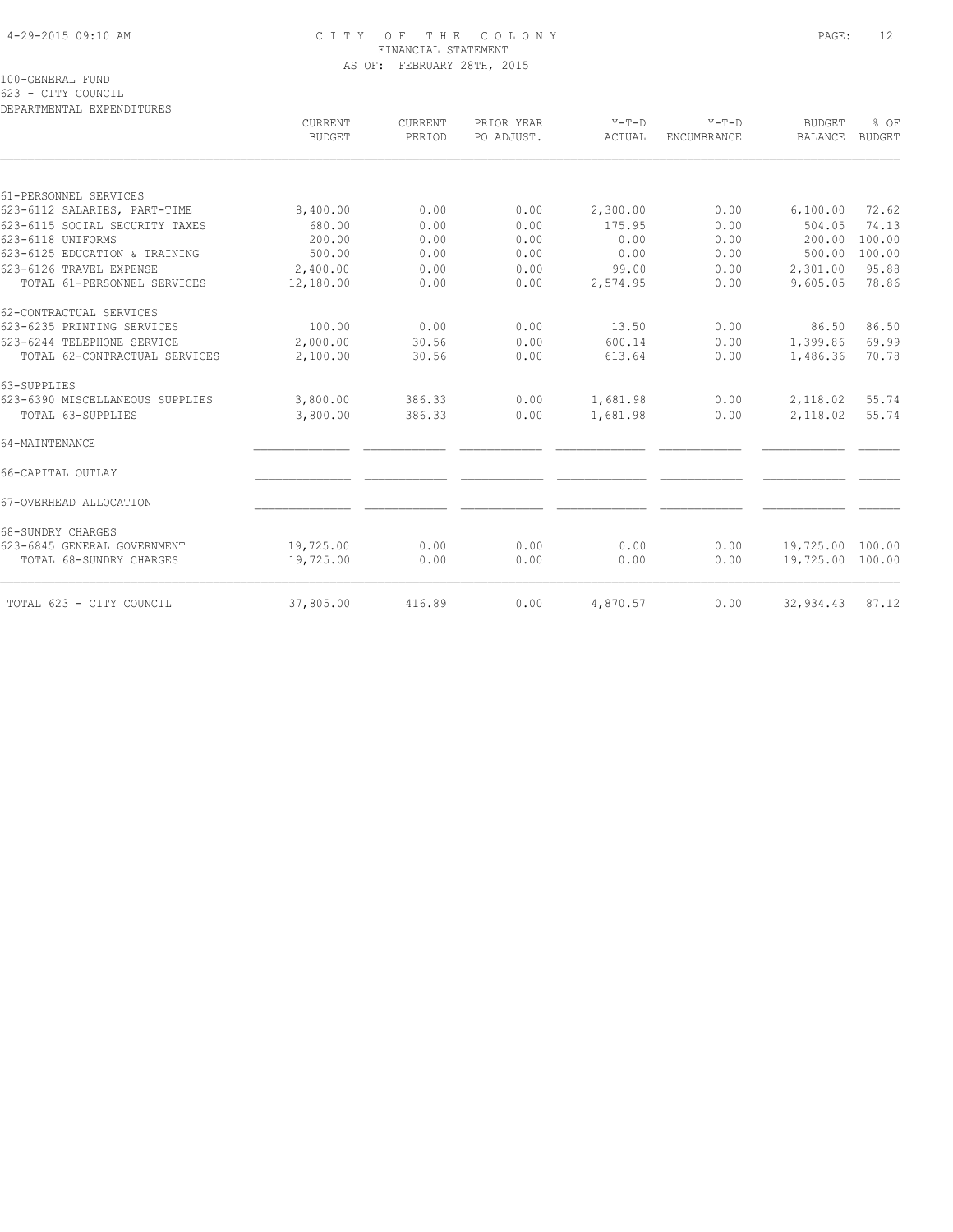CITY OF THE COLONY
FINANCIAL STATEMENT
AS OF: FEBRUARY 28TH, 2015

100-GENERAL FUND
623 - CITY COUNCIL
DEPARTMENTAL EXPENDITURES

| | CURRENT BUDGET | CURRENT PERIOD | PRIOR YEAR PO ADJUST. | Y-T-D ACTUAL | Y-T-D ENCUMBRANCE | BUDGET BALANCE | % OF BUDGET |
|---|---|---|---|---|---|---|---|
| 61-PERSONNEL SERVICES | | | | | | | |
| 623-6112 SALARIES, PART-TIME | 8,400.00 | 0.00 | 0.00 | 2,300.00 | 0.00 | 6,100.00 | 72.62 |
| 623-6115 SOCIAL SECURITY TAXES | 680.00 | 0.00 | 0.00 | 175.95 | 0.00 | 504.05 | 74.13 |
| 623-6118 UNIFORMS | 200.00 | 0.00 | 0.00 | 0.00 | 0.00 | 200.00 | 100.00 |
| 623-6125 EDUCATION & TRAINING | 500.00 | 0.00 | 0.00 | 0.00 | 0.00 | 500.00 | 100.00 |
| 623-6126 TRAVEL EXPENSE | 2,400.00 | 0.00 | 0.00 | 99.00 | 0.00 | 2,301.00 | 95.88 |
| TOTAL 61-PERSONNEL SERVICES | 12,180.00 | 0.00 | 0.00 | 2,574.95 | 0.00 | 9,605.05 | 78.86 |
| 62-CONTRACTUAL SERVICES | | | | | | | |
| 623-6235 PRINTING SERVICES | 100.00 | 0.00 | 0.00 | 13.50 | 0.00 | 86.50 | 86.50 |
| 623-6244 TELEPHONE SERVICE | 2,000.00 | 30.56 | 0.00 | 600.14 | 0.00 | 1,399.86 | 69.99 |
| TOTAL 62-CONTRACTUAL SERVICES | 2,100.00 | 30.56 | 0.00 | 613.64 | 0.00 | 1,486.36 | 70.78 |
| 63-SUPPLIES | | | | | | | |
| 623-6390 MISCELLANEOUS SUPPLIES | 3,800.00 | 386.33 | 0.00 | 1,681.98 | 0.00 | 2,118.02 | 55.74 |
| TOTAL 63-SUPPLIES | 3,800.00 | 386.33 | 0.00 | 1,681.98 | 0.00 | 2,118.02 | 55.74 |
| 64-MAINTENANCE | | | | | | | |
| 66-CAPITAL OUTLAY | | | | | | | |
| 67-OVERHEAD ALLOCATION | | | | | | | |
| 68-SUNDRY CHARGES | | | | | | | |
| 623-6845 GENERAL GOVERNMENT | 19,725.00 | 0.00 | 0.00 | 0.00 | 0.00 | 19,725.00 | 100.00 |
| TOTAL 68-SUNDRY CHARGES | 19,725.00 | 0.00 | 0.00 | 0.00 | 0.00 | 19,725.00 | 100.00 |
| TOTAL 623 - CITY COUNCIL | 37,805.00 | 416.89 | 0.00 | 4,870.57 | 0.00 | 32,934.43 | 87.12 |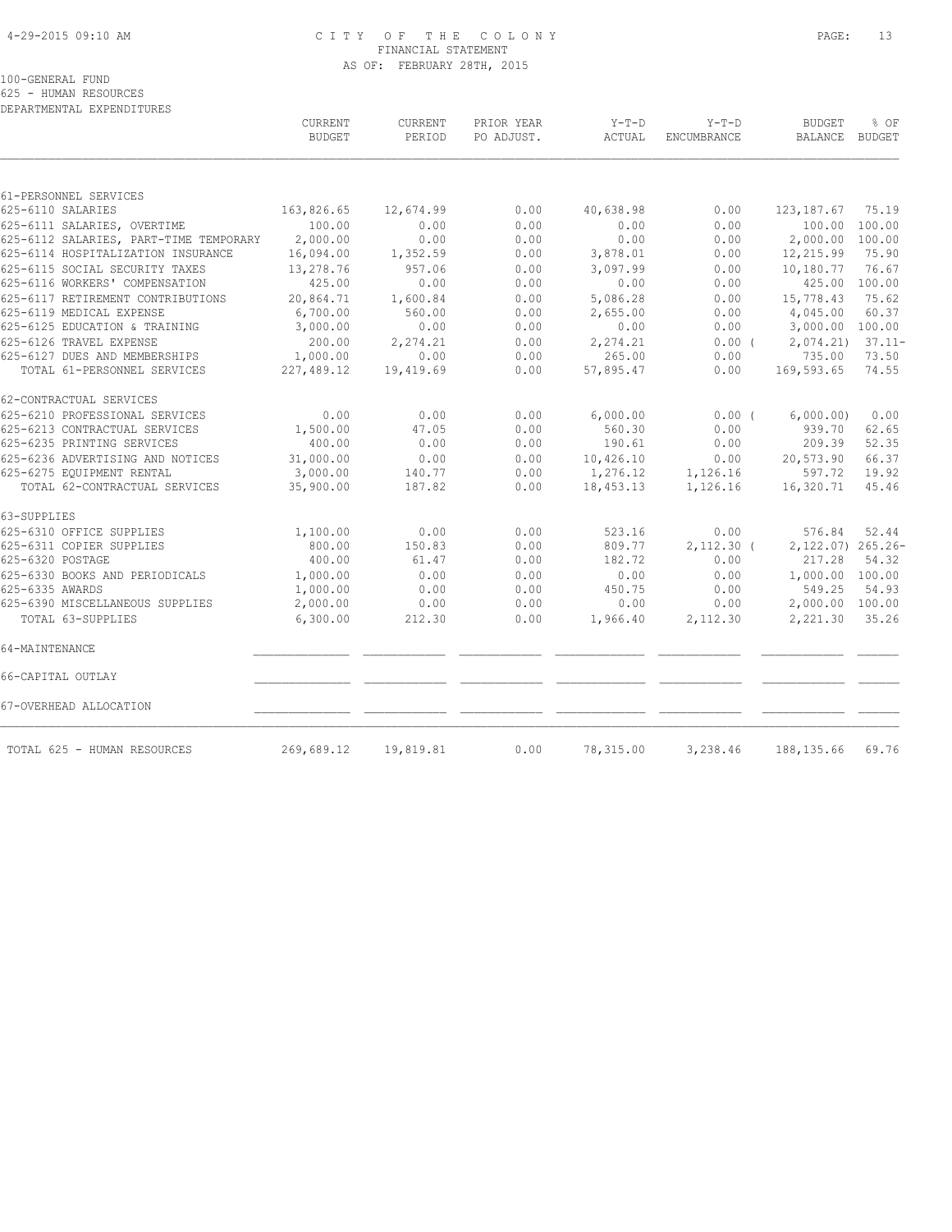CITY OF THE COLONY
FINANCIAL STATEMENT
AS OF: FEBRUARY 28TH, 2015

100-GENERAL FUND
625 - HUMAN RESOURCES
DEPARTMENTAL EXPENDITURES

| | CURRENT BUDGET | CURRENT PERIOD | PRIOR YEAR PO ADJUST. | Y-T-D ACTUAL | Y-T-D ENCUMBRANCE | BUDGET BALANCE | % OF BUDGET |
|---|---|---|---|---|---|---|---|
| 61-PERSONNEL SERVICES | | | | | | | |
| 625-6110 SALARIES | 163,826.65 | 12,674.99 | 0.00 | 40,638.98 | 0.00 | 123,187.67 | 75.19 |
| 625-6111 SALARIES, OVERTIME | 100.00 | 0.00 | 0.00 | 0.00 | 0.00 | 100.00 | 100.00 |
| 625-6112 SALARIES, PART-TIME TEMPORARY | 2,000.00 | 0.00 | 0.00 | 0.00 | 0.00 | 2,000.00 | 100.00 |
| 625-6114 HOSPITALIZATION INSURANCE | 16,094.00 | 1,352.59 | 0.00 | 3,878.01 | 0.00 | 12,215.99 | 75.90 |
| 625-6115 SOCIAL SECURITY TAXES | 13,278.76 | 957.06 | 0.00 | 3,097.99 | 0.00 | 10,180.77 | 76.67 |
| 625-6116 WORKERS' COMPENSATION | 425.00 | 0.00 | 0.00 | 0.00 | 0.00 | 425.00 | 100.00 |
| 625-6117 RETIREMENT CONTRIBUTIONS | 20,864.71 | 1,600.84 | 0.00 | 5,086.28 | 0.00 | 15,778.43 | 75.62 |
| 625-6119 MEDICAL EXPENSE | 6,700.00 | 560.00 | 0.00 | 2,655.00 | 0.00 | 4,045.00 | 60.37 |
| 625-6125 EDUCATION & TRAINING | 3,000.00 | 0.00 | 0.00 | 0.00 | 0.00 | 3,000.00 | 100.00 |
| 625-6126 TRAVEL EXPENSE | 200.00 | 2,274.21 | 0.00 | 2,274.21 | 0.00 | ( 2,074.21) | 37.11- |
| 625-6127 DUES AND MEMBERSHIPS | 1,000.00 | 0.00 | 0.00 | 265.00 | 0.00 | 735.00 | 73.50 |
| TOTAL 61-PERSONNEL SERVICES | 227,489.12 | 19,419.69 | 0.00 | 57,895.47 | 0.00 | 169,593.65 | 74.55 |
| 62-CONTRACTUAL SERVICES | | | | | | | |
| 625-6210 PROFESSIONAL SERVICES | 0.00 | 0.00 | 0.00 | 6,000.00 | 0.00 | ( 6,000.00) | 0.00 |
| 625-6213 CONTRACTUAL SERVICES | 1,500.00 | 47.05 | 0.00 | 560.30 | 0.00 | 939.70 | 62.65 |
| 625-6235 PRINTING SERVICES | 400.00 | 0.00 | 0.00 | 190.61 | 0.00 | 209.39 | 52.35 |
| 625-6236 ADVERTISING AND NOTICES | 31,000.00 | 0.00 | 0.00 | 10,426.10 | 0.00 | 20,573.90 | 66.37 |
| 625-6275 EQUIPMENT RENTAL | 3,000.00 | 140.77 | 0.00 | 1,276.12 | 1,126.16 | 597.72 | 19.92 |
| TOTAL 62-CONTRACTUAL SERVICES | 35,900.00 | 187.82 | 0.00 | 18,453.13 | 1,126.16 | 16,320.71 | 45.46 |
| 63-SUPPLIES | | | | | | | |
| 625-6310 OFFICE SUPPLIES | 1,100.00 | 0.00 | 0.00 | 523.16 | 0.00 | 576.84 | 52.44 |
| 625-6311 COPIER SUPPLIES | 800.00 | 150.83 | 0.00 | 809.77 | 2,112.30 | ( 2,122.07) | 265.26- |
| 625-6320 POSTAGE | 400.00 | 61.47 | 0.00 | 182.72 | 0.00 | 217.28 | 54.32 |
| 625-6330 BOOKS AND PERIODICALS | 1,000.00 | 0.00 | 0.00 | 0.00 | 0.00 | 1,000.00 | 100.00 |
| 625-6335 AWARDS | 1,000.00 | 0.00 | 0.00 | 450.75 | 0.00 | 549.25 | 54.93 |
| 625-6390 MISCELLANEOUS SUPPLIES | 2,000.00 | 0.00 | 0.00 | 0.00 | 0.00 | 2,000.00 | 100.00 |
| TOTAL 63-SUPPLIES | 6,300.00 | 212.30 | 0.00 | 1,966.40 | 2,112.30 | 2,221.30 | 35.26 |
| 64-MAINTENANCE | | | | | | | |
| 66-CAPITAL OUTLAY | | | | | | | |
| 67-OVERHEAD ALLOCATION | | | | | | | |
| TOTAL 625 - HUMAN RESOURCES | 269,689.12 | 19,819.81 | 0.00 | 78,315.00 | 3,238.46 | 188,135.66 | 69.76 |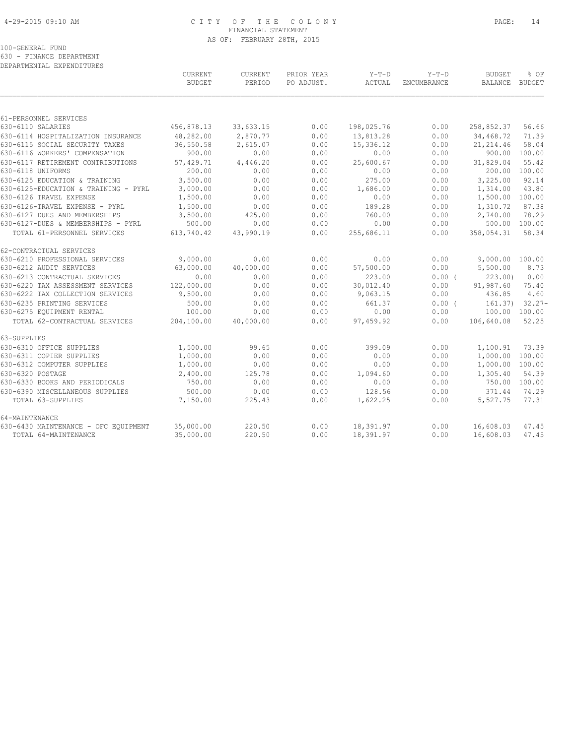# CITY OF THE COLONY
## FINANCIAL STATEMENT
### AS OF: FEBRUARY 28TH, 2015

100-GENERAL FUND
630 - FINANCE DEPARTMENT
DEPARTMENTAL EXPENDITURES

| | CURRENT BUDGET | CURRENT PERIOD | PRIOR YEAR PO ADJUST. | Y-T-D ACTUAL | Y-T-D ENCUMBRANCE | BUDGET BALANCE | % OF BUDGET |
|---|---|---|---|---|---|---|---|
| 61-PERSONNEL SERVICES | | | | | | | |
| 630-6110 SALARIES | 456,878.13 | 33,633.15 | 0.00 | 198,025.76 | 0.00 | 258,852.37 | 56.66 |
| 630-6114 HOSPITALIZATION INSURANCE | 48,282.00 | 2,870.77 | 0.00 | 13,813.28 | 0.00 | 34,468.72 | 71.39 |
| 630-6115 SOCIAL SECURITY TAXES | 36,550.58 | 2,615.07 | 0.00 | 15,336.12 | 0.00 | 21,214.46 | 58.04 |
| 630-6116 WORKERS' COMPENSATION | 900.00 | 0.00 | 0.00 | 0.00 | 0.00 | 900.00 | 100.00 |
| 630-6117 RETIREMENT CONTRIBUTIONS | 57,429.71 | 4,446.20 | 0.00 | 25,600.67 | 0.00 | 31,829.04 | 55.42 |
| 630-6118 UNIFORMS | 200.00 | 0.00 | 0.00 | 0.00 | 0.00 | 200.00 | 100.00 |
| 630-6125 EDUCATION & TRAINING | 3,500.00 | 0.00 | 0.00 | 275.00 | 0.00 | 3,225.00 | 92.14 |
| 630-6125-EDUCATION & TRAINING - PYRL | 3,000.00 | 0.00 | 0.00 | 1,686.00 | 0.00 | 1,314.00 | 43.80 |
| 630-6126 TRAVEL EXPENSE | 1,500.00 | 0.00 | 0.00 | 0.00 | 0.00 | 1,500.00 | 100.00 |
| 630-6126-TRAVEL EXPENSE - PYRL | 1,500.00 | 0.00 | 0.00 | 189.28 | 0.00 | 1,310.72 | 87.38 |
| 630-6127 DUES AND MEMBERSHIPS | 3,500.00 | 425.00 | 0.00 | 760.00 | 0.00 | 2,740.00 | 78.29 |
| 630-6127-DUES & MEMBERSHIPS - PYRL | 500.00 | 0.00 | 0.00 | 0.00 | 0.00 | 500.00 | 100.00 |
| TOTAL 61-PERSONNEL SERVICES | 613,740.42 | 43,990.19 | 0.00 | 255,686.11 | 0.00 | 358,054.31 | 58.34 |
| 62-CONTRACTUAL SERVICES | | | | | | | |
| 630-6210 PROFESSIONAL SERVICES | 9,000.00 | 0.00 | 0.00 | 0.00 | 0.00 | 9,000.00 | 100.00 |
| 630-6212 AUDIT SERVICES | 63,000.00 | 40,000.00 | 0.00 | 57,500.00 | 0.00 | 5,500.00 | 8.73 |
| 630-6213 CONTRACTUAL SERVICES | 0.00 | 0.00 | 0.00 | 223.00 | 0.00 | ( 223.00) | 0.00 |
| 630-6220 TAX ASSESSMENT SERVICES | 122,000.00 | 0.00 | 0.00 | 30,012.40 | 0.00 | 91,987.60 | 75.40 |
| 630-6222 TAX COLLECTION SERVICES | 9,500.00 | 0.00 | 0.00 | 9,063.15 | 0.00 | 436.85 | 4.60 |
| 630-6235 PRINTING SERVICES | 500.00 | 0.00 | 0.00 | 661.37 | 0.00 | ( 161.37) | 32.27- |
| 630-6275 EQUIPMENT RENTAL | 100.00 | 0.00 | 0.00 | 0.00 | 0.00 | 100.00 | 100.00 |
| TOTAL 62-CONTRACTUAL SERVICES | 204,100.00 | 40,000.00 | 0.00 | 97,459.92 | 0.00 | 106,640.08 | 52.25 |
| 63-SUPPLIES | | | | | | | |
| 630-6310 OFFICE SUPPLIES | 1,500.00 | 99.65 | 0.00 | 399.09 | 0.00 | 1,100.91 | 73.39 |
| 630-6311 COPIER SUPPLIES | 1,000.00 | 0.00 | 0.00 | 0.00 | 0.00 | 1,000.00 | 100.00 |
| 630-6312 COMPUTER SUPPLIES | 1,000.00 | 0.00 | 0.00 | 0.00 | 0.00 | 1,000.00 | 100.00 |
| 630-6320 POSTAGE | 2,400.00 | 125.78 | 0.00 | 1,094.60 | 0.00 | 1,305.40 | 54.39 |
| 630-6330 BOOKS AND PERIODICALS | 750.00 | 0.00 | 0.00 | 0.00 | 0.00 | 750.00 | 100.00 |
| 630-6390 MISCELLANEOUS SUPPLIES | 500.00 | 0.00 | 0.00 | 128.56 | 0.00 | 371.44 | 74.29 |
| TOTAL 63-SUPPLIES | 7,150.00 | 225.43 | 0.00 | 1,622.25 | 0.00 | 5,527.75 | 77.31 |
| 64-MAINTENANCE | | | | | | | |
| 630-6430 MAINTENANCE - OFC EQUIPMENT | 35,000.00 | 220.50 | 0.00 | 18,391.97 | 0.00 | 16,608.03 | 47.45 |
| TOTAL 64-MAINTENANCE | 35,000.00 | 220.50 | 0.00 | 18,391.97 | 0.00 | 16,608.03 | 47.45 |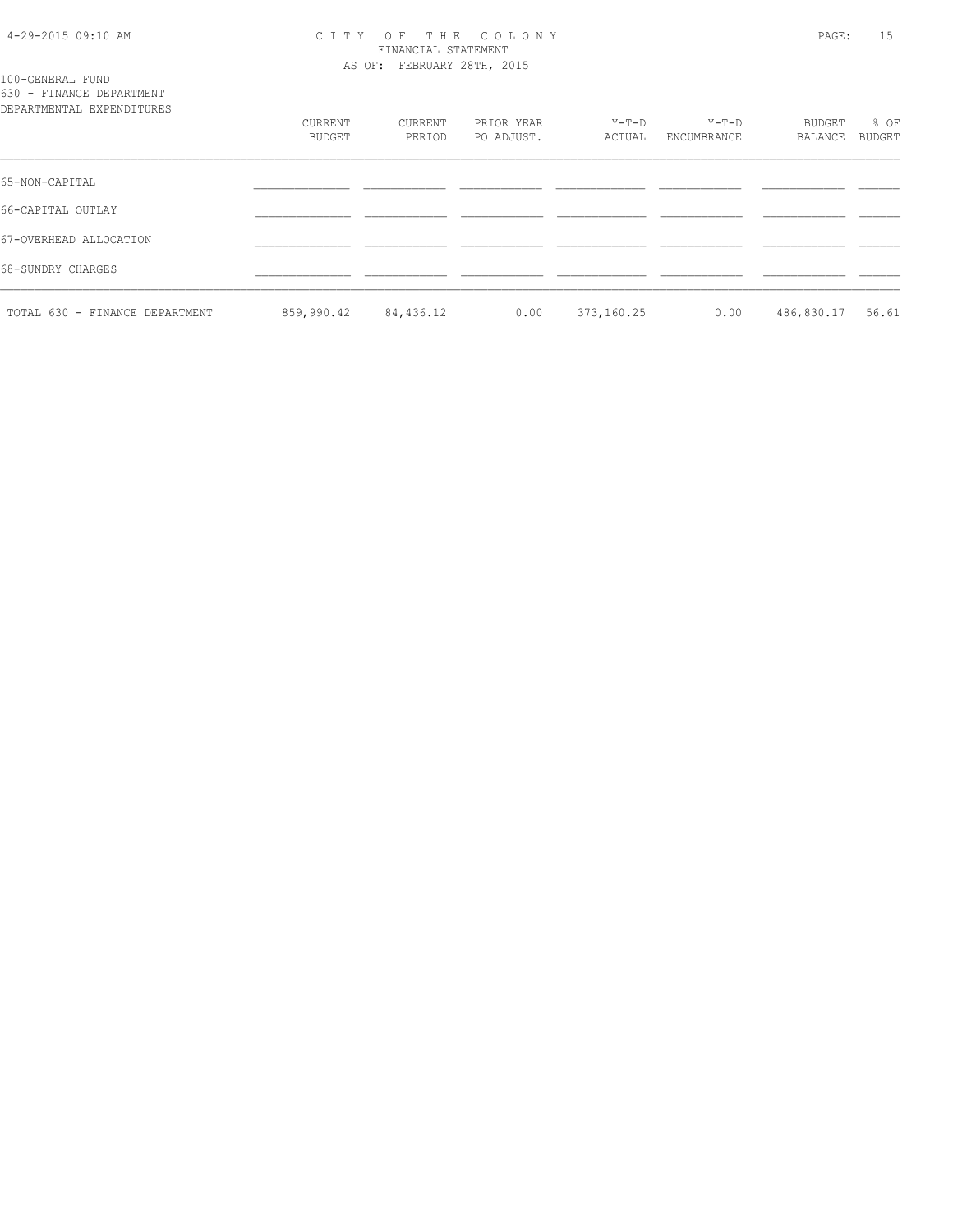100-GENERAL FUND
630 - FINANCE DEPARTMENT
DEPARTMENTAL EXPENDITURES

| | CURRENT BUDGET | CURRENT PERIOD | PRIOR YEAR PO ADJUST. | Y-T-D ACTUAL | Y-T-D ENCUMBRANCE | BUDGET BALANCE | % OF BUDGET |
|---|---|---|---|---|---|---|---|
| 65-NON-CAPITAL | | | | | | | |
| 66-CAPITAL OUTLAY | | | | | | | |
| 67-OVERHEAD ALLOCATION | | | | | | | |
| 68-SUNDRY CHARGES | | | | | | | |
| TOTAL 630 - FINANCE DEPARTMENT | 859,990.42 | 84,436.12 | 0.00 | 373,160.25 | 0.00 | 486,830.17 | 56.61 |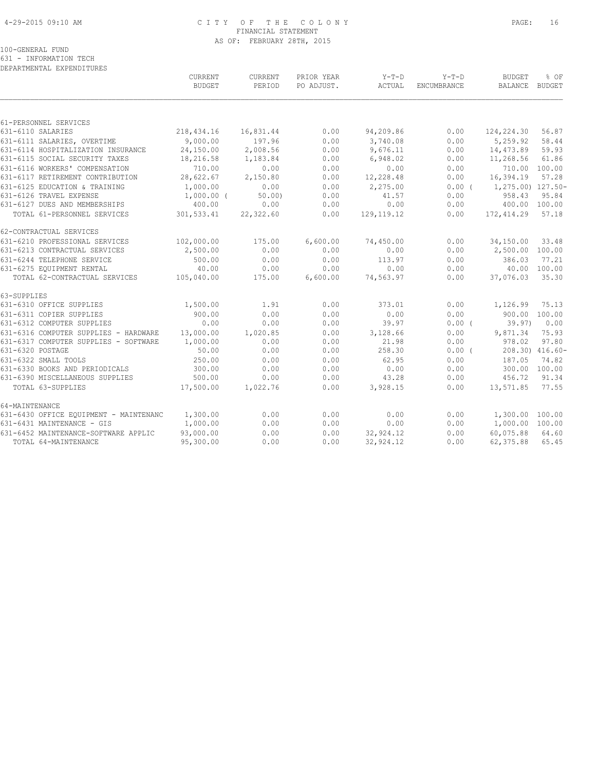# CITY OF THE COLONY
## FINANCIAL STATEMENT
### AS OF: FEBRUARY 28TH, 2015

100-GENERAL FUND
631 - INFORMATION TECH
DEPARTMENTAL EXPENDITURES

| | CURRENT BUDGET | CURRENT PERIOD | PRIOR YEAR PO ADJUST. | Y-T-D ACTUAL | Y-T-D ENCUMBRANCE | BUDGET BALANCE | % OF BUDGET |
|---|---|---|---|---|---|---|---|
| **61-PERSONNEL SERVICES** | | | | | | | |
| 631-6110 SALARIES | 218,434.16 | 16,831.44 | 0.00 | 94,209.86 | 0.00 | 124,224.30 | 56.87 |
| 631-6111 SALARIES, OVERTIME | 9,000.00 | 197.96 | 0.00 | 3,740.08 | 0.00 | 5,259.92 | 58.44 |
| 631-6114 HOSPITALIZATION INSURANCE | 24,150.00 | 2,008.56 | 0.00 | 9,676.11 | 0.00 | 14,473.89 | 59.93 |
| 631-6115 SOCIAL SECURITY TAXES | 18,216.58 | 1,183.84 | 0.00 | 6,948.02 | 0.00 | 11,268.56 | 61.86 |
| 631-6116 WORKERS' COMPENSATION | 710.00 | 0.00 | 0.00 | 0.00 | 0.00 | 710.00 | 100.00 |
| 631-6117 RETIREMENT CONTRIBUTION | 28,622.67 | 2,150.80 | 0.00 | 12,228.48 | 0.00 | 16,394.19 | 57.28 |
| 631-6125 EDUCATION & TRAINING | 1,000.00 | 0.00 | 0.00 | 2,275.00 | 0.00 | ( 1,275.00) | 127.50- |
| 631-6126 TRAVEL EXPENSE | 1,000.00 | ( 50.00) | 0.00 | 41.57 | 0.00 | 958.43 | 95.84 |
| 631-6127 DUES AND MEMBERSHIPS | 400.00 | 0.00 | 0.00 | 0.00 | 0.00 | 400.00 | 100.00 |
| TOTAL 61-PERSONNEL SERVICES | 301,533.41 | 22,322.60 | 0.00 | 129,119.12 | 0.00 | 172,414.29 | 57.18 |
| **62-CONTRACTUAL SERVICES** | | | | | | | |
| 631-6210 PROFESSIONAL SERVICES | 102,000.00 | 175.00 | 6,600.00 | 74,450.00 | 0.00 | 34,150.00 | 33.48 |
| 631-6213 CONTRACTUAL SERVICES | 2,500.00 | 0.00 | 0.00 | 0.00 | 0.00 | 2,500.00 | 100.00 |
| 631-6244 TELEPHONE SERVICE | 500.00 | 0.00 | 0.00 | 113.97 | 0.00 | 386.03 | 77.21 |
| 631-6275 EQUIPMENT RENTAL | 40.00 | 0.00 | 0.00 | 0.00 | 0.00 | 40.00 | 100.00 |
| TOTAL 62-CONTRACTUAL SERVICES | 105,040.00 | 175.00 | 6,600.00 | 74,563.97 | 0.00 | 37,076.03 | 35.30 |
| **63-SUPPLIES** | | | | | | | |
| 631-6310 OFFICE SUPPLIES | 1,500.00 | 1.91 | 0.00 | 373.01 | 0.00 | 1,126.99 | 75.13 |
| 631-6311 COPIER SUPPLIES | 900.00 | 0.00 | 0.00 | 0.00 | 0.00 | 900.00 | 100.00 |
| 631-6312 COMPUTER SUPPLIES | 0.00 | 0.00 | 0.00 | 39.97 | 0.00 | ( 39.97) | 0.00 |
| 631-6316 COMPUTER SUPPLIES - HARDWARE | 13,000.00 | 1,020.85 | 0.00 | 3,128.66 | 0.00 | 9,871.34 | 75.93 |
| 631-6317 COMPUTER SUPPLIES - SOFTWARE | 1,000.00 | 0.00 | 0.00 | 21.98 | 0.00 | 978.02 | 97.80 |
| 631-6320 POSTAGE | 50.00 | 0.00 | 0.00 | 258.30 | 0.00 | ( 208.30) | 416.60- |
| 631-6322 SMALL TOOLS | 250.00 | 0.00 | 0.00 | 62.95 | 0.00 | 187.05 | 74.82 |
| 631-6330 BOOKS AND PERIODICALS | 300.00 | 0.00 | 0.00 | 0.00 | 0.00 | 300.00 | 100.00 |
| 631-6390 MISCELLANEOUS SUPPLIES | 500.00 | 0.00 | 0.00 | 43.28 | 0.00 | 456.72 | 91.34 |
| TOTAL 63-SUPPLIES | 17,500.00 | 1,022.76 | 0.00 | 3,928.15 | 0.00 | 13,571.85 | 77.55 |
| **64-MAINTENANCE** | | | | | | | |
| 631-6430 OFFICE EQUIPMENT - MAINTENANC | 1,300.00 | 0.00 | 0.00 | 0.00 | 0.00 | 1,300.00 | 100.00 |
| 631-6431 MAINTENANCE - GIS | 1,000.00 | 0.00 | 0.00 | 0.00 | 0.00 | 1,000.00 | 100.00 |
| 631-6452 MAINTENANCE-SOFTWARE APPLIC | 93,000.00 | 0.00 | 0.00 | 32,924.12 | 0.00 | 60,075.88 | 64.60 |
| TOTAL 64-MAINTENANCE | 95,300.00 | 0.00 | 0.00 | 32,924.12 | 0.00 | 62,375.88 | 65.45 |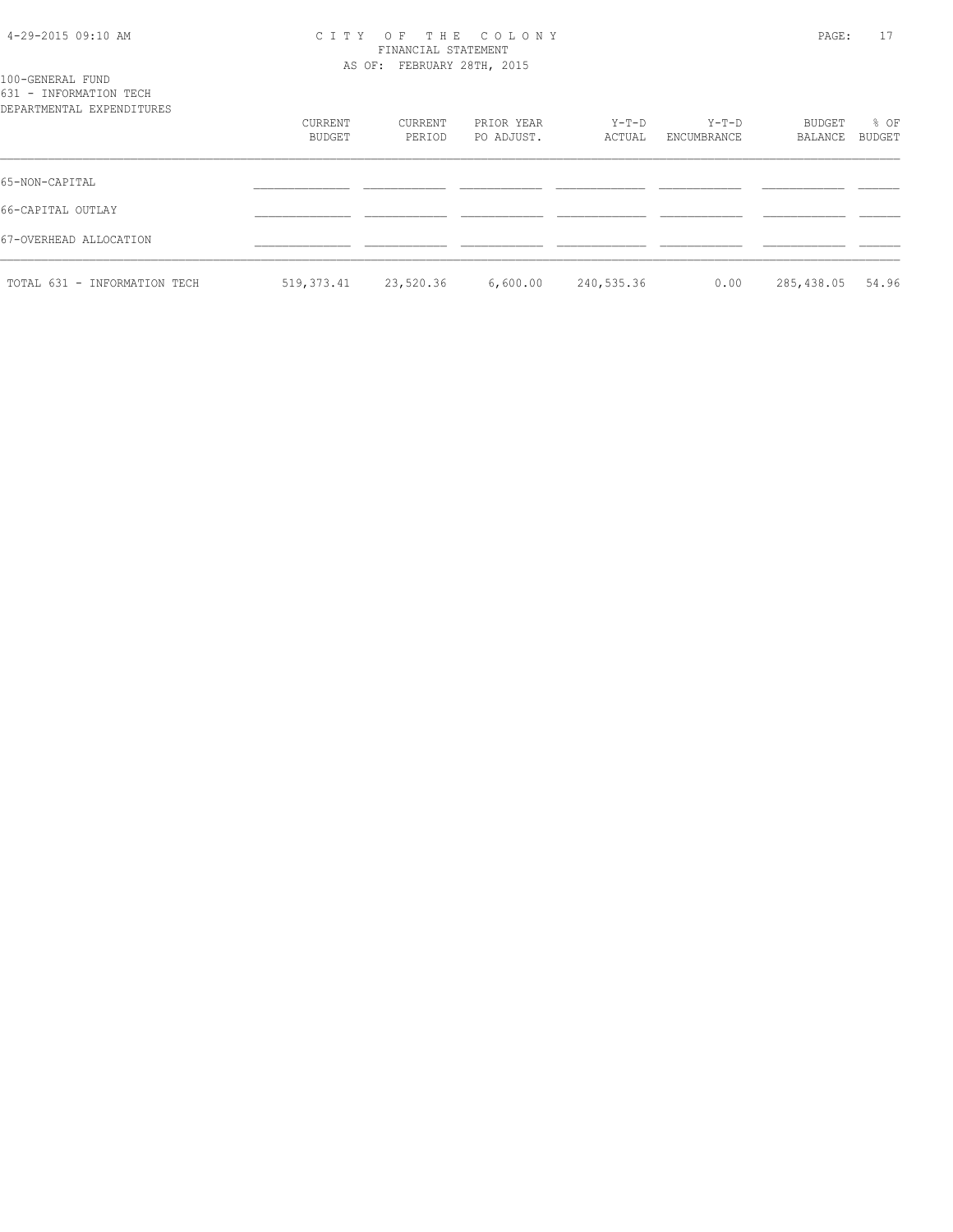100-GENERAL FUND
631 - INFORMATION TECH
DEPARTMENTAL EXPENDITURES

|  | CURRENT BUDGET | CURRENT PERIOD | PRIOR YEAR PO ADJUST. | Y-T-D ACTUAL | Y-T-D ENCUMBRANCE | BUDGET BALANCE | % OF BUDGET |
|---|---|---|---|---|---|---|---|
| 65-NON-CAPITAL | | | | | | | |
| 66-CAPITAL OUTLAY | | | | | | | |
| 67-OVERHEAD ALLOCATION | | | | | | | |
| TOTAL 631 - INFORMATION TECH | 519,373.41 | 23,520.36 | 6,600.00 | 240,535.36 | 0.00 | 285,438.05 | 54.96 |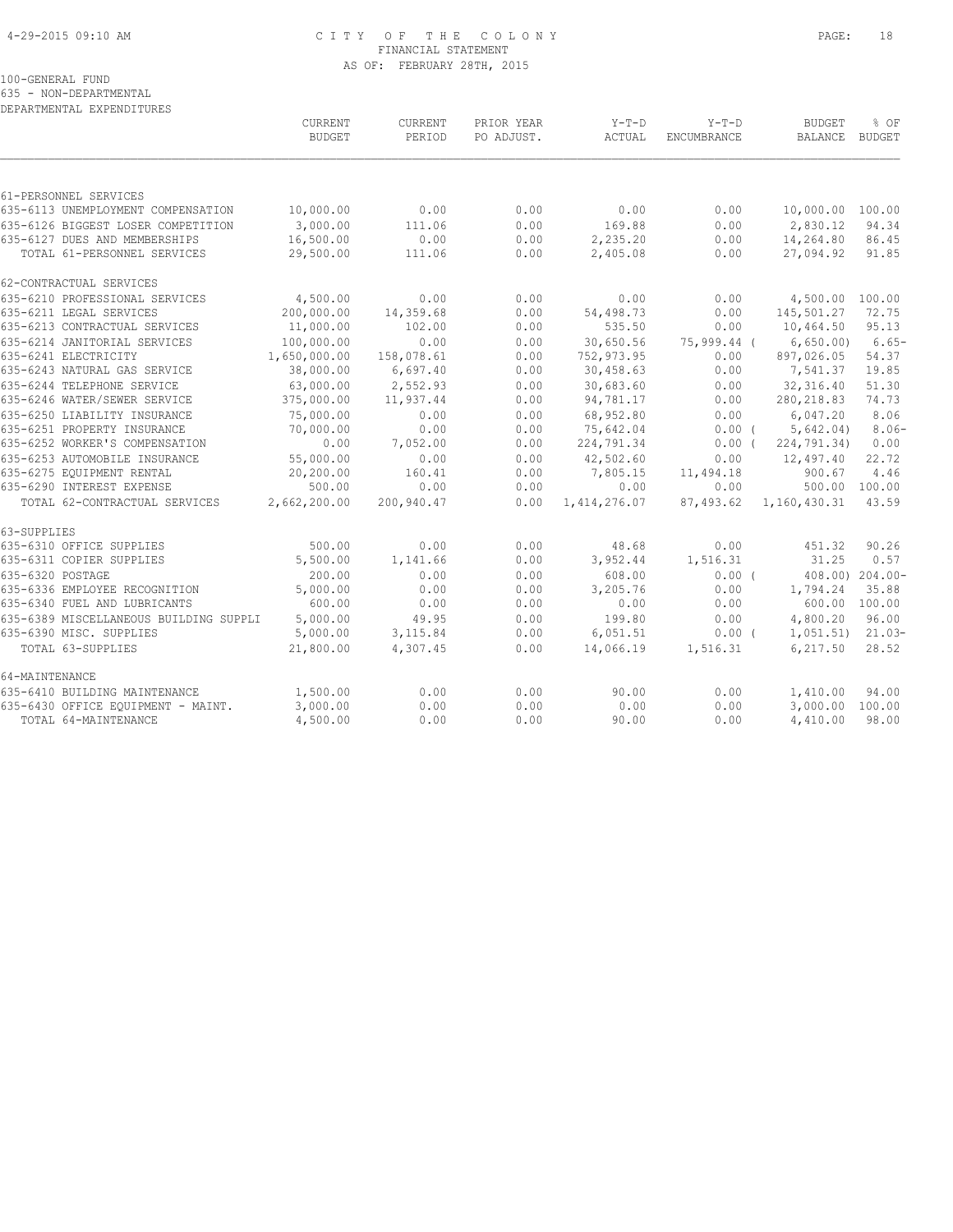CITY OF THE COLONY
FINANCIAL STATEMENT
AS OF: FEBRUARY 28TH, 2015

100-GENERAL FUND
635 - NON-DEPARTMENTAL
DEPARTMENTAL EXPENDITURES

| | CURRENT BUDGET | CURRENT PERIOD | PRIOR YEAR PO ADJUST. | Y-T-D ACTUAL | Y-T-D ENCUMBRANCE | BUDGET BALANCE | % OF BUDGET |
|---|---|---|---|---|---|---|---|
| 61-PERSONNEL SERVICES | | | | | | | |
| 635-6113 UNEMPLOYMENT COMPENSATION | 10,000.00 | 0.00 | 0.00 | 0.00 | 0.00 | 10,000.00 | 100.00 |
| 635-6126 BIGGEST LOSER COMPETITION | 3,000.00 | 111.06 | 0.00 | 169.88 | 0.00 | 2,830.12 | 94.34 |
| 635-6127 DUES AND MEMBERSHIPS | 16,500.00 | 0.00 | 0.00 | 2,235.20 | 0.00 | 14,264.80 | 86.45 |
| TOTAL 61-PERSONNEL SERVICES | 29,500.00 | 111.06 | 0.00 | 2,405.08 | 0.00 | 27,094.92 | 91.85 |
| 62-CONTRACTUAL SERVICES | | | | | | | |
| 635-6210 PROFESSIONAL SERVICES | 4,500.00 | 0.00 | 0.00 | 0.00 | 0.00 | 4,500.00 | 100.00 |
| 635-6211 LEGAL SERVICES | 200,000.00 | 14,359.68 | 0.00 | 54,498.73 | 0.00 | 145,501.27 | 72.75 |
| 635-6213 CONTRACTUAL SERVICES | 11,000.00 | 102.00 | 0.00 | 535.50 | 0.00 | 10,464.50 | 95.13 |
| 635-6214 JANITORIAL SERVICES | 100,000.00 | 0.00 | 0.00 | 30,650.56 | 75,999.44 | ( 6,650.00) | 6.65- |
| 635-6241 ELECTRICITY | 1,650,000.00 | 158,078.61 | 0.00 | 752,973.95 | 0.00 | 897,026.05 | 54.37 |
| 635-6243 NATURAL GAS SERVICE | 38,000.00 | 6,697.40 | 0.00 | 30,458.63 | 0.00 | 7,541.37 | 19.85 |
| 635-6244 TELEPHONE SERVICE | 63,000.00 | 2,552.93 | 0.00 | 30,683.60 | 0.00 | 32,316.40 | 51.30 |
| 635-6246 WATER/SEWER SERVICE | 375,000.00 | 11,937.44 | 0.00 | 94,781.17 | 0.00 | 280,218.83 | 74.73 |
| 635-6250 LIABILITY INSURANCE | 75,000.00 | 0.00 | 0.00 | 68,952.80 | 0.00 | 6,047.20 | 8.06 |
| 635-6251 PROPERTY INSURANCE | 70,000.00 | 0.00 | 0.00 | 75,642.04 | 0.00 | ( 5,642.04) | 8.06- |
| 635-6252 WORKER'S COMPENSATION | 0.00 | 7,052.00 | 0.00 | 224,791.34 | 0.00 | ( 224,791.34) | 0.00 |
| 635-6253 AUTOMOBILE INSURANCE | 55,000.00 | 0.00 | 0.00 | 42,502.60 | 0.00 | 12,497.40 | 22.72 |
| 635-6275 EQUIPMENT RENTAL | 20,200.00 | 160.41 | 0.00 | 7,805.15 | 11,494.18 | 900.67 | 4.46 |
| 635-6290 INTEREST EXPENSE | 500.00 | 0.00 | 0.00 | 0.00 | 0.00 | 500.00 | 100.00 |
| TOTAL 62-CONTRACTUAL SERVICES | 2,662,200.00 | 200,940.47 | 0.00 | 1,414,276.07 | 87,493.62 | 1,160,430.31 | 43.59 |
| 63-SUPPLIES | | | | | | | |
| 635-6310 OFFICE SUPPLIES | 500.00 | 0.00 | 0.00 | 48.68 | 0.00 | 451.32 | 90.26 |
| 635-6311 COPIER SUPPLIES | 5,500.00 | 1,141.66 | 0.00 | 3,952.44 | 1,516.31 | 31.25 | 0.57 |
| 635-6320 POSTAGE | 200.00 | 0.00 | 0.00 | 608.00 | 0.00 | ( 408.00) | 204.00- |
| 635-6336 EMPLOYEE RECOGNITION | 5,000.00 | 0.00 | 0.00 | 3,205.76 | 0.00 | 1,794.24 | 35.88 |
| 635-6340 FUEL AND LUBRICANTS | 600.00 | 0.00 | 0.00 | 0.00 | 0.00 | 600.00 | 100.00 |
| 635-6389 MISCELLANEOUS BUILDING SUPPLI | 5,000.00 | 49.95 | 0.00 | 199.80 | 0.00 | 4,800.20 | 96.00 |
| 635-6390 MISC. SUPPLIES | 5,000.00 | 3,115.84 | 0.00 | 6,051.51 | 0.00 | ( 1,051.51) | 21.03- |
| TOTAL 63-SUPPLIES | 21,800.00 | 4,307.45 | 0.00 | 14,066.19 | 1,516.31 | 6,217.50 | 28.52 |
| 64-MAINTENANCE | | | | | | | |
| 635-6410 BUILDING MAINTENANCE | 1,500.00 | 0.00 | 0.00 | 90.00 | 0.00 | 1,410.00 | 94.00 |
| 635-6430 OFFICE EQUIPMENT - MAINT. | 3,000.00 | 0.00 | 0.00 | 0.00 | 0.00 | 3,000.00 | 100.00 |
| TOTAL 64-MAINTENANCE | 4,500.00 | 0.00 | 0.00 | 90.00 | 0.00 | 4,410.00 | 98.00 |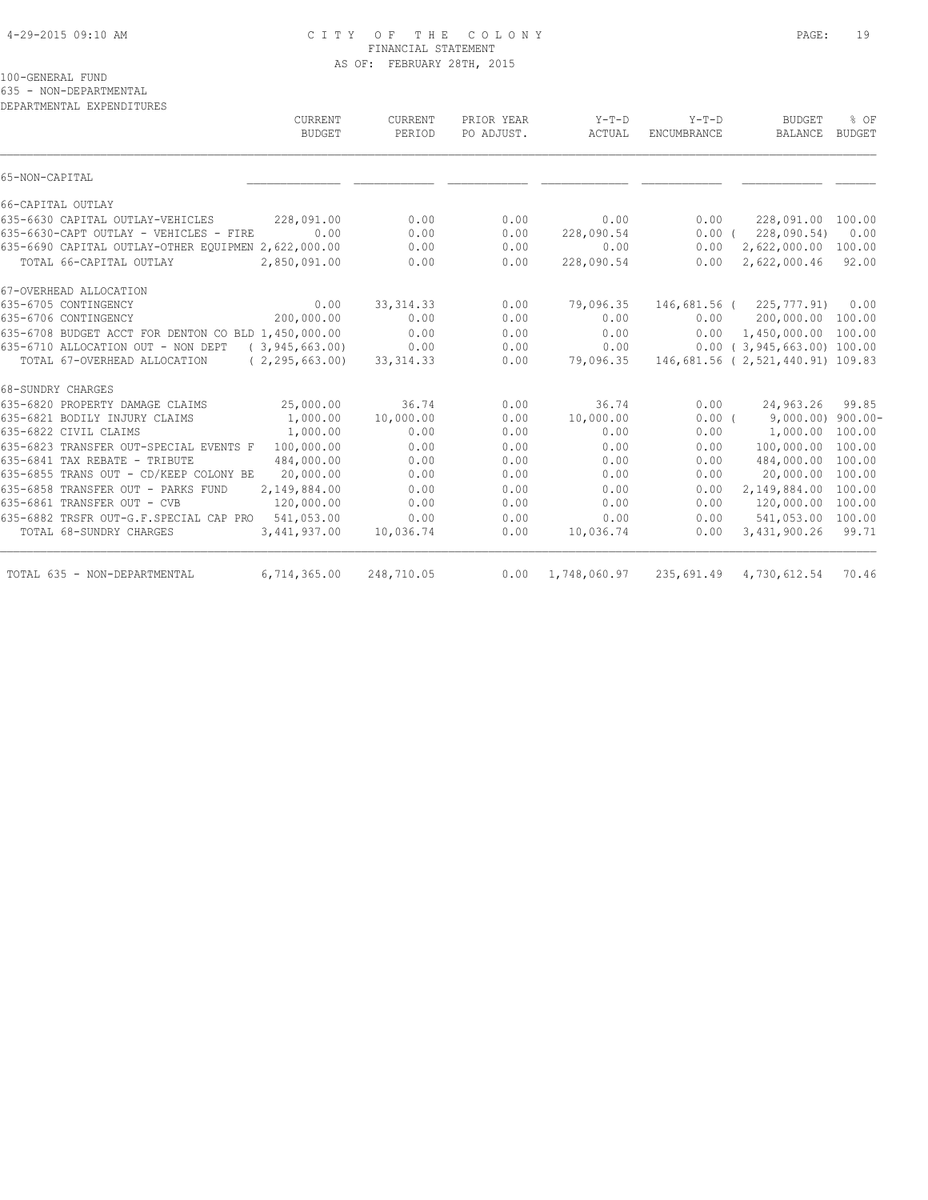100-GENERAL FUND
635 - NON-DEPARTMENTAL
DEPARTMENTAL EXPENDITURES

|  | CURRENT BUDGET | CURRENT PERIOD | PRIOR YEAR PO ADJUST. | Y-T-D ACTUAL | Y-T-D ENCUMBRANCE | BUDGET BALANCE | % OF BUDGET |
|---|---|---|---|---|---|---|---|
| 65-NON-CAPITAL | | | | | | | |
| 66-CAPITAL OUTLAY | | | | | | | |
| 635-6630 CAPITAL OUTLAY-VEHICLES | 228,091.00 | 0.00 | 0.00 | 0.00 | 0.00 | 228,091.00 | 100.00 |
| 635-6630-CAPT OUTLAY - VEHICLES - FIRE | 0.00 | 0.00 | 0.00 | 228,090.54 | 0.00 | ( 228,090.54) | 0.00 |
| 635-6690 CAPITAL OUTLAY-OTHER EQUIPMEN | 2,622,000.00 | 0.00 | 0.00 | 0.00 | 0.00 | 2,622,000.00 | 100.00 |
| TOTAL 66-CAPITAL OUTLAY | 2,850,091.00 | 0.00 | 0.00 | 228,090.54 | 0.00 | 2,622,000.46 | 92.00 |
| 67-OVERHEAD ALLOCATION | | | | | | | |
| 635-6705 CONTINGENCY | 0.00 | 33,314.33 | 0.00 | 79,096.35 | 146,681.56 | ( 225,777.91) | 0.00 |
| 635-6706 CONTINGENCY | 200,000.00 | 0.00 | 0.00 | 0.00 | 0.00 | 200,000.00 | 100.00 |
| 635-6708 BUDGET ACCT FOR DENTON CO BLD | 1,450,000.00 | 0.00 | 0.00 | 0.00 | 0.00 | 1,450,000.00 | 100.00 |
| 635-6710 ALLOCATION OUT - NON DEPT | ( 3,945,663.00) | 0.00 | 0.00 | 0.00 | 0.00 | ( 3,945,663.00) | 100.00 |
| TOTAL 67-OVERHEAD ALLOCATION | ( 2,295,663.00) | 33,314.33 | 0.00 | 79,096.35 | 146,681.56 | ( 2,521,440.91) | 109.83 |
| 68-SUNDRY CHARGES | | | | | | | |
| 635-6820 PROPERTY DAMAGE CLAIMS | 25,000.00 | 36.74 | 0.00 | 36.74 | 0.00 | 24,963.26 | 99.85 |
| 635-6821 BODILY INJURY CLAIMS | 1,000.00 | 10,000.00 | 0.00 | 10,000.00 | 0.00 | ( 9,000.00) | 900.00- |
| 635-6822 CIVIL CLAIMS | 1,000.00 | 0.00 | 0.00 | 0.00 | 0.00 | 1,000.00 | 100.00 |
| 635-6823 TRANSFER OUT-SPECIAL EVENTS F | 100,000.00 | 0.00 | 0.00 | 0.00 | 0.00 | 100,000.00 | 100.00 |
| 635-6841 TAX REBATE - TRIBUTE | 484,000.00 | 0.00 | 0.00 | 0.00 | 0.00 | 484,000.00 | 100.00 |
| 635-6855 TRANS OUT - CD/KEEP COLONY BE | 20,000.00 | 0.00 | 0.00 | 0.00 | 0.00 | 20,000.00 | 100.00 |
| 635-6858 TRANSFER OUT - PARKS FUND | 2,149,884.00 | 0.00 | 0.00 | 0.00 | 0.00 | 2,149,884.00 | 100.00 |
| 635-6861 TRANSFER OUT - CVB | 120,000.00 | 0.00 | 0.00 | 0.00 | 0.00 | 120,000.00 | 100.00 |
| 635-6882 TRSFR OUT-G.F.SPECIAL CAP PRO | 541,053.00 | 0.00 | 0.00 | 0.00 | 0.00 | 541,053.00 | 100.00 |
| TOTAL 68-SUNDRY CHARGES | 3,441,937.00 | 10,036.74 | 0.00 | 10,036.74 | 0.00 | 3,431,900.26 | 99.71 |
| TOTAL 635 - NON-DEPARTMENTAL | 6,714,365.00 | 248,710.05 | 0.00 | 1,748,060.97 | 235,691.49 | 4,730,612.54 | 70.46 |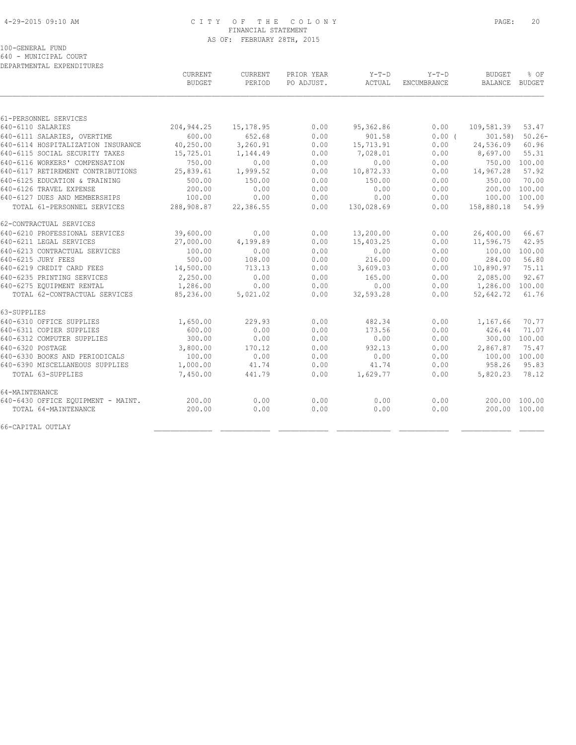# CITY OF THE COLONY
## FINANCIAL STATEMENT
### AS OF: FEBRUARY 28TH, 2015

100-GENERAL FUND
640 - MUNICIPAL COURT
DEPARTMENTAL EXPENDITURES

| | CURRENT BUDGET | CURRENT PERIOD | PRIOR YEAR PO ADJUST. | Y-T-D ACTUAL | Y-T-D ENCUMBRANCE | BUDGET BALANCE | % OF BUDGET |
|---|---|---|---|---|---|---|---|
| **61-PERSONNEL SERVICES** | | | | | | | |
| 640-6110 SALARIES | 204,944.25 | 15,178.95 | 0.00 | 95,362.86 | 0.00 | 109,581.39 | 53.47 |
| 640-6111 SALARIES, OVERTIME | 600.00 | 652.68 | 0.00 | 901.58 | 0.00 | ( 301.58) | 50.26- |
| 640-6114 HOSPITALIZATION INSURANCE | 40,250.00 | 3,260.91 | 0.00 | 15,713.91 | 0.00 | 24,536.09 | 60.96 |
| 640-6115 SOCIAL SECURITY TAXES | 15,725.01 | 1,144.49 | 0.00 | 7,028.01 | 0.00 | 8,697.00 | 55.31 |
| 640-6116 WORKERS' COMPENSATION | 750.00 | 0.00 | 0.00 | 0.00 | 0.00 | 750.00 | 100.00 |
| 640-6117 RETIREMENT CONTRIBUTIONS | 25,839.61 | 1,999.52 | 0.00 | 10,872.33 | 0.00 | 14,967.28 | 57.92 |
| 640-6125 EDUCATION & TRAINING | 500.00 | 150.00 | 0.00 | 150.00 | 0.00 | 350.00 | 70.00 |
| 640-6126 TRAVEL EXPENSE | 200.00 | 0.00 | 0.00 | 0.00 | 0.00 | 200.00 | 100.00 |
| 640-6127 DUES AND MEMBERSHIPS | 100.00 | 0.00 | 0.00 | 0.00 | 0.00 | 100.00 | 100.00 |
| TOTAL 61-PERSONNEL SERVICES | 288,908.87 | 22,386.55 | 0.00 | 130,028.69 | 0.00 | 158,880.18 | 54.99 |
| **62-CONTRACTUAL SERVICES** | | | | | | | |
| 640-6210 PROFESSIONAL SERVICES | 39,600.00 | 0.00 | 0.00 | 13,200.00 | 0.00 | 26,400.00 | 66.67 |
| 640-6211 LEGAL SERVICES | 27,000.00 | 4,199.89 | 0.00 | 15,403.25 | 0.00 | 11,596.75 | 42.95 |
| 640-6213 CONTRACTUAL SERVICES | 100.00 | 0.00 | 0.00 | 0.00 | 0.00 | 100.00 | 100.00 |
| 640-6215 JURY FEES | 500.00 | 108.00 | 0.00 | 216.00 | 0.00 | 284.00 | 56.80 |
| 640-6219 CREDIT CARD FEES | 14,500.00 | 713.13 | 0.00 | 3,609.03 | 0.00 | 10,890.97 | 75.11 |
| 640-6235 PRINTING SERVICES | 2,250.00 | 0.00 | 0.00 | 165.00 | 0.00 | 2,085.00 | 92.67 |
| 640-6275 EQUIPMENT RENTAL | 1,286.00 | 0.00 | 0.00 | 0.00 | 0.00 | 1,286.00 | 100.00 |
| TOTAL 62-CONTRACTUAL SERVICES | 85,236.00 | 5,021.02 | 0.00 | 32,593.28 | 0.00 | 52,642.72 | 61.76 |
| **63-SUPPLIES** | | | | | | | |
| 640-6310 OFFICE SUPPLIES | 1,650.00 | 229.93 | 0.00 | 482.34 | 0.00 | 1,167.66 | 70.77 |
| 640-6311 COPIER SUPPLIES | 600.00 | 0.00 | 0.00 | 173.56 | 0.00 | 426.44 | 71.07 |
| 640-6312 COMPUTER SUPPLIES | 300.00 | 0.00 | 0.00 | 0.00 | 0.00 | 300.00 | 100.00 |
| 640-6320 POSTAGE | 3,800.00 | 170.12 | 0.00 | 932.13 | 0.00 | 2,867.87 | 75.47 |
| 640-6330 BOOKS AND PERIODICALS | 100.00 | 0.00 | 0.00 | 0.00 | 0.00 | 100.00 | 100.00 |
| 640-6390 MISCELLANEOUS SUPPLIES | 1,000.00 | 41.74 | 0.00 | 41.74 | 0.00 | 958.26 | 95.83 |
| TOTAL 63-SUPPLIES | 7,450.00 | 441.79 | 0.00 | 1,629.77 | 0.00 | 5,820.23 | 78.12 |
| **64-MAINTENANCE** | | | | | | | |
| 640-6430 OFFICE EQUIPMENT - MAINT. | 200.00 | 0.00 | 0.00 | 0.00 | 0.00 | 200.00 | 100.00 |
| TOTAL 64-MAINTENANCE | 200.00 | 0.00 | 0.00 | 0.00 | 0.00 | 200.00 | 100.00 |
| **66-CAPITAL OUTLAY** | | | | | | | |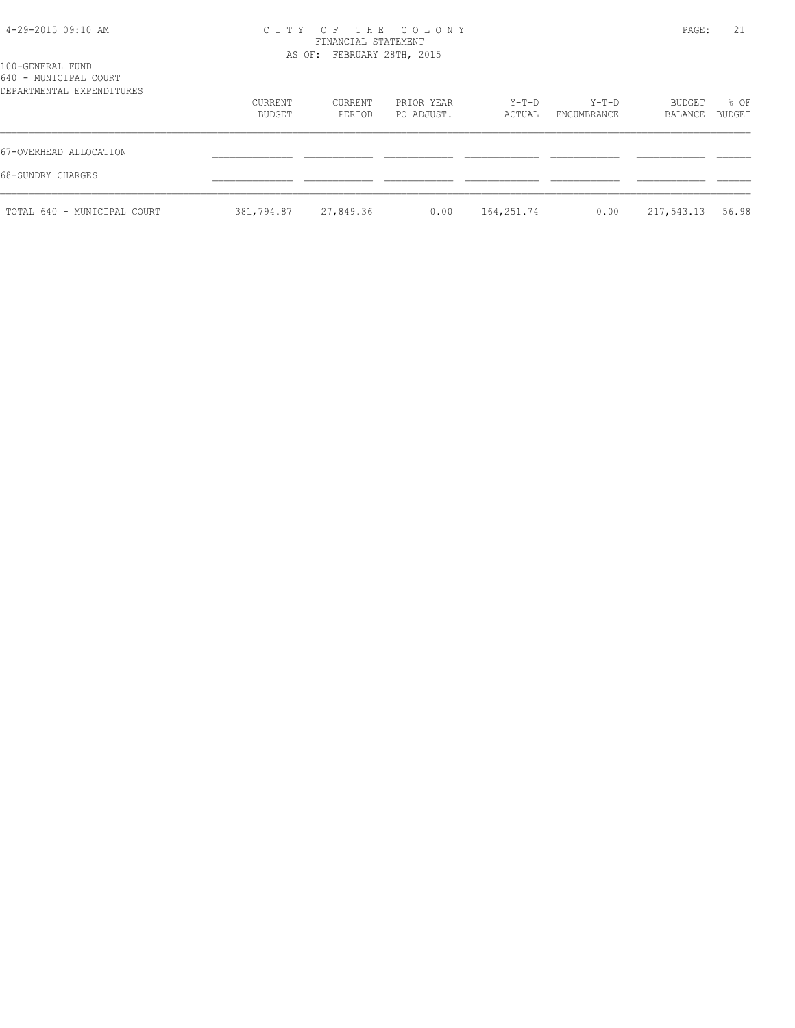100-GENERAL FUND
640 - MUNICIPAL COURT
DEPARTMENTAL EXPENDITURES

| | CURRENT BUDGET | CURRENT PERIOD | PRIOR YEAR PO ADJUST. | Y-T-D ACTUAL | Y-T-D ENCUMBRANCE | BUDGET BALANCE | % OF BUDGET |
|---|---|---|---|---|---|---|---|
| 67-OVERHEAD ALLOCATION | | | | | | | |
| 68-SUNDRY CHARGES | | | | | | | |
| TOTAL 640 - MUNICIPAL COURT | 381,794.87 | 27,849.36 | 0.00 | 164,251.74 | 0.00 | 217,543.13 | 56.98 |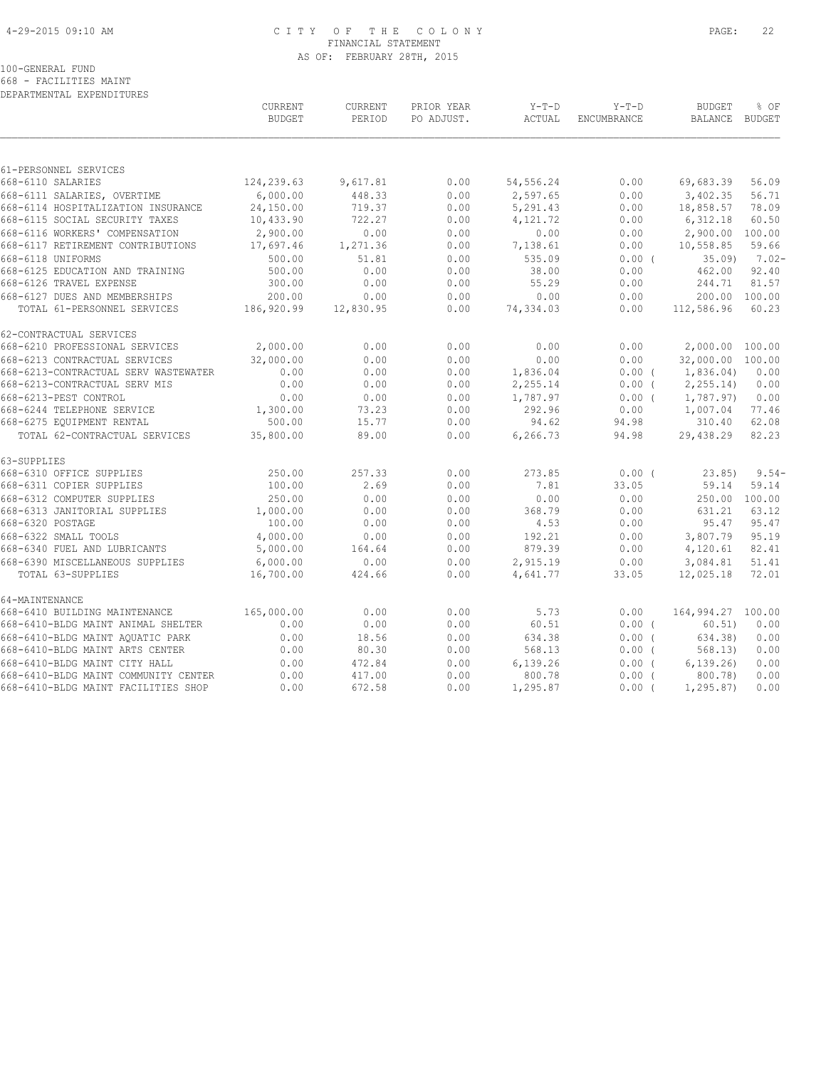CITY OF THE COLONY
FINANCIAL STATEMENT
AS OF: FEBRUARY 28TH, 2015

100-GENERAL FUND
668 - FACILITIES MAINT
DEPARTMENTAL EXPENDITURES

| | CURRENT BUDGET | CURRENT PERIOD | PRIOR YEAR PO ADJUST. | Y-T-D ACTUAL | Y-T-D ENCUMBRANCE | BUDGET BALANCE | % OF BUDGET |
|---|---|---|---|---|---|---|---|
| 61-PERSONNEL SERVICES | | | | | | | |
| 668-6110 SALARIES | 124,239.63 | 9,617.81 | 0.00 | 54,556.24 | 0.00 | 69,683.39 | 56.09 |
| 668-6111 SALARIES, OVERTIME | 6,000.00 | 448.33 | 0.00 | 2,597.65 | 0.00 | 3,402.35 | 56.71 |
| 668-6114 HOSPITALIZATION INSURANCE | 24,150.00 | 719.37 | 0.00 | 5,291.43 | 0.00 | 18,858.57 | 78.09 |
| 668-6115 SOCIAL SECURITY TAXES | 10,433.90 | 722.27 | 0.00 | 4,121.72 | 0.00 | 6,312.18 | 60.50 |
| 668-6116 WORKERS' COMPENSATION | 2,900.00 | 0.00 | 0.00 | 0.00 | 0.00 | 2,900.00 | 100.00 |
| 668-6117 RETIREMENT CONTRIBUTIONS | 17,697.46 | 1,271.36 | 0.00 | 7,138.61 | 0.00 | 10,558.85 | 59.66 |
| 668-6118 UNIFORMS | 500.00 | 51.81 | 0.00 | 535.09 | 0.00 | ( 35.09) | 7.02- |
| 668-6125 EDUCATION AND TRAINING | 500.00 | 0.00 | 0.00 | 38.00 | 0.00 | 462.00 | 92.40 |
| 668-6126 TRAVEL EXPENSE | 300.00 | 0.00 | 0.00 | 55.29 | 0.00 | 244.71 | 81.57 |
| 668-6127 DUES AND MEMBERSHIPS | 200.00 | 0.00 | 0.00 | 0.00 | 0.00 | 200.00 | 100.00 |
| TOTAL 61-PERSONNEL SERVICES | 186,920.99 | 12,830.95 | 0.00 | 74,334.03 | 0.00 | 112,586.96 | 60.23 |
| 62-CONTRACTUAL SERVICES | | | | | | | |
| 668-6210 PROFESSIONAL SERVICES | 2,000.00 | 0.00 | 0.00 | 0.00 | 0.00 | 2,000.00 | 100.00 |
| 668-6213 CONTRACTUAL SERVICES | 32,000.00 | 0.00 | 0.00 | 0.00 | 0.00 | 32,000.00 | 100.00 |
| 668-6213-CONTRACTUAL SERV WASTEWATER | 0.00 | 0.00 | 0.00 | 1,836.04 | 0.00 | ( 1,836.04) | 0.00 |
| 668-6213-CONTRACTUAL SERV MIS | 0.00 | 0.00 | 0.00 | 2,255.14 | 0.00 | ( 2,255.14) | 0.00 |
| 668-6213-PEST CONTROL | 0.00 | 0.00 | 0.00 | 1,787.97 | 0.00 | ( 1,787.97) | 0.00 |
| 668-6244 TELEPHONE SERVICE | 1,300.00 | 73.23 | 0.00 | 292.96 | 0.00 | 1,007.04 | 77.46 |
| 668-6275 EQUIPMENT RENTAL | 500.00 | 15.77 | 0.00 | 94.62 | 94.98 | 310.40 | 62.08 |
| TOTAL 62-CONTRACTUAL SERVICES | 35,800.00 | 89.00 | 0.00 | 6,266.73 | 94.98 | 29,438.29 | 82.23 |
| 63-SUPPLIES | | | | | | | |
| 668-6310 OFFICE SUPPLIES | 250.00 | 257.33 | 0.00 | 273.85 | 0.00 | ( 23.85) | 9.54- |
| 668-6311 COPIER SUPPLIES | 100.00 | 2.69 | 0.00 | 7.81 | 33.05 | 59.14 | 59.14 |
| 668-6312 COMPUTER SUPPLIES | 250.00 | 0.00 | 0.00 | 0.00 | 0.00 | 250.00 | 100.00 |
| 668-6313 JANITORIAL SUPPLIES | 1,000.00 | 0.00 | 0.00 | 368.79 | 0.00 | 631.21 | 63.12 |
| 668-6320 POSTAGE | 100.00 | 0.00 | 0.00 | 4.53 | 0.00 | 95.47 | 95.47 |
| 668-6322 SMALL TOOLS | 4,000.00 | 0.00 | 0.00 | 192.21 | 0.00 | 3,807.79 | 95.19 |
| 668-6340 FUEL AND LUBRICANTS | 5,000.00 | 164.64 | 0.00 | 879.39 | 0.00 | 4,120.61 | 82.41 |
| 668-6390 MISCELLANEOUS SUPPLIES | 6,000.00 | 0.00 | 0.00 | 2,915.19 | 0.00 | 3,084.81 | 51.41 |
| TOTAL 63-SUPPLIES | 16,700.00 | 424.66 | 0.00 | 4,641.77 | 33.05 | 12,025.18 | 72.01 |
| 64-MAINTENANCE | | | | | | | |
| 668-6410 BUILDING MAINTENANCE | 165,000.00 | 0.00 | 0.00 | 5.73 | 0.00 | 164,994.27 | 100.00 |
| 668-6410-BLDG MAINT ANIMAL SHELTER | 0.00 | 0.00 | 0.00 | 60.51 | 0.00 | ( 60.51) | 0.00 |
| 668-6410-BLDG MAINT AQUATIC PARK | 0.00 | 18.56 | 0.00 | 634.38 | 0.00 | ( 634.38) | 0.00 |
| 668-6410-BLDG MAINT ARTS CENTER | 0.00 | 80.30 | 0.00 | 568.13 | 0.00 | ( 568.13) | 0.00 |
| 668-6410-BLDG MAINT CITY HALL | 0.00 | 472.84 | 0.00 | 6,139.26 | 0.00 | ( 6,139.26) | 0.00 |
| 668-6410-BLDG MAINT COMMUNITY CENTER | 0.00 | 417.00 | 0.00 | 800.78 | 0.00 | ( 800.78) | 0.00 |
| 668-6410-BLDG MAINT FACILITIES SHOP | 0.00 | 672.58 | 0.00 | 1,295.87 | 0.00 | ( 1,295.87) | 0.00 |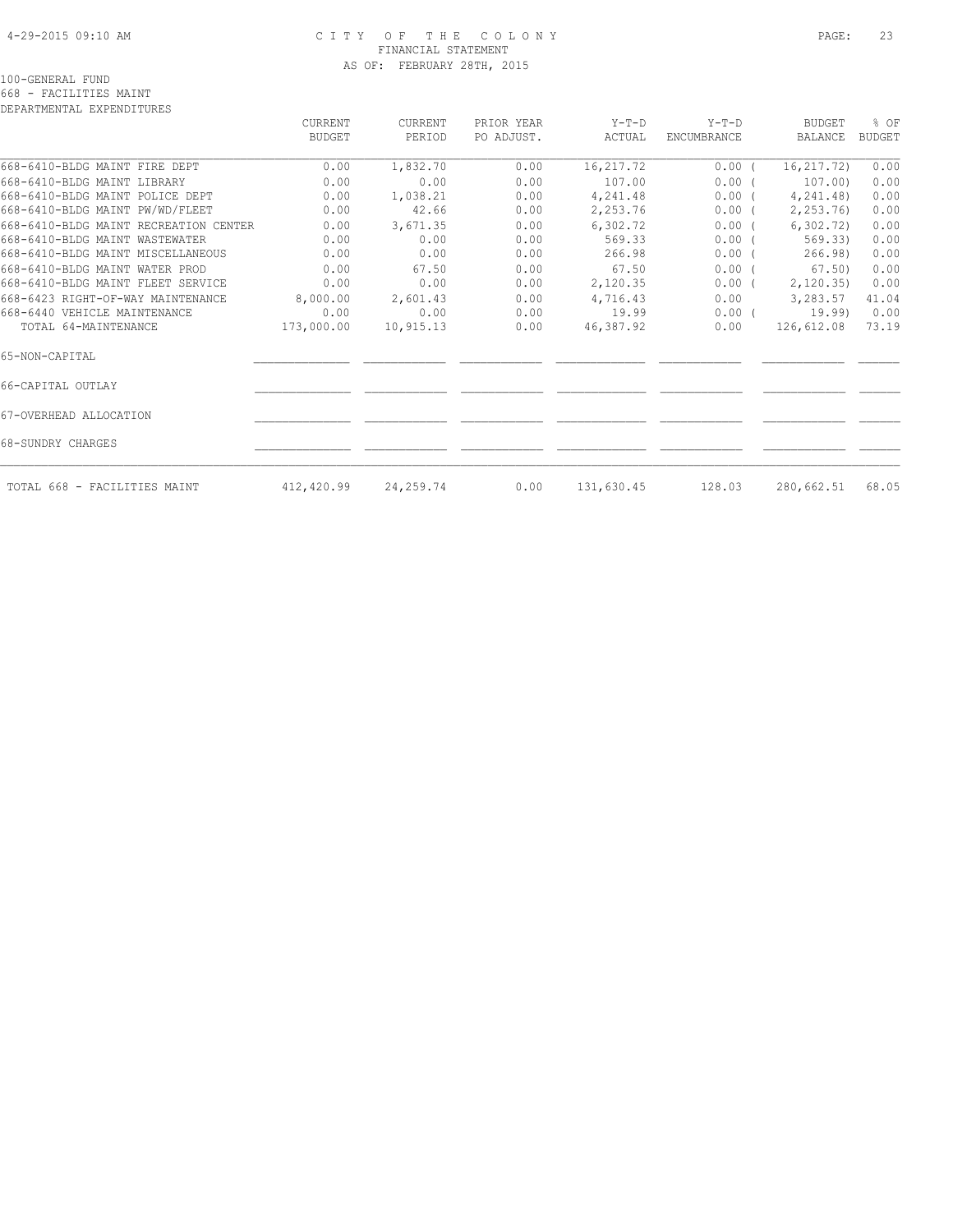4-29-2015 09:10 AM

# CITY OF THE COLONY
## FINANCIAL STATEMENT
### AS OF: FEBRUARY 28TH, 2015

100-GENERAL FUND
668 - FACILITIES MAINT
DEPARTMENTAL EXPENDITURES

| | CURRENT BUDGET | CURRENT PERIOD | PRIOR YEAR PO ADJUST. | Y-T-D ACTUAL | Y-T-D ENCUMBRANCE | BUDGET BALANCE | % OF BUDGET |
|---|---|---|---|---|---|---|---|
| 668-6410-BLDG MAINT FIRE DEPT | 0.00 | 1,832.70 | 0.00 | 16,217.72 | 0.00 | ( 16,217.72) | 0.00 |
| 668-6410-BLDG MAINT LIBRARY | 0.00 | 0.00 | 0.00 | 107.00 | 0.00 | ( 107.00) | 0.00 |
| 668-6410-BLDG MAINT POLICE DEPT | 0.00 | 1,038.21 | 0.00 | 4,241.48 | 0.00 | ( 4,241.48) | 0.00 |
| 668-6410-BLDG MAINT PW/WD/FLEET | 0.00 | 42.66 | 0.00 | 2,253.76 | 0.00 | ( 2,253.76) | 0.00 |
| 668-6410-BLDG MAINT RECREATION CENTER | 0.00 | 3,671.35 | 0.00 | 6,302.72 | 0.00 | ( 6,302.72) | 0.00 |
| 668-6410-BLDG MAINT WASTEWATER | 0.00 | 0.00 | 0.00 | 569.33 | 0.00 | ( 569.33) | 0.00 |
| 668-6410-BLDG MAINT MISCELLANEOUS | 0.00 | 0.00 | 0.00 | 266.98 | 0.00 | ( 266.98) | 0.00 |
| 668-6410-BLDG MAINT WATER PROD | 0.00 | 67.50 | 0.00 | 67.50 | 0.00 | ( 67.50) | 0.00 |
| 668-6410-BLDG MAINT FLEET SERVICE | 0.00 | 0.00 | 0.00 | 2,120.35 | 0.00 | ( 2,120.35) | 0.00 |
| 668-6423 RIGHT-OF-WAY MAINTENANCE | 8,000.00 | 2,601.43 | 0.00 | 4,716.43 | 0.00 | 3,283.57 | 41.04 |
| 668-6440 VEHICLE MAINTENANCE | 0.00 | 0.00 | 0.00 | 19.99 | 0.00 | ( 19.99) | 0.00 |
| TOTAL 64-MAINTENANCE | 173,000.00 | 10,915.13 | 0.00 | 46,387.92 | 0.00 | 126,612.08 | 73.19 |
| 65-NON-CAPITAL | | | | | | | |
| 66-CAPITAL OUTLAY | | | | | | | |
| 67-OVERHEAD ALLOCATION | | | | | | | |
| 68-SUNDRY CHARGES | | | | | | | |
| TOTAL 668 - FACILITIES MAINT | 412,420.99 | 24,259.74 | 0.00 | 131,630.45 | 128.03 | 280,662.51 | 68.05 |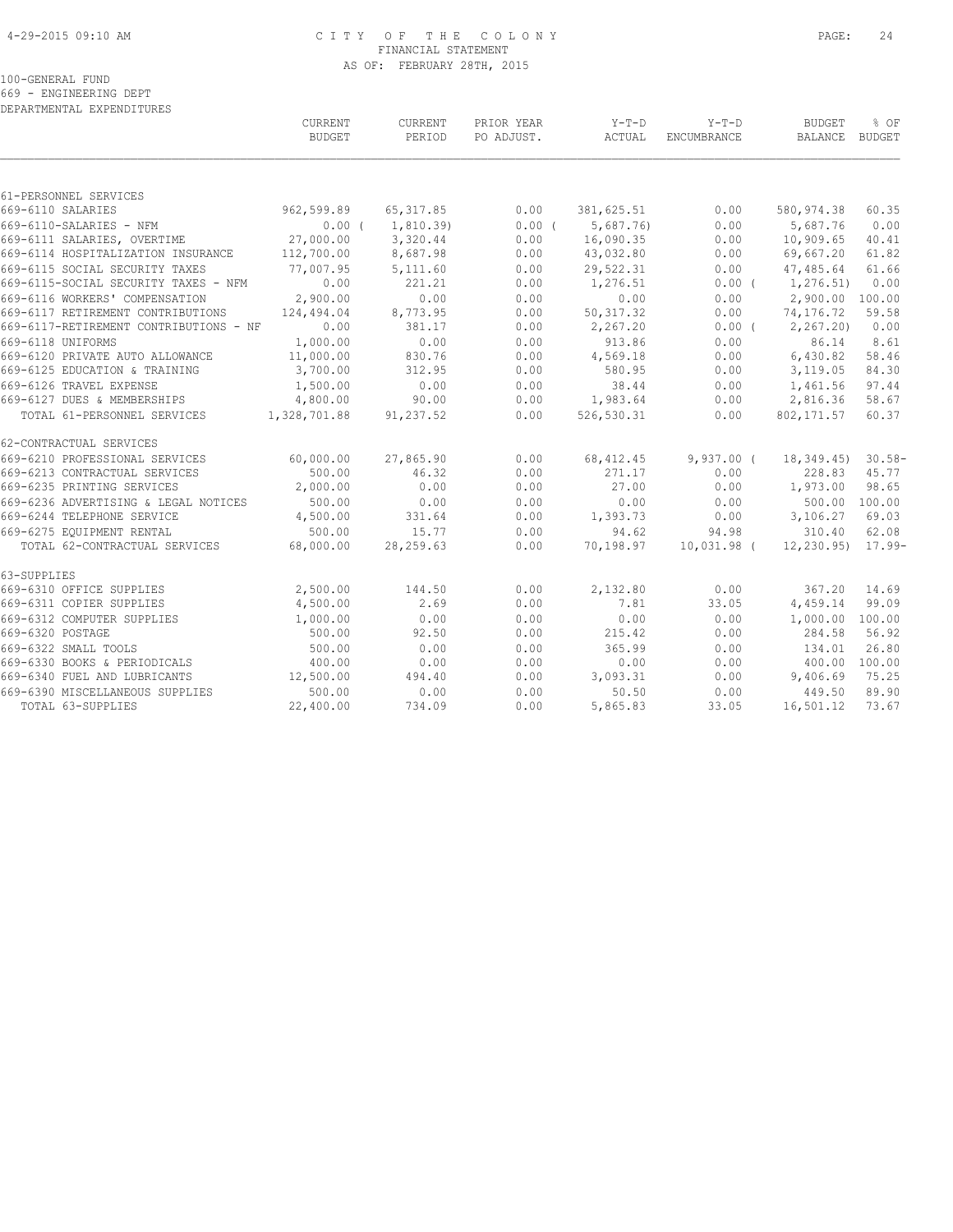# CITY OF THE COLONY
## FINANCIAL STATEMENT
### AS OF: FEBRUARY 28TH, 2015

100-GENERAL FUND
669 - ENGINEERING DEPT
DEPARTMENTAL EXPENDITURES

| | CURRENT BUDGET | CURRENT PERIOD | PRIOR YEAR PO ADJUST. | Y-T-D ACTUAL | Y-T-D ENCUMBRANCE | BUDGET BALANCE | % OF BUDGET |
|---|---|---|---|---|---|---|---|
| **61-PERSONNEL SERVICES** | | | | | | | |
| 669-6110 SALARIES | 962,599.89 | 65,317.85 | 0.00 | 381,625.51 | 0.00 | 580,974.38 | 60.35 |
| 669-6110-SALARIES - NFM | 0.00 | ( 1,810.39) | 0.00 | ( 5,687.76) | 0.00 | 5,687.76 | 0.00 |
| 669-6111 SALARIES, OVERTIME | 27,000.00 | 3,320.44 | 0.00 | 16,090.35 | 0.00 | 10,909.65 | 40.41 |
| 669-6114 HOSPITALIZATION INSURANCE | 112,700.00 | 8,687.98 | 0.00 | 43,032.80 | 0.00 | 69,667.20 | 61.82 |
| 669-6115 SOCIAL SECURITY TAXES | 77,007.95 | 5,111.60 | 0.00 | 29,522.31 | 0.00 | 47,485.64 | 61.66 |
| 669-6115-SOCIAL SECURITY TAXES - NFM | 0.00 | 221.21 | 0.00 | 1,276.51 | 0.00 | ( 1,276.51) | 0.00 |
| 669-6116 WORKERS' COMPENSATION | 2,900.00 | 0.00 | 0.00 | 0.00 | 0.00 | 2,900.00 | 100.00 |
| 669-6117 RETIREMENT CONTRIBUTIONS | 124,494.04 | 8,773.95 | 0.00 | 50,317.32 | 0.00 | 74,176.72 | 59.58 |
| 669-6117-RETIREMENT CONTRIBUTIONS - NF | 0.00 | 381.17 | 0.00 | 2,267.20 | 0.00 | ( 2,267.20) | 0.00 |
| 669-6118 UNIFORMS | 1,000.00 | 0.00 | 0.00 | 913.86 | 0.00 | 86.14 | 8.61 |
| 669-6120 PRIVATE AUTO ALLOWANCE | 11,000.00 | 830.76 | 0.00 | 4,569.18 | 0.00 | 6,430.82 | 58.46 |
| 669-6125 EDUCATION & TRAINING | 3,700.00 | 312.95 | 0.00 | 580.95 | 0.00 | 3,119.05 | 84.30 |
| 669-6126 TRAVEL EXPENSE | 1,500.00 | 0.00 | 0.00 | 38.44 | 0.00 | 1,461.56 | 97.44 |
| 669-6127 DUES & MEMBERSHIPS | 4,800.00 | 90.00 | 0.00 | 1,983.64 | 0.00 | 2,816.36 | 58.67 |
| TOTAL 61-PERSONNEL SERVICES | 1,328,701.88 | 91,237.52 | 0.00 | 526,530.31 | 0.00 | 802,171.57 | 60.37 |
| **62-CONTRACTUAL SERVICES** | | | | | | | |
| 669-6210 PROFESSIONAL SERVICES | 60,000.00 | 27,865.90 | 0.00 | 68,412.45 | 9,937.00 | ( 18,349.45) | 30.58- |
| 669-6213 CONTRACTUAL SERVICES | 500.00 | 46.32 | 0.00 | 271.17 | 0.00 | 228.83 | 45.77 |
| 669-6235 PRINTING SERVICES | 2,000.00 | 0.00 | 0.00 | 27.00 | 0.00 | 1,973.00 | 98.65 |
| 669-6236 ADVERTISING & LEGAL NOTICES | 500.00 | 0.00 | 0.00 | 0.00 | 0.00 | 500.00 | 100.00 |
| 669-6244 TELEPHONE SERVICE | 4,500.00 | 331.64 | 0.00 | 1,393.73 | 0.00 | 3,106.27 | 69.03 |
| 669-6275 EQUIPMENT RENTAL | 500.00 | 15.77 | 0.00 | 94.62 | 94.98 | 310.40 | 62.08 |
| TOTAL 62-CONTRACTUAL SERVICES | 68,000.00 | 28,259.63 | 0.00 | 70,198.97 | 10,031.98 | ( 12,230.95) | 17.99- |
| **63-SUPPLIES** | | | | | | | |
| 669-6310 OFFICE SUPPLIES | 2,500.00 | 144.50 | 0.00 | 2,132.80 | 0.00 | 367.20 | 14.69 |
| 669-6311 COPIER SUPPLIES | 4,500.00 | 2.69 | 0.00 | 7.81 | 33.05 | 4,459.14 | 99.09 |
| 669-6312 COMPUTER SUPPLIES | 1,000.00 | 0.00 | 0.00 | 0.00 | 0.00 | 1,000.00 | 100.00 |
| 669-6320 POSTAGE | 500.00 | 92.50 | 0.00 | 215.42 | 0.00 | 284.58 | 56.92 |
| 669-6322 SMALL TOOLS | 500.00 | 0.00 | 0.00 | 365.99 | 0.00 | 134.01 | 26.80 |
| 669-6330 BOOKS & PERIODICALS | 400.00 | 0.00 | 0.00 | 0.00 | 0.00 | 400.00 | 100.00 |
| 669-6340 FUEL AND LUBRICANTS | 12,500.00 | 494.40 | 0.00 | 3,093.31 | 0.00 | 9,406.69 | 75.25 |
| 669-6390 MISCELLANEOUS SUPPLIES | 500.00 | 0.00 | 0.00 | 50.50 | 0.00 | 449.50 | 89.90 |
| TOTAL 63-SUPPLIES | 22,400.00 | 734.09 | 0.00 | 5,865.83 | 33.05 | 16,501.12 | 73.67 |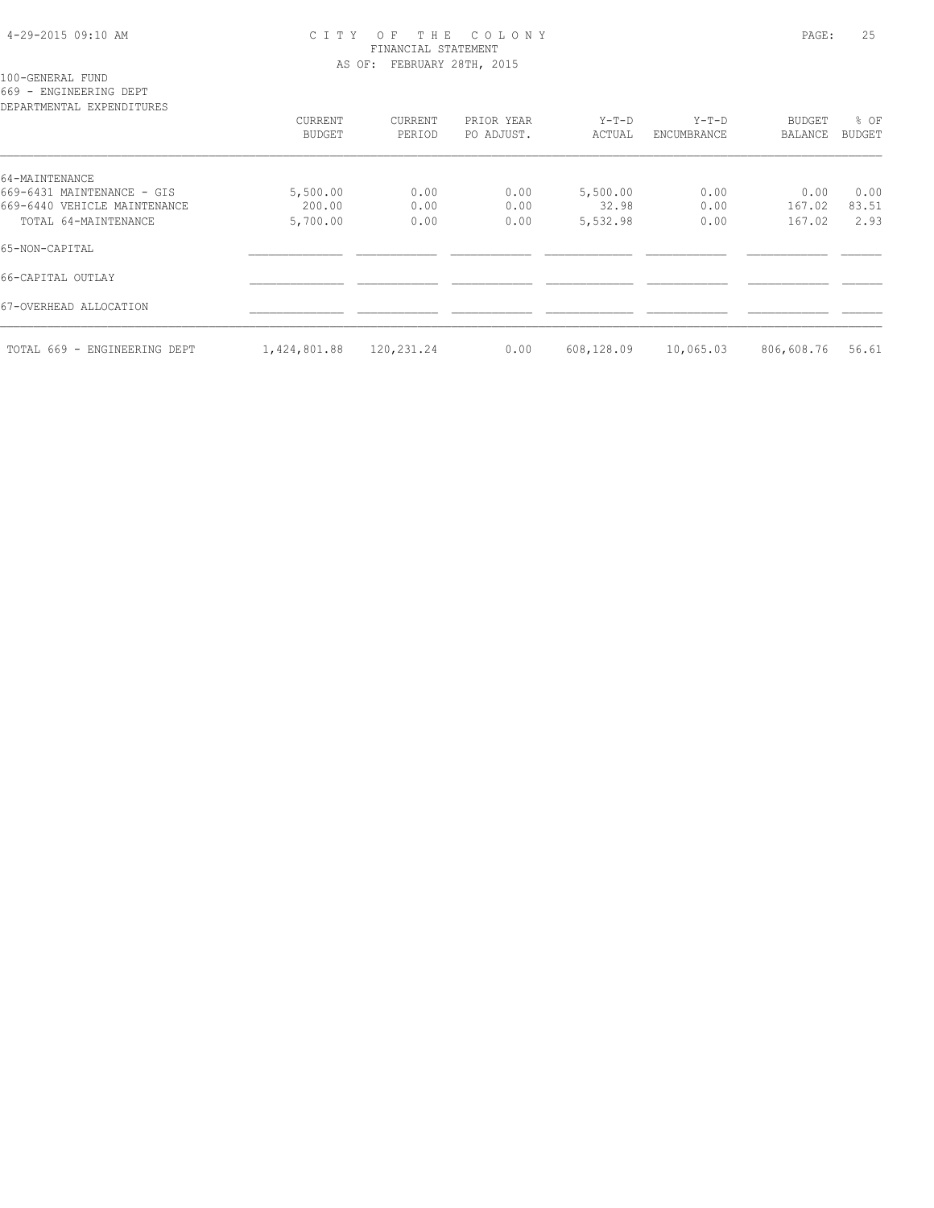CITY OF THE COLONY
FINANCIAL STATEMENT
AS OF: FEBRUARY 28TH, 2015

100-GENERAL FUND
669 - ENGINEERING DEPT
DEPARTMENTAL EXPENDITURES

| | CURRENT BUDGET | CURRENT PERIOD | PRIOR YEAR PO ADJUST. | Y-T-D ACTUAL | Y-T-D ENCUMBRANCE | BUDGET BALANCE | % OF BUDGET |
|---|---|---|---|---|---|---|---|
| 64-MAINTENANCE | | | | | | | |
| 669-6431 MAINTENANCE - GIS | 5,500.00 | 0.00 | 0.00 | 5,500.00 | 0.00 | 0.00 | 0.00 |
| 669-6440 VEHICLE MAINTENANCE | 200.00 | 0.00 | 0.00 | 32.98 | 0.00 | 167.02 | 83.51 |
| TOTAL 64-MAINTENANCE | 5,700.00 | 0.00 | 0.00 | 5,532.98 | 0.00 | 167.02 | 2.93 |
| 65-NON-CAPITAL | | | | | | | |
| 66-CAPITAL OUTLAY | | | | | | | |
| 67-OVERHEAD ALLOCATION | | | | | | | |
| TOTAL 669 - ENGINEERING DEPT | 1,424,801.88 | 120,231.24 | 0.00 | 608,128.09 | 10,065.03 | 806,608.76 | 56.61 |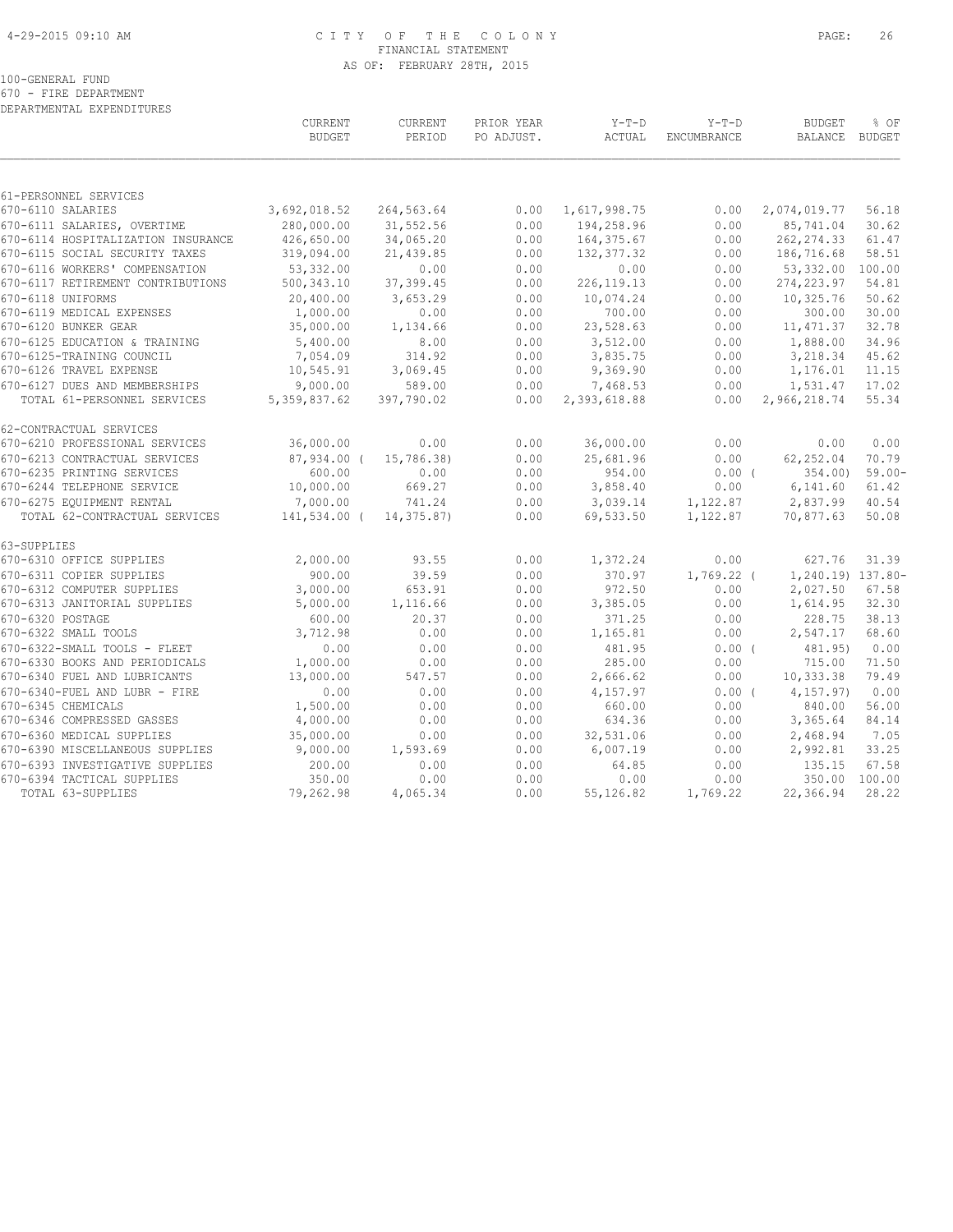# CITY OF THE COLONY
## FINANCIAL STATEMENT
### AS OF: FEBRUARY 28TH, 2015

100-GENERAL FUND
670 - FIRE DEPARTMENT
DEPARTMENTAL EXPENDITURES

| | CURRENT BUDGET | CURRENT PERIOD | PRIOR YEAR PO ADJUST. | Y-T-D ACTUAL | Y-T-D ENCUMBRANCE | BUDGET BALANCE | % OF BUDGET |
|---|---|---|---|---|---|---|---|
| 61-PERSONNEL SERVICES | | | | | | | |
| 670-6110 SALARIES | 3,692,018.52 | 264,563.64 | 0.00 | 1,617,998.75 | 0.00 | 2,074,019.77 | 56.18 |
| 670-6111 SALARIES, OVERTIME | 280,000.00 | 31,552.56 | 0.00 | 194,258.96 | 0.00 | 85,741.04 | 30.62 |
| 670-6114 HOSPITALIZATION INSURANCE | 426,650.00 | 34,065.20 | 0.00 | 164,375.67 | 0.00 | 262,274.33 | 61.47 |
| 670-6115 SOCIAL SECURITY TAXES | 319,094.00 | 21,439.85 | 0.00 | 132,377.32 | 0.00 | 186,716.68 | 58.51 |
| 670-6116 WORKERS' COMPENSATION | 53,332.00 | 0.00 | 0.00 | 0.00 | 0.00 | 53,332.00 | 100.00 |
| 670-6117 RETIREMENT CONTRIBUTIONS | 500,343.10 | 37,399.45 | 0.00 | 226,119.13 | 0.00 | 274,223.97 | 54.81 |
| 670-6118 UNIFORMS | 20,400.00 | 3,653.29 | 0.00 | 10,074.24 | 0.00 | 10,325.76 | 50.62 |
| 670-6119 MEDICAL EXPENSES | 1,000.00 | 0.00 | 0.00 | 700.00 | 0.00 | 300.00 | 30.00 |
| 670-6120 BUNKER GEAR | 35,000.00 | 1,134.66 | 0.00 | 23,528.63 | 0.00 | 11,471.37 | 32.78 |
| 670-6125 EDUCATION & TRAINING | 5,400.00 | 8.00 | 0.00 | 3,512.00 | 0.00 | 1,888.00 | 34.96 |
| 670-6125-TRAINING COUNCIL | 7,054.09 | 314.92 | 0.00 | 3,835.75 | 0.00 | 3,218.34 | 45.62 |
| 670-6126 TRAVEL EXPENSE | 10,545.91 | 3,069.45 | 0.00 | 9,369.90 | 0.00 | 1,176.01 | 11.15 |
| 670-6127 DUES AND MEMBERSHIPS | 9,000.00 | 589.00 | 0.00 | 7,468.53 | 0.00 | 1,531.47 | 17.02 |
| TOTAL 61-PERSONNEL SERVICES | 5,359,837.62 | 397,790.02 | 0.00 | 2,393,618.88 | 0.00 | 2,966,218.74 | 55.34 |
| 62-CONTRACTUAL SERVICES | | | | | | | |
| 670-6210 PROFESSIONAL SERVICES | 36,000.00 | 0.00 | 0.00 | 36,000.00 | 0.00 | 0.00 | 0.00 |
| 670-6213 CONTRACTUAL SERVICES | 87,934.00 | ( 15,786.38) | 0.00 | 25,681.96 | 0.00 | 62,252.04 | 70.79 |
| 670-6235 PRINTING SERVICES | 600.00 | 0.00 | 0.00 | 954.00 | 0.00 | ( 354.00) | 59.00- |
| 670-6244 TELEPHONE SERVICE | 10,000.00 | 669.27 | 0.00 | 3,858.40 | 0.00 | 6,141.60 | 61.42 |
| 670-6275 EQUIPMENT RENTAL | 7,000.00 | 741.24 | 0.00 | 3,039.14 | 1,122.87 | 2,837.99 | 40.54 |
| TOTAL 62-CONTRACTUAL SERVICES | 141,534.00 | ( 14,375.87) | 0.00 | 69,533.50 | 1,122.87 | 70,877.63 | 50.08 |
| 63-SUPPLIES | | | | | | | |
| 670-6310 OFFICE SUPPLIES | 2,000.00 | 93.55 | 0.00 | 1,372.24 | 0.00 | 627.76 | 31.39 |
| 670-6311 COPIER SUPPLIES | 900.00 | 39.59 | 0.00 | 370.97 | 1,769.22 | ( 1,240.19) | 137.80- |
| 670-6312 COMPUTER SUPPLIES | 3,000.00 | 653.91 | 0.00 | 972.50 | 0.00 | 2,027.50 | 67.58 |
| 670-6313 JANITORIAL SUPPLIES | 5,000.00 | 1,116.66 | 0.00 | 3,385.05 | 0.00 | 1,614.95 | 32.30 |
| 670-6320 POSTAGE | 600.00 | 20.37 | 0.00 | 371.25 | 0.00 | 228.75 | 38.13 |
| 670-6322 SMALL TOOLS | 3,712.98 | 0.00 | 0.00 | 1,165.81 | 0.00 | 2,547.17 | 68.60 |
| 670-6322-SMALL TOOLS - FLEET | 0.00 | 0.00 | 0.00 | 481.95 | 0.00 | ( 481.95) | 0.00 |
| 670-6330 BOOKS AND PERIODICALS | 1,000.00 | 0.00 | 0.00 | 285.00 | 0.00 | 715.00 | 71.50 |
| 670-6340 FUEL AND LUBRICANTS | 13,000.00 | 547.57 | 0.00 | 2,666.62 | 0.00 | 10,333.38 | 79.49 |
| 670-6340-FUEL AND LUBR - FIRE | 0.00 | 0.00 | 0.00 | 4,157.97 | 0.00 | ( 4,157.97) | 0.00 |
| 670-6345 CHEMICALS | 1,500.00 | 0.00 | 0.00 | 660.00 | 0.00 | 840.00 | 56.00 |
| 670-6346 COMPRESSED GASSES | 4,000.00 | 0.00 | 0.00 | 634.36 | 0.00 | 3,365.64 | 84.14 |
| 670-6360 MEDICAL SUPPLIES | 35,000.00 | 0.00 | 0.00 | 32,531.06 | 0.00 | 2,468.94 | 7.05 |
| 670-6390 MISCELLANEOUS SUPPLIES | 9,000.00 | 1,593.69 | 0.00 | 6,007.19 | 0.00 | 2,992.81 | 33.25 |
| 670-6393 INVESTIGATIVE SUPPLIES | 200.00 | 0.00 | 0.00 | 64.85 | 0.00 | 135.15 | 67.58 |
| 670-6394 TACTICAL SUPPLIES | 350.00 | 0.00 | 0.00 | 0.00 | 0.00 | 350.00 | 100.00 |
| TOTAL 63-SUPPLIES | 79,262.98 | 4,065.34 | 0.00 | 55,126.82 | 1,769.22 | 22,366.94 | 28.22 |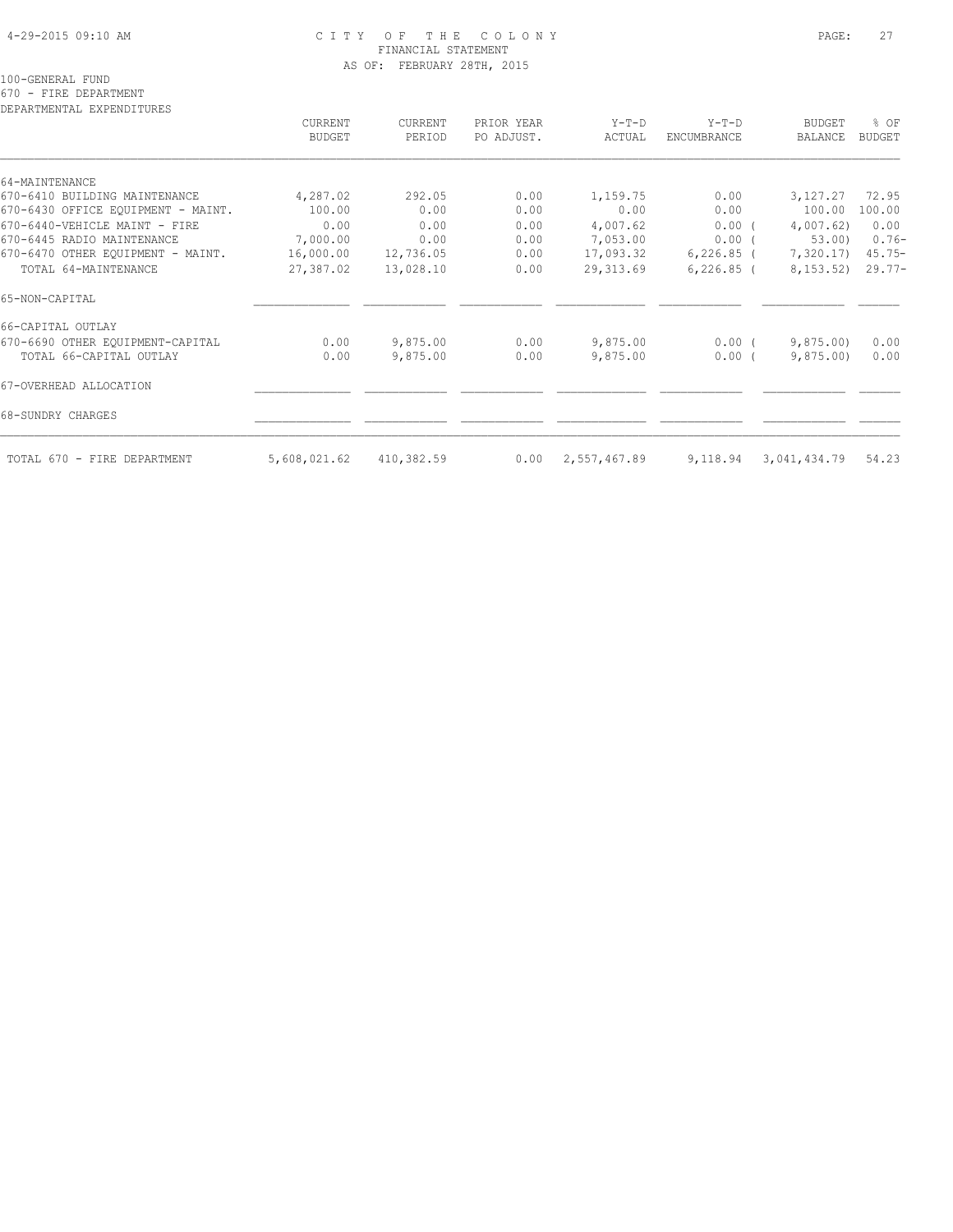100-GENERAL FUND
670 - FIRE DEPARTMENT
DEPARTMENTAL EXPENDITURES

| | CURRENT BUDGET | CURRENT PERIOD | PRIOR YEAR PO ADJUST. | Y-T-D ACTUAL | Y-T-D ENCUMBRANCE | BUDGET BALANCE | % OF BUDGET |
|---|---|---|---|---|---|---|---|
| 64-MAINTENANCE | | | | | | | |
| 670-6410 BUILDING MAINTENANCE | 4,287.02 | 292.05 | 0.00 | 1,159.75 | 0.00 | 3,127.27 | 72.95 |
| 670-6430 OFFICE EQUIPMENT - MAINT. | 100.00 | 0.00 | 0.00 | 0.00 | 0.00 | 100.00 | 100.00 |
| 670-6440-VEHICLE MAINT - FIRE | 0.00 | 0.00 | 0.00 | 4,007.62 | 0.00 | ( 4,007.62) | 0.00 |
| 670-6445 RADIO MAINTENANCE | 7,000.00 | 0.00 | 0.00 | 7,053.00 | 0.00 | ( 53.00) | 0.76- |
| 670-6470 OTHER EQUIPMENT - MAINT. | 16,000.00 | 12,736.05 | 0.00 | 17,093.32 | 6,226.85 | ( 7,320.17) | 45.75- |
| TOTAL 64-MAINTENANCE | 27,387.02 | 13,028.10 | 0.00 | 29,313.69 | 6,226.85 | ( 8,153.52) | 29.77- |
| 65-NON-CAPITAL | | | | | | | |
| 66-CAPITAL OUTLAY | | | | | | | |
| 670-6690 OTHER EQUIPMENT-CAPITAL | 0.00 | 9,875.00 | 0.00 | 9,875.00 | 0.00 | ( 9,875.00) | 0.00 |
| TOTAL 66-CAPITAL OUTLAY | 0.00 | 9,875.00 | 0.00 | 9,875.00 | 0.00 | ( 9,875.00) | 0.00 |
| 67-OVERHEAD ALLOCATION | | | | | | | |
| 68-SUNDRY CHARGES | | | | | | | |
| TOTAL 670 - FIRE DEPARTMENT | 5,608,021.62 | 410,382.59 | 0.00 | 2,557,467.89 | 9,118.94 | 3,041,434.79 | 54.23 |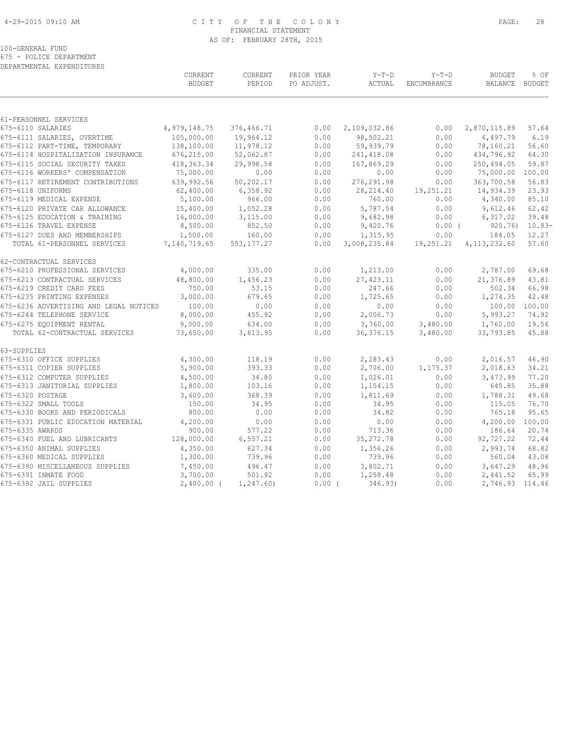CITY OF THE COLONY
FINANCIAL STATEMENT
AS OF: FEBRUARY 28TH, 2015

100-GENERAL FUND
675 - POLICE DEPARTMENT
DEPARTMENTAL EXPENDITURES

| | CURRENT BUDGET | CURRENT PERIOD | PRIOR YEAR PO ADJUST. | Y-T-D ACTUAL | Y-T-D ENCUMBRANCE | BUDGET BALANCE | % OF BUDGET |
|---|---|---|---|---|---|---|---|
| 61-PERSONNEL SERVICES | | | | | | | |
| 675-6110 SALARIES | 4,979,148.75 | 376,466.71 | 0.00 | 2,109,032.86 | 0.00 | 2,870,115.89 | 57.64 |
| 675-6111 SALARIES, OVERTIME | 105,000.00 | 19,964.12 | 0.00 | 98,502.21 | 0.00 | 6,497.79 | 6.19 |
| 675-6112 PART-TIME, TEMPORARY | 138,100.00 | 11,978.12 | 0.00 | 59,939.79 | 0.00 | 78,160.21 | 56.60 |
| 675-6114 HOSPITALIZATION INSURANCE | 676,215.00 | 52,062.87 | 0.00 | 241,418.08 | 0.00 | 434,796.92 | 64.30 |
| 675-6115 SOCIAL SECURITY TAXES | 418,363.34 | 29,998.58 | 0.00 | 167,869.29 | 0.00 | 250,494.05 | 59.87 |
| 675-6116 WORKERS' COMPENSATION | 75,000.00 | 0.00 | 0.00 | 0.00 | 0.00 | 75,000.00 | 100.00 |
| 675-6117 RETIREMENT CONTRIBUTIONS | 639,992.56 | 50,202.17 | 0.00 | 276,291.98 | 0.00 | 363,700.58 | 56.83 |
| 675-6118 UNIFORMS | 62,400.00 | 6,358.92 | 0.00 | 28,214.40 | 19,251.21 | 14,934.39 | 23.93 |
| 675-6119 MEDICAL EXPENSE | 5,100.00 | 966.00 | 0.00 | 760.00 | 0.00 | 4,340.00 | 85.10 |
| 675-6120 PRIVATE CAR ALLOWANCE | 15,400.00 | 1,052.28 | 0.00 | 5,787.54 | 0.00 | 9,612.46 | 62.42 |
| 675-6125 EDUCATION & TRAINING | 16,000.00 | 3,115.00 | 0.00 | 9,682.98 | 0.00 | 6,317.02 | 39.48 |
| 675-6126 TRAVEL EXPENSE | 8,500.00 | 852.50 | 0.00 | 9,420.76 | 0.00 | ( 920.76) | 10.83- |
| 675-6127 DUES AND MEMBERSHIPS | 1,500.00 | 160.00 | 0.00 | 1,315.95 | 0.00 | 184.05 | 12.27 |
| TOTAL 61-PERSONNEL SERVICES | 7,140,719.65 | 553,177.27 | 0.00 | 3,008,235.84 | 19,251.21 | 4,113,232.60 | 57.60 |
| 62-CONTRACTUAL SERVICES | | | | | | | |
| 675-6210 PROFESSIONAL SERVICES | 4,000.00 | 335.00 | 0.00 | 1,213.00 | 0.00 | 2,787.00 | 69.68 |
| 675-6213 CONTRACTUAL SERVICES | 48,800.00 | 1,456.23 | 0.00 | 27,423.11 | 0.00 | 21,376.89 | 43.81 |
| 675-6219 CREDIT CARD FEES | 750.00 | 53.15 | 0.00 | 247.66 | 0.00 | 502.34 | 66.98 |
| 675-6235 PRINTING EXPENSES | 3,000.00 | 679.65 | 0.00 | 1,725.65 | 0.00 | 1,274.35 | 42.48 |
| 675-6236 ADVERTISING AND LEGAL NOTICES | 100.00 | 0.00 | 0.00 | 0.00 | 0.00 | 100.00 | 100.00 |
| 675-6244 TELEPHONE SERVICE | 8,000.00 | 455.92 | 0.00 | 2,006.73 | 0.00 | 5,993.27 | 74.92 |
| 675-6275 EQUIPMENT RENTAL | 9,000.00 | 634.00 | 0.00 | 3,760.00 | 3,480.00 | 1,760.00 | 19.56 |
| TOTAL 62-CONTRACTUAL SERVICES | 73,650.00 | 3,613.95 | 0.00 | 36,376.15 | 3,480.00 | 33,793.85 | 45.88 |
| 63-SUPPLIES | | | | | | | |
| 675-6310 OFFICE SUPPLIES | 4,300.00 | 118.19 | 0.00 | 2,283.43 | 0.00 | 2,016.57 | 46.90 |
| 675-6311 COPIER SUPPLIES | 5,900.00 | 393.33 | 0.00 | 2,706.00 | 1,175.37 | 2,018.63 | 34.21 |
| 675-6312 COMPUTER SUPPLIES | 4,500.00 | 34.80 | 0.00 | 1,026.01 | 0.00 | 3,473.99 | 77.20 |
| 675-6313 JANITORIAL SUPPLIES | 1,800.00 | 103.16 | 0.00 | 1,154.15 | 0.00 | 645.85 | 35.88 |
| 675-6320 POSTAGE | 3,600.00 | 368.39 | 0.00 | 1,811.69 | 0.00 | 1,788.31 | 49.68 |
| 675-6322 SMALL TOOLS | 150.00 | 34.95 | 0.00 | 34.95 | 0.00 | 115.05 | 76.70 |
| 675-6330 BOOKS AND PERIODICALS | 800.00 | 0.00 | 0.00 | 34.82 | 0.00 | 765.18 | 95.65 |
| 675-6331 PUBLIC EDUCATION MATERIAL | 4,200.00 | 0.00 | 0.00 | 0.00 | 0.00 | 4,200.00 | 100.00 |
| 675-6335 AWARDS | 900.00 | 577.22 | 0.00 | 713.36 | 0.00 | 186.64 | 20.74 |
| 675-6340 FUEL AND LUBRICANTS | 128,000.00 | 6,557.21 | 0.00 | 35,272.78 | 0.00 | 92,727.22 | 72.44 |
| 675-6350 ANIMAL SUPPLIES | 4,350.00 | 627.34 | 0.00 | 1,356.26 | 0.00 | 2,993.74 | 68.82 |
| 675-6360 MEDICAL SUPPLIES | 1,300.00 | 739.96 | 0.00 | 739.96 | 0.00 | 560.04 | 43.08 |
| 675-6390 MISCELLANEOUS SUPPLIES | 7,450.00 | 496.47 | 0.00 | 3,802.71 | 0.00 | 3,647.29 | 48.96 |
| 675-6391 INMATE FOOD | 3,700.00 | 501.92 | 0.00 | 1,258.48 | 0.00 | 2,441.52 | 65.99 |
| 675-6392 JAIL SUPPLIES | 2,400.00 | ( 1,247.60) | 0.00 | ( 346.93) | 0.00 | 2,746.93 | 114.46 |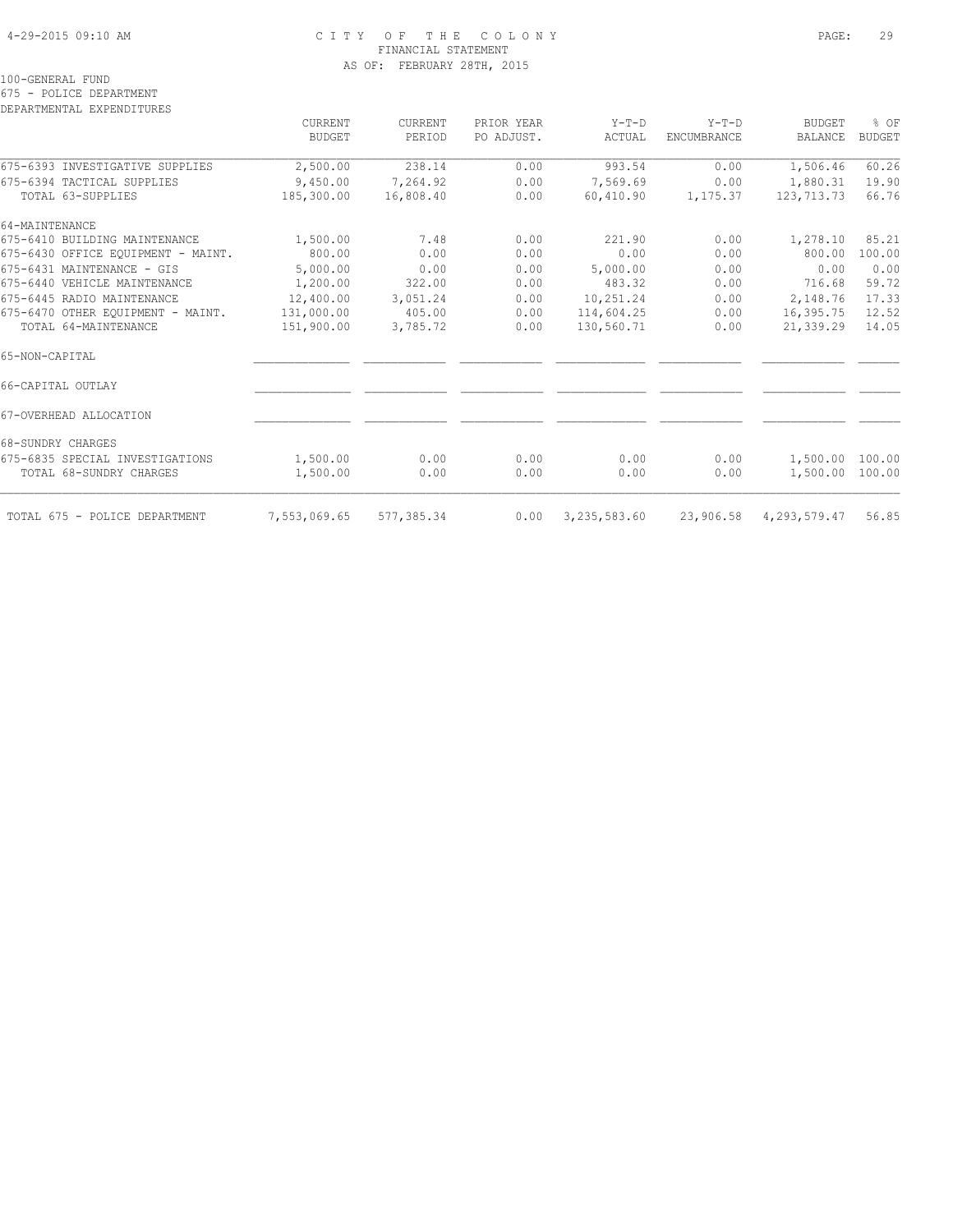100-GENERAL FUND

675 - POLICE DEPARTMENT

DEPARTMENTAL EXPENDITURES

| | CURRENT BUDGET | CURRENT PERIOD | PRIOR YEAR PO ADJUST. | Y-T-D ACTUAL | Y-T-D ENCUMBRANCE | BUDGET BALANCE | % OF BUDGET |
|---|---|---|---|---|---|---|---|
| 675-6393 INVESTIGATIVE SUPPLIES | 2,500.00 | 238.14 | 0.00 | 993.54 | 0.00 | 1,506.46 | 60.26 |
| 675-6394 TACTICAL SUPPLIES | 9,450.00 | 7,264.92 | 0.00 | 7,569.69 | 0.00 | 1,880.31 | 19.90 |
| TOTAL 63-SUPPLIES | 185,300.00 | 16,808.40 | 0.00 | 60,410.90 | 1,175.37 | 123,713.73 | 66.76 |
| 64-MAINTENANCE | | | | | | | |
| 675-6410 BUILDING MAINTENANCE | 1,500.00 | 7.48 | 0.00 | 221.90 | 0.00 | 1,278.10 | 85.21 |
| 675-6430 OFFICE EQUIPMENT - MAINT. | 800.00 | 0.00 | 0.00 | 0.00 | 0.00 | 800.00 | 100.00 |
| 675-6431 MAINTENANCE - GIS | 5,000.00 | 0.00 | 0.00 | 5,000.00 | 0.00 | 0.00 | 0.00 |
| 675-6440 VEHICLE MAINTENANCE | 1,200.00 | 322.00 | 0.00 | 483.32 | 0.00 | 716.68 | 59.72 |
| 675-6445 RADIO MAINTENANCE | 12,400.00 | 3,051.24 | 0.00 | 10,251.24 | 0.00 | 2,148.76 | 17.33 |
| 675-6470 OTHER EQUIPMENT - MAINT. | 131,000.00 | 405.00 | 0.00 | 114,604.25 | 0.00 | 16,395.75 | 12.52 |
| TOTAL 64-MAINTENANCE | 151,900.00 | 3,785.72 | 0.00 | 130,560.71 | 0.00 | 21,339.29 | 14.05 |
| 65-NON-CAPITAL | | | | | | | |
| 66-CAPITAL OUTLAY | | | | | | | |
| 67-OVERHEAD ALLOCATION | | | | | | | |
| 68-SUNDRY CHARGES | | | | | | | |
| 675-6835 SPECIAL INVESTIGATIONS | 1,500.00 | 0.00 | 0.00 | 0.00 | 0.00 | 1,500.00 | 100.00 |
| TOTAL 68-SUNDRY CHARGES | 1,500.00 | 0.00 | 0.00 | 0.00 | 0.00 | 1,500.00 | 100.00 |
| TOTAL 675 - POLICE DEPARTMENT | 7,553,069.65 | 577,385.34 | 0.00 | 3,235,583.60 | 23,906.58 | 4,293,579.47 | 56.85 |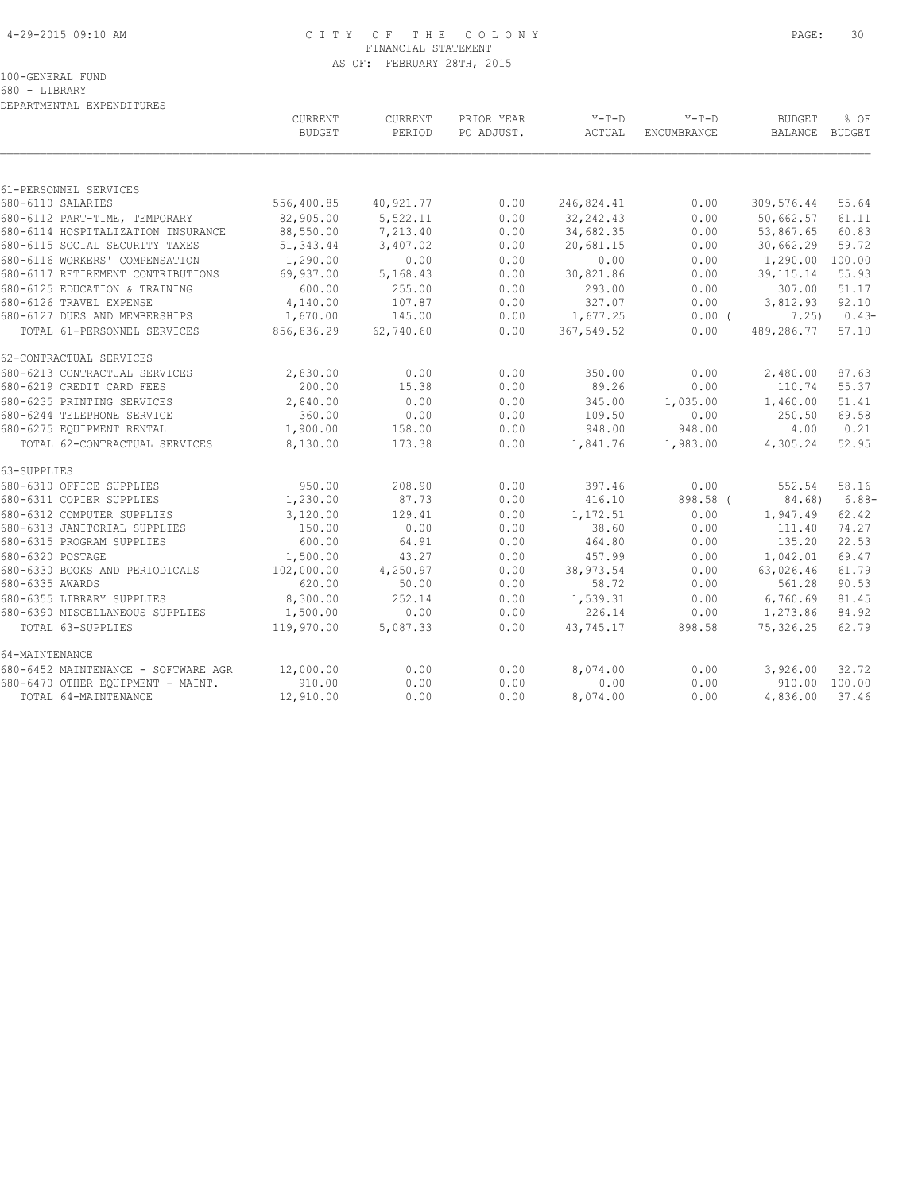# CITY OF THE COLONY
## FINANCIAL STATEMENT
### AS OF: FEBRUARY 28TH, 2015

100-GENERAL FUND
680 - LIBRARY
DEPARTMENTAL EXPENDITURES

| | CURRENT BUDGET | CURRENT PERIOD | PRIOR YEAR PO ADJUST. | Y-T-D ACTUAL | Y-T-D ENCUMBRANCE | BUDGET BALANCE | % OF BUDGET |
|---|---|---|---|---|---|---|---|
| 61-PERSONNEL SERVICES | | | | | | | |
| 680-6110 SALARIES | 556,400.85 | 40,921.77 | 0.00 | 246,824.41 | 0.00 | 309,576.44 | 55.64 |
| 680-6112 PART-TIME, TEMPORARY | 82,905.00 | 5,522.11 | 0.00 | 32,242.43 | 0.00 | 50,662.57 | 61.11 |
| 680-6114 HOSPITALIZATION INSURANCE | 88,550.00 | 7,213.40 | 0.00 | 34,682.35 | 0.00 | 53,867.65 | 60.83 |
| 680-6115 SOCIAL SECURITY TAXES | 51,343.44 | 3,407.02 | 0.00 | 20,681.15 | 0.00 | 30,662.29 | 59.72 |
| 680-6116 WORKERS' COMPENSATION | 1,290.00 | 0.00 | 0.00 | 0.00 | 0.00 | 1,290.00 | 100.00 |
| 680-6117 RETIREMENT CONTRIBUTIONS | 69,937.00 | 5,168.43 | 0.00 | 30,821.86 | 0.00 | 39,115.14 | 55.93 |
| 680-6125 EDUCATION & TRAINING | 600.00 | 255.00 | 0.00 | 293.00 | 0.00 | 307.00 | 51.17 |
| 680-6126 TRAVEL EXPENSE | 4,140.00 | 107.87 | 0.00 | 327.07 | 0.00 | 3,812.93 | 92.10 |
| 680-6127 DUES AND MEMBERSHIPS | 1,670.00 | 145.00 | 0.00 | 1,677.25 | 0.00 | ( 7.25) | 0.43- |
| TOTAL 61-PERSONNEL SERVICES | 856,836.29 | 62,740.60 | 0.00 | 367,549.52 | 0.00 | 489,286.77 | 57.10 |
| 62-CONTRACTUAL SERVICES | | | | | | | |
| 680-6213 CONTRACTUAL SERVICES | 2,830.00 | 0.00 | 0.00 | 350.00 | 0.00 | 2,480.00 | 87.63 |
| 680-6219 CREDIT CARD FEES | 200.00 | 15.38 | 0.00 | 89.26 | 0.00 | 110.74 | 55.37 |
| 680-6235 PRINTING SERVICES | 2,840.00 | 0.00 | 0.00 | 345.00 | 1,035.00 | 1,460.00 | 51.41 |
| 680-6244 TELEPHONE SERVICE | 360.00 | 0.00 | 0.00 | 109.50 | 0.00 | 250.50 | 69.58 |
| 680-6275 EQUIPMENT RENTAL | 1,900.00 | 158.00 | 0.00 | 948.00 | 948.00 | 4.00 | 0.21 |
| TOTAL 62-CONTRACTUAL SERVICES | 8,130.00 | 173.38 | 0.00 | 1,841.76 | 1,983.00 | 4,305.24 | 52.95 |
| 63-SUPPLIES | | | | | | | |
| 680-6310 OFFICE SUPPLIES | 950.00 | 208.90 | 0.00 | 397.46 | 0.00 | 552.54 | 58.16 |
| 680-6311 COPIER SUPPLIES | 1,230.00 | 87.73 | 0.00 | 416.10 | 898.58 | ( 84.68) | 6.88- |
| 680-6312 COMPUTER SUPPLIES | 3,120.00 | 129.41 | 0.00 | 1,172.51 | 0.00 | 1,947.49 | 62.42 |
| 680-6313 JANITORIAL SUPPLIES | 150.00 | 0.00 | 0.00 | 38.60 | 0.00 | 111.40 | 74.27 |
| 680-6315 PROGRAM SUPPLIES | 600.00 | 64.91 | 0.00 | 464.80 | 0.00 | 135.20 | 22.53 |
| 680-6320 POSTAGE | 1,500.00 | 43.27 | 0.00 | 457.99 | 0.00 | 1,042.01 | 69.47 |
| 680-6330 BOOKS AND PERIODICALS | 102,000.00 | 4,250.97 | 0.00 | 38,973.54 | 0.00 | 63,026.46 | 61.79 |
| 680-6335 AWARDS | 620.00 | 50.00 | 0.00 | 58.72 | 0.00 | 561.28 | 90.53 |
| 680-6355 LIBRARY SUPPLIES | 8,300.00 | 252.14 | 0.00 | 1,539.31 | 0.00 | 6,760.69 | 81.45 |
| 680-6390 MISCELLANEOUS SUPPLIES | 1,500.00 | 0.00 | 0.00 | 226.14 | 0.00 | 1,273.86 | 84.92 |
| TOTAL 63-SUPPLIES | 119,970.00 | 5,087.33 | 0.00 | 43,745.17 | 898.58 | 75,326.25 | 62.79 |
| 64-MAINTENANCE | | | | | | | |
| 680-6452 MAINTENANCE - SOFTWARE AGR | 12,000.00 | 0.00 | 0.00 | 8,074.00 | 0.00 | 3,926.00 | 32.72 |
| 680-6470 OTHER EQUIPMENT - MAINT. | 910.00 | 0.00 | 0.00 | 0.00 | 0.00 | 910.00 | 100.00 |
| TOTAL 64-MAINTENANCE | 12,910.00 | 0.00 | 0.00 | 8,074.00 | 0.00 | 4,836.00 | 37.46 |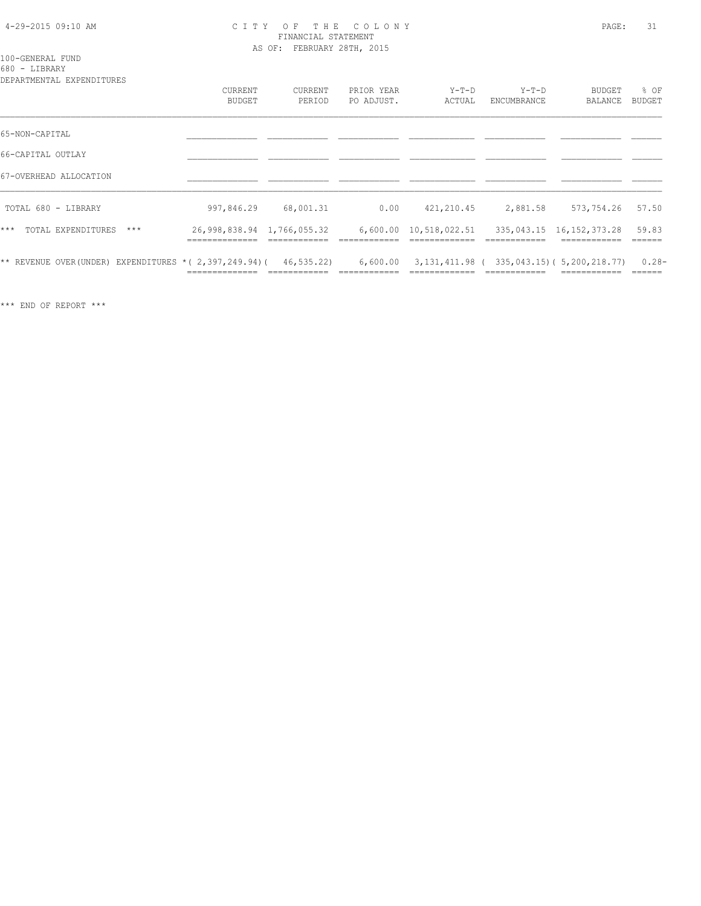4-29-2015 09:10 AM

# CITY OF THE COLONY
## FINANCIAL STATEMENT
AS OF: FEBRUARY 28TH, 2015

100-GENERAL FUND
680 - LIBRARY
DEPARTMENTAL EXPENDITURES

| | CURRENT BUDGET | CURRENT PERIOD | PRIOR YEAR PO ADJUST. | Y-T-D ACTUAL | Y-T-D ENCUMBRANCE | BUDGET BALANCE | % OF BUDGET |
|---|---|---|---|---|---|---|---|
| 65-NON-CAPITAL | | | | | | | |
| 66-CAPITAL OUTLAY | | | | | | | |
| 67-OVERHEAD ALLOCATION | | | | | | | |
| TOTAL 680 - LIBRARY | 997,846.29 | 68,001.31 | 0.00 | 421,210.45 | 2,881.58 | 573,754.26 | 57.50 |
| *** TOTAL EXPENDITURES *** | 26,998,838.94 | 1,766,055.32 | 6,600.00 | 10,518,022.51 | 335,043.15 | 16,152,373.28 | 59.83 |
| ** REVENUE OVER(UNDER) EXPENDITURES * | ( 2,397,249.94) | ( 46,535.22) | 6,600.00 | 3,131,411.98 | ( 335,043.15) | ( 5,200,218.77) | 0.28- |

*** END OF REPORT ***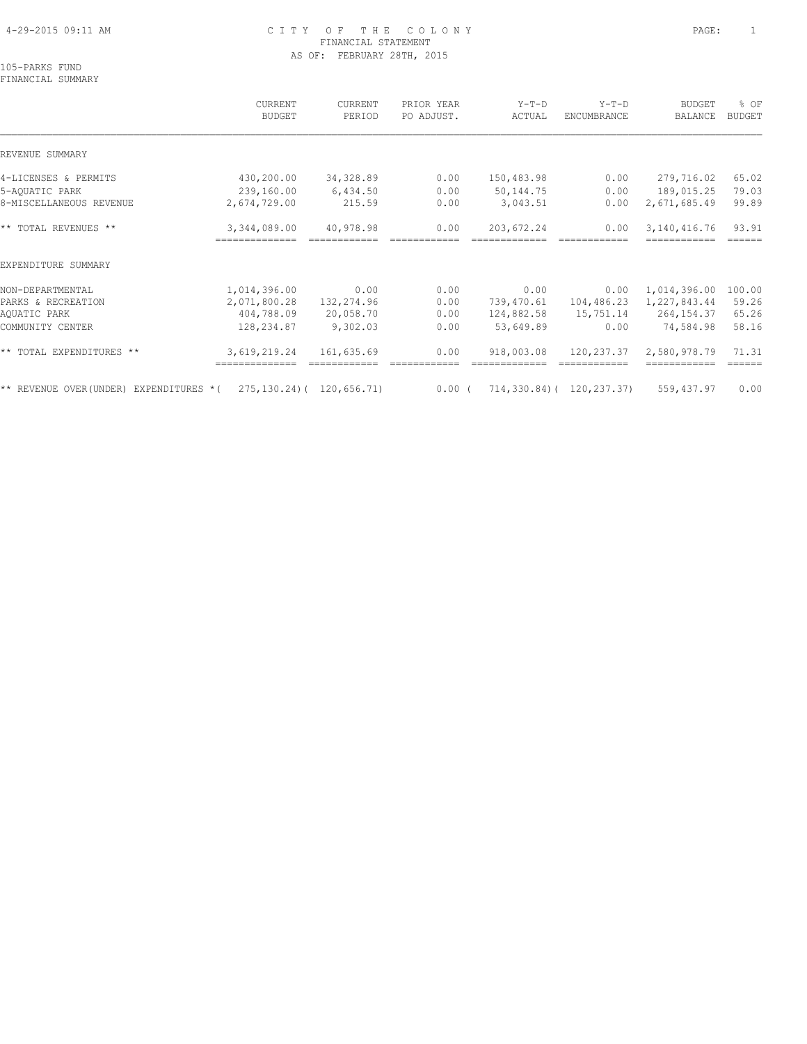CITY OF THE COLONY
FINANCIAL STATEMENT
AS OF: FEBRUARY 28TH, 2015

105-PARKS FUND
FINANCIAL SUMMARY

| | CURRENT BUDGET | CURRENT PERIOD | PRIOR YEAR PO ADJUST. | Y-T-D ACTUAL | Y-T-D ENCUMBRANCE | BUDGET BALANCE | % OF BUDGET |
|---|---|---|---|---|---|---|---|
| REVENUE SUMMARY | | | | | | | |
| 4-LICENSES & PERMITS | 430,200.00 | 34,328.89 | 0.00 | 150,483.98 | 0.00 | 279,716.02 | 65.02 |
| 5-AQUATIC PARK | 239,160.00 | 6,434.50 | 0.00 | 50,144.75 | 0.00 | 189,015.25 | 79.03 |
| 8-MISCELLANEOUS REVENUE | 2,674,729.00 | 215.59 | 0.00 | 3,043.51 | 0.00 | 2,671,685.49 | 99.89 |
| ** TOTAL REVENUES ** | 3,344,089.00 | 40,978.98 | 0.00 | 203,672.24 | 0.00 | 3,140,416.76 | 93.91 |
| EXPENDITURE SUMMARY | | | | | | | |
| NON-DEPARTMENTAL | 1,014,396.00 | 0.00 | 0.00 | 0.00 | 0.00 | 1,014,396.00 | 100.00 |
| PARKS & RECREATION | 2,071,800.28 | 132,274.96 | 0.00 | 739,470.61 | 104,486.23 | 1,227,843.44 | 59.26 |
| AQUATIC PARK | 404,788.09 | 20,058.70 | 0.00 | 124,882.58 | 15,751.14 | 264,154.37 | 65.26 |
| COMMUNITY CENTER | 128,234.87 | 9,302.03 | 0.00 | 53,649.89 | 0.00 | 74,584.98 | 58.16 |
| ** TOTAL EXPENDITURES ** | 3,619,219.24 | 161,635.69 | 0.00 | 918,003.08 | 120,237.37 | 2,580,978.79 | 71.31 |
| ** REVENUE OVER(UNDER) EXPENDITURES * | ( 275,130.24) | ( 120,656.71) | 0.00 | ( 714,330.84) | ( 120,237.37) | 559,437.97 | 0.00 |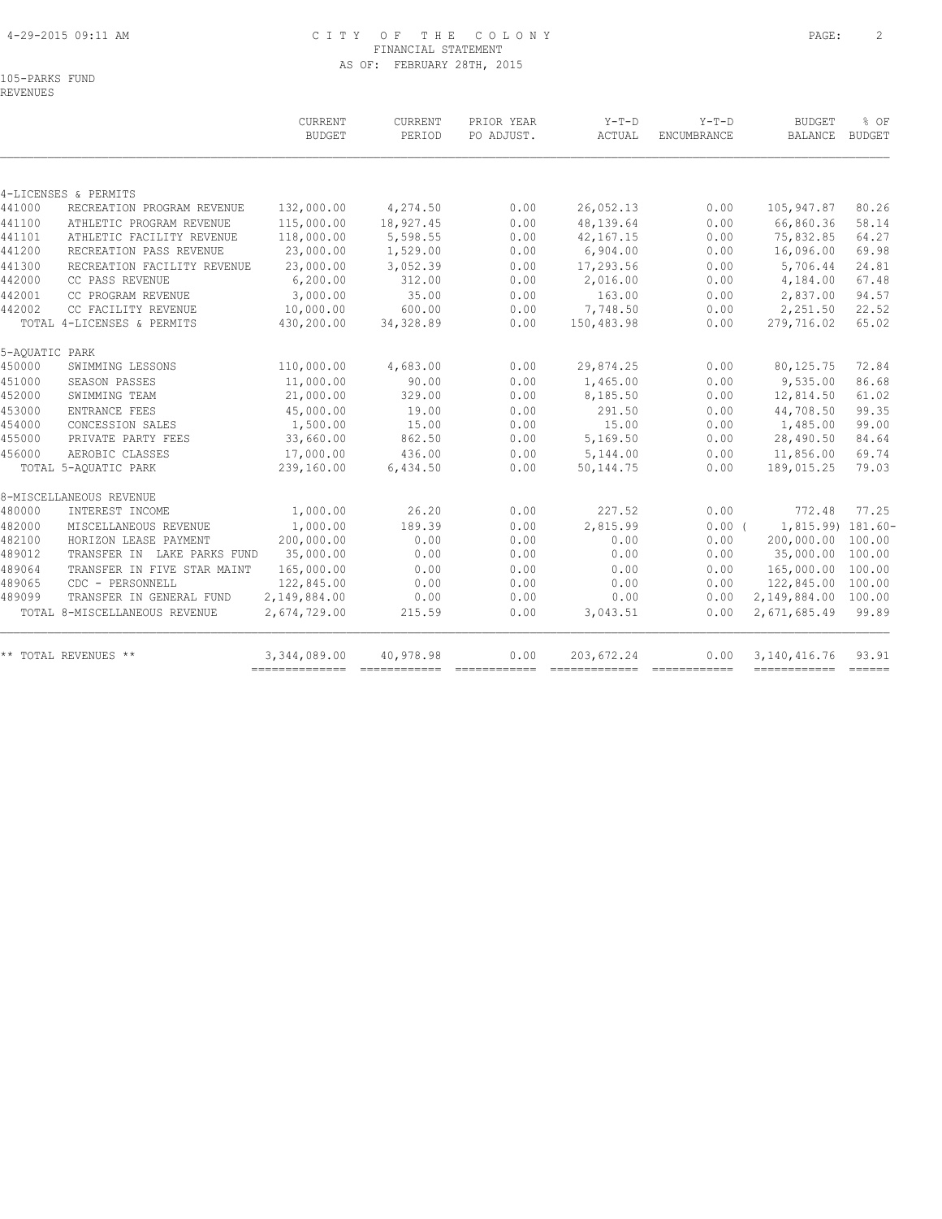# CITY OF THE COLONY
## FINANCIAL STATEMENT
### AS OF: FEBRUARY 28TH, 2015

105-PARKS FUND
REVENUES

| | | CURRENT BUDGET | CURRENT PERIOD | PRIOR YEAR PO ADJUST. | Y-T-D ACTUAL | Y-T-D ENCUMBRANCE | BUDGET BALANCE | % OF BUDGET |
|---|---|---|---|---|---|---|---|---|
| **4-LICENSES & PERMITS** | | | | | | | | |
| 441000 | RECREATION PROGRAM REVENUE | 132,000.00 | 4,274.50 | 0.00 | 26,052.13 | 0.00 | 105,947.87 | 80.26 |
| 441100 | ATHLETIC PROGRAM REVENUE | 115,000.00 | 18,927.45 | 0.00 | 48,139.64 | 0.00 | 66,860.36 | 58.14 |
| 441101 | ATHLETIC FACILITY REVENUE | 118,000.00 | 5,598.55 | 0.00 | 42,167.15 | 0.00 | 75,832.85 | 64.27 |
| 441200 | RECREATION PASS REVENUE | 23,000.00 | 1,529.00 | 0.00 | 6,904.00 | 0.00 | 16,096.00 | 69.98 |
| 441300 | RECREATION FACILITY REVENUE | 23,000.00 | 3,052.39 | 0.00 | 17,293.56 | 0.00 | 5,706.44 | 24.81 |
| 442000 | CC PASS REVENUE | 6,200.00 | 312.00 | 0.00 | 2,016.00 | 0.00 | 4,184.00 | 67.48 |
| 442001 | CC PROGRAM REVENUE | 3,000.00 | 35.00 | 0.00 | 163.00 | 0.00 | 2,837.00 | 94.57 |
| 442002 | CC FACILITY REVENUE | 10,000.00 | 600.00 | 0.00 | 7,748.50 | 0.00 | 2,251.50 | 22.52 |
| | TOTAL 4-LICENSES & PERMITS | 430,200.00 | 34,328.89 | 0.00 | 150,483.98 | 0.00 | 279,716.02 | 65.02 |
| **5-AQUATIC PARK** | | | | | | | | |
| 450000 | SWIMMING LESSONS | 110,000.00 | 4,683.00 | 0.00 | 29,874.25 | 0.00 | 80,125.75 | 72.84 |
| 451000 | SEASON PASSES | 11,000.00 | 90.00 | 0.00 | 1,465.00 | 0.00 | 9,535.00 | 86.68 |
| 452000 | SWIMMING TEAM | 21,000.00 | 329.00 | 0.00 | 8,185.50 | 0.00 | 12,814.50 | 61.02 |
| 453000 | ENTRANCE FEES | 45,000.00 | 19.00 | 0.00 | 291.50 | 0.00 | 44,708.50 | 99.35 |
| 454000 | CONCESSION SALES | 1,500.00 | 15.00 | 0.00 | 15.00 | 0.00 | 1,485.00 | 99.00 |
| 455000 | PRIVATE PARTY FEES | 33,660.00 | 862.50 | 0.00 | 5,169.50 | 0.00 | 28,490.50 | 84.64 |
| 456000 | AEROBIC CLASSES | 17,000.00 | 436.00 | 0.00 | 5,144.00 | 0.00 | 11,856.00 | 69.74 |
| | TOTAL 5-AQUATIC PARK | 239,160.00 | 6,434.50 | 0.00 | 50,144.75 | 0.00 | 189,015.25 | 79.03 |
| **8-MISCELLANEOUS REVENUE** | | | | | | | | |
| 480000 | INTEREST INCOME | 1,000.00 | 26.20 | 0.00 | 227.52 | 0.00 | 772.48 | 77.25 |
| 482000 | MISCELLANEOUS REVENUE | 1,000.00 | 189.39 | 0.00 | 2,815.99 | 0.00 | ( 1,815.99) | 181.60- |
| 482100 | HORIZON LEASE PAYMENT | 200,000.00 | 0.00 | 0.00 | 0.00 | 0.00 | 200,000.00 | 100.00 |
| 489012 | TRANSFER IN LAKE PARKS FUND | 35,000.00 | 0.00 | 0.00 | 0.00 | 0.00 | 35,000.00 | 100.00 |
| 489064 | TRANSFER IN FIVE STAR MAINT | 165,000.00 | 0.00 | 0.00 | 0.00 | 0.00 | 165,000.00 | 100.00 |
| 489065 | CDC - PERSONNELL | 122,845.00 | 0.00 | 0.00 | 0.00 | 0.00 | 122,845.00 | 100.00 |
| 489099 | TRANSFER IN GENERAL FUND | 2,149,884.00 | 0.00 | 0.00 | 0.00 | 0.00 | 2,149,884.00 | 100.00 |
| | TOTAL 8-MISCELLANEOUS REVENUE | 2,674,729.00 | 215.59 | 0.00 | 3,043.51 | 0.00 | 2,671,685.49 | 99.89 |
| | ** TOTAL REVENUES ** | 3,344,089.00 | 40,978.98 | 0.00 | 203,672.24 | 0.00 | 3,140,416.76 | 93.91 |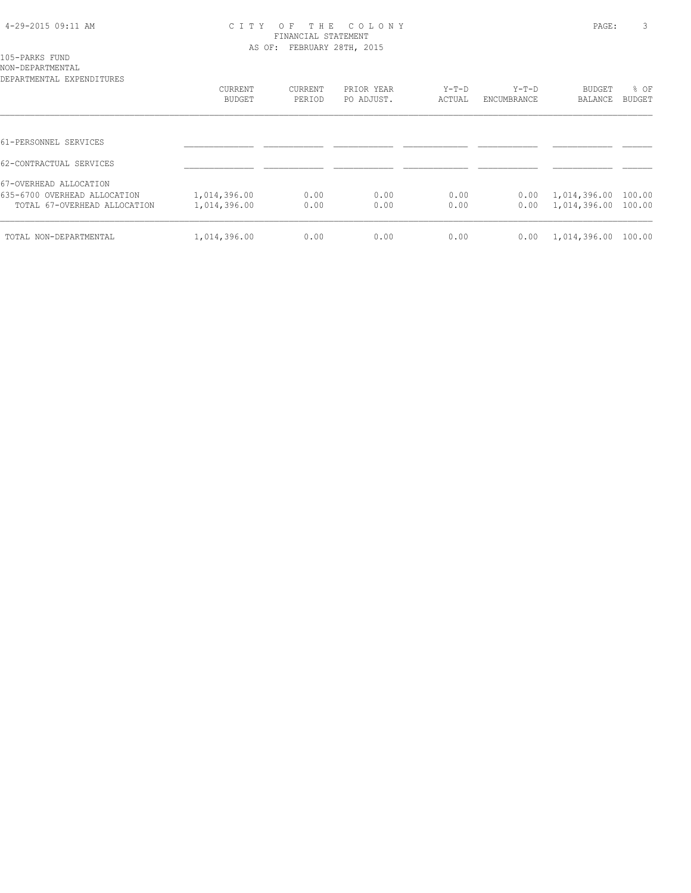# CITY OF THE COLONY
## FINANCIAL STATEMENT
### AS OF: FEBRUARY 28TH, 2015

105-PARKS FUND
NON-DEPARTMENTAL
DEPARTMENTAL EXPENDITURES

| | CURRENT BUDGET | CURRENT PERIOD | PRIOR YEAR PO ADJUST. | Y-T-D ACTUAL | Y-T-D ENCUMBRANCE | BUDGET BALANCE | % OF BUDGET |
|---|---|---|---|---|---|---|---|
| 61-PERSONNEL SERVICES | | | | | | | |
| 62-CONTRACTUAL SERVICES | | | | | | | |
| 67-OVERHEAD ALLOCATION | | | | | | | |
| 635-6700 OVERHEAD ALLOCATION | 1,014,396.00 | 0.00 | 0.00 | 0.00 | 0.00 | 1,014,396.00 | 100.00 |
| TOTAL 67-OVERHEAD ALLOCATION | 1,014,396.00 | 0.00 | 0.00 | 0.00 | 0.00 | 1,014,396.00 | 100.00 |
| TOTAL NON-DEPARTMENTAL | 1,014,396.00 | 0.00 | 0.00 | 0.00 | 0.00 | 1,014,396.00 | 100.00 |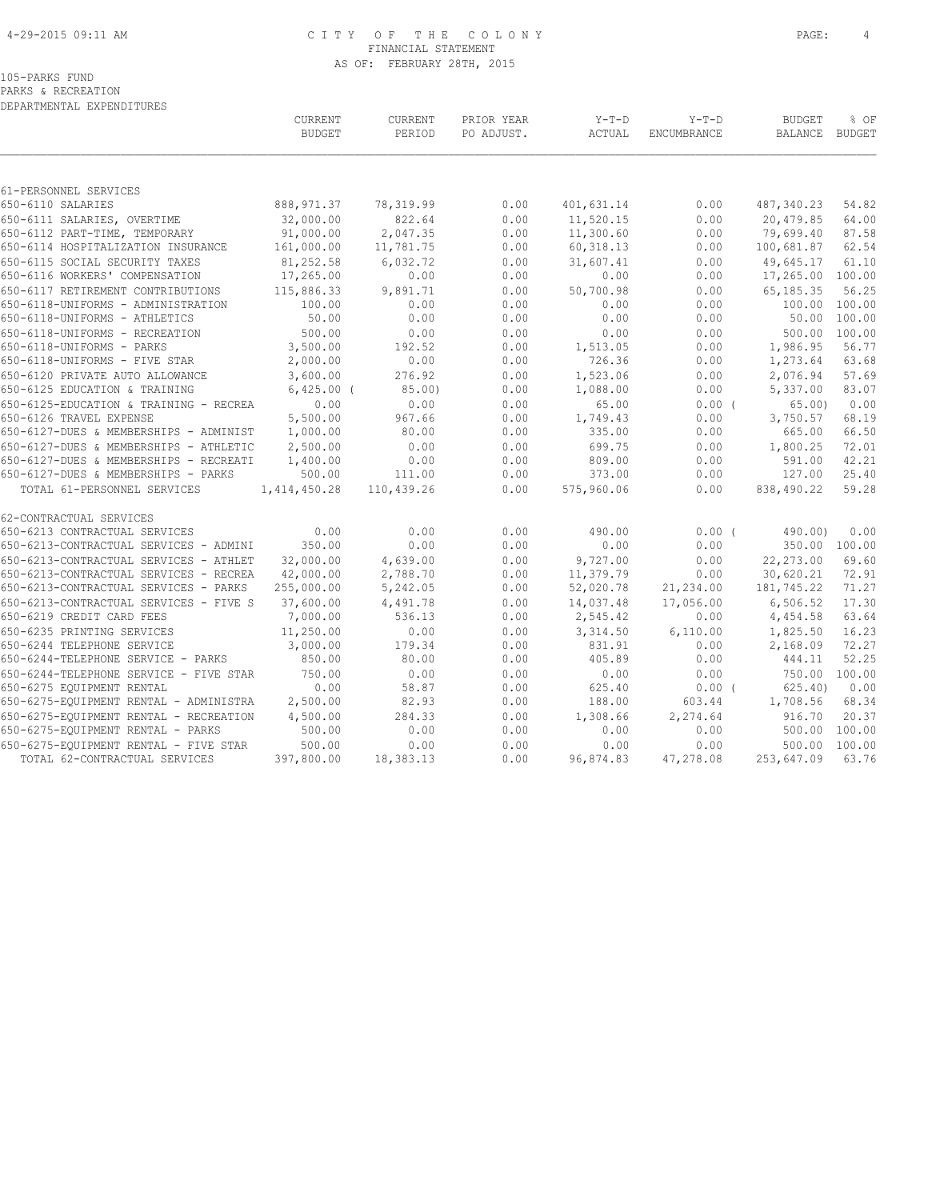CITY OF THE COLONY
FINANCIAL STATEMENT
AS OF: FEBRUARY 28TH, 2015

105-PARKS FUND
PARKS & RECREATION
DEPARTMENTAL EXPENDITURES

| | CURRENT BUDGET | CURRENT PERIOD | PRIOR YEAR PO ADJUST. | Y-T-D ACTUAL | Y-T-D ENCUMBRANCE | BUDGET BALANCE | % OF BUDGET |
|---|---|---|---|---|---|---|---|
| 61-PERSONNEL SERVICES | | | | | | | |
| 650-6110 SALARIES | 888,971.37 | 78,319.99 | 0.00 | 401,631.14 | 0.00 | 487,340.23 | 54.82 |
| 650-6111 SALARIES, OVERTIME | 32,000.00 | 822.64 | 0.00 | 11,520.15 | 0.00 | 20,479.85 | 64.00 |
| 650-6112 PART-TIME, TEMPORARY | 91,000.00 | 2,047.35 | 0.00 | 11,300.60 | 0.00 | 79,699.40 | 87.58 |
| 650-6114 HOSPITALIZATION INSURANCE | 161,000.00 | 11,781.75 | 0.00 | 60,318.13 | 0.00 | 100,681.87 | 62.54 |
| 650-6115 SOCIAL SECURITY TAXES | 81,252.58 | 6,032.72 | 0.00 | 31,607.41 | 0.00 | 49,645.17 | 61.10 |
| 650-6116 WORKERS' COMPENSATION | 17,265.00 | 0.00 | 0.00 | 0.00 | 0.00 | 17,265.00 | 100.00 |
| 650-6117 RETIREMENT CONTRIBUTIONS | 115,886.33 | 9,891.71 | 0.00 | 50,700.98 | 0.00 | 65,185.35 | 56.25 |
| 650-6118-UNIFORMS - ADMINISTRATION | 100.00 | 0.00 | 0.00 | 0.00 | 0.00 | 100.00 | 100.00 |
| 650-6118-UNIFORMS - ATHLETICS | 50.00 | 0.00 | 0.00 | 0.00 | 0.00 | 50.00 | 100.00 |
| 650-6118-UNIFORMS - RECREATION | 500.00 | 0.00 | 0.00 | 0.00 | 0.00 | 500.00 | 100.00 |
| 650-6118-UNIFORMS - PARKS | 3,500.00 | 192.52 | 0.00 | 1,513.05 | 0.00 | 1,986.95 | 56.77 |
| 650-6118-UNIFORMS - FIVE STAR | 2,000.00 | 0.00 | 0.00 | 726.36 | 0.00 | 1,273.64 | 63.68 |
| 650-6120 PRIVATE AUTO ALLOWANCE | 3,600.00 | 276.92 | 0.00 | 1,523.06 | 0.00 | 2,076.94 | 57.69 |
| 650-6125 EDUCATION & TRAINING | 6,425.00 | ( 85.00) | 0.00 | 1,088.00 | 0.00 | 5,337.00 | 83.07 |
| 650-6125-EDUCATION & TRAINING - RECREA | 0.00 | 0.00 | 0.00 | 65.00 | 0.00 | ( 65.00) | 0.00 |
| 650-6126 TRAVEL EXPENSE | 5,500.00 | 967.66 | 0.00 | 1,749.43 | 0.00 | 3,750.57 | 68.19 |
| 650-6127-DUES & MEMBERSHIPS - ADMINIST | 1,000.00 | 80.00 | 0.00 | 335.00 | 0.00 | 665.00 | 66.50 |
| 650-6127-DUES & MEMBERSHIPS - ATHLETIC | 2,500.00 | 0.00 | 0.00 | 699.75 | 0.00 | 1,800.25 | 72.01 |
| 650-6127-DUES & MEMBERSHIPS - RECREATI | 1,400.00 | 0.00 | 0.00 | 809.00 | 0.00 | 591.00 | 42.21 |
| 650-6127-DUES & MEMBERSHIPS - PARKS | 500.00 | 111.00 | 0.00 | 373.00 | 0.00 | 127.00 | 25.40 |
| TOTAL 61-PERSONNEL SERVICES | 1,414,450.28 | 110,439.26 | 0.00 | 575,960.06 | 0.00 | 838,490.22 | 59.28 |
| 62-CONTRACTUAL SERVICES | | | | | | | |
| 650-6213 CONTRACTUAL SERVICES | 0.00 | 0.00 | 0.00 | 490.00 | 0.00 | ( 490.00) | 0.00 |
| 650-6213-CONTRACTUAL SERVICES - ADMINI | 350.00 | 0.00 | 0.00 | 0.00 | 0.00 | 350.00 | 100.00 |
| 650-6213-CONTRACTUAL SERVICES - ATHLET | 32,000.00 | 4,639.00 | 0.00 | 9,727.00 | 0.00 | 22,273.00 | 69.60 |
| 650-6213-CONTRACTUAL SERVICES - RECREA | 42,000.00 | 2,788.70 | 0.00 | 11,379.79 | 0.00 | 30,620.21 | 72.91 |
| 650-6213-CONTRACTUAL SERVICES - PARKS | 255,000.00 | 5,242.05 | 0.00 | 52,020.78 | 21,234.00 | 181,745.22 | 71.27 |
| 650-6213-CONTRACTUAL SERVICES - FIVE S | 37,600.00 | 4,491.78 | 0.00 | 14,037.48 | 17,056.00 | 6,506.52 | 17.30 |
| 650-6219 CREDIT CARD FEES | 7,000.00 | 536.13 | 0.00 | 2,545.42 | 0.00 | 4,454.58 | 63.64 |
| 650-6235 PRINTING SERVICES | 11,250.00 | 0.00 | 0.00 | 3,314.50 | 6,110.00 | 1,825.50 | 16.23 |
| 650-6244 TELEPHONE SERVICE | 3,000.00 | 179.34 | 0.00 | 831.91 | 0.00 | 2,168.09 | 72.27 |
| 650-6244-TELEPHONE SERVICE - PARKS | 850.00 | 80.00 | 0.00 | 405.89 | 0.00 | 444.11 | 52.25 |
| 650-6244-TELEPHONE SERVICE - FIVE STAR | 750.00 | 0.00 | 0.00 | 0.00 | 0.00 | 750.00 | 100.00 |
| 650-6275 EQUIPMENT RENTAL | 0.00 | 58.87 | 0.00 | 625.40 | 0.00 | ( 625.40) | 0.00 |
| 650-6275-EQUIPMENT RENTAL - ADMINISTRA | 2,500.00 | 82.93 | 0.00 | 188.00 | 603.44 | 1,708.56 | 68.34 |
| 650-6275-EQUIPMENT RENTAL - RECREATION | 4,500.00 | 284.33 | 0.00 | 1,308.66 | 2,274.64 | 916.70 | 20.37 |
| 650-6275-EQUIPMENT RENTAL - PARKS | 500.00 | 0.00 | 0.00 | 0.00 | 0.00 | 500.00 | 100.00 |
| 650-6275-EQUIPMENT RENTAL - FIVE STAR | 500.00 | 0.00 | 0.00 | 0.00 | 0.00 | 500.00 | 100.00 |
| TOTAL 62-CONTRACTUAL SERVICES | 397,800.00 | 18,383.13 | 0.00 | 96,874.83 | 47,278.08 | 253,647.09 | 63.76 |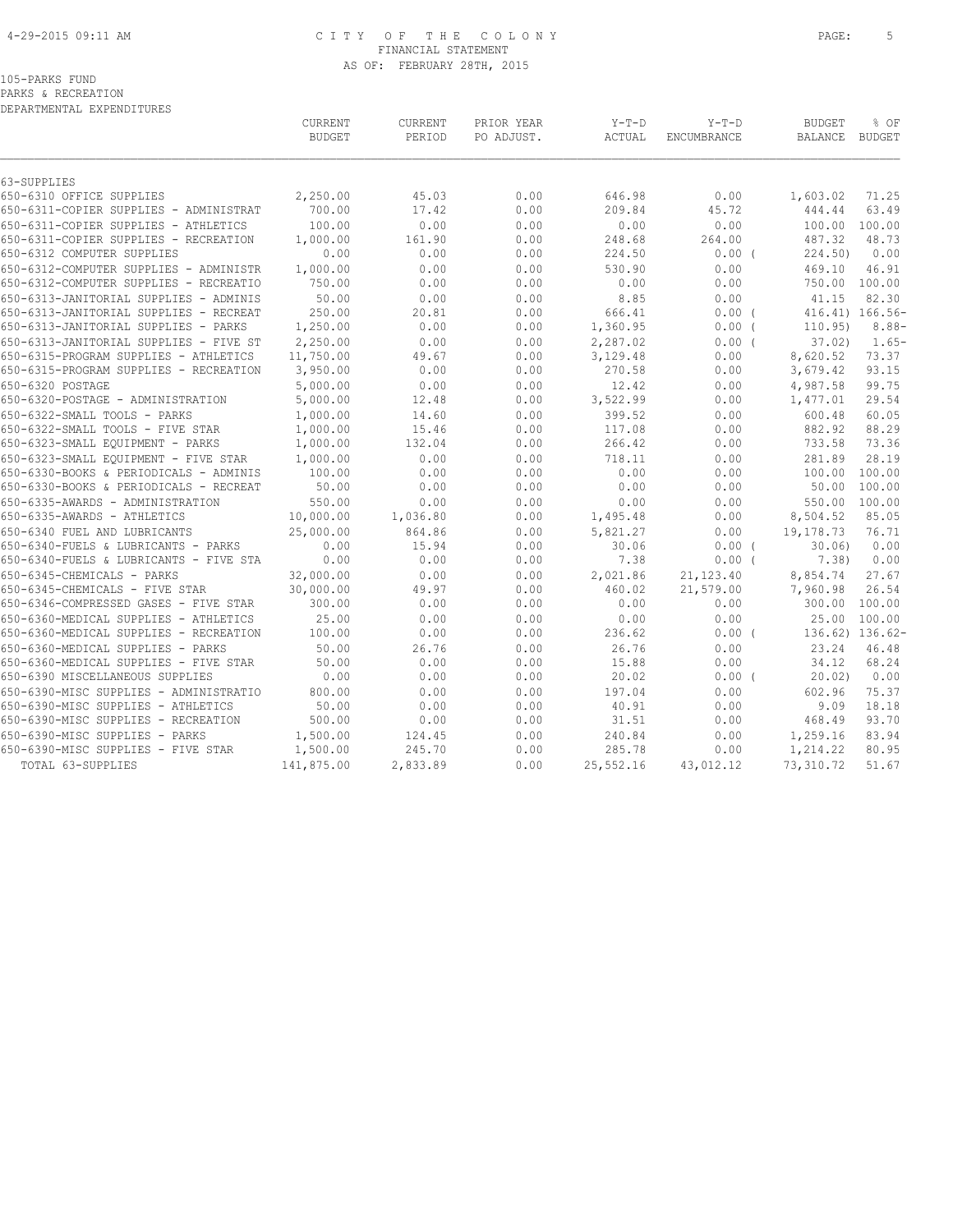105-PARKS FUND
PARKS & RECREATION
DEPARTMENTAL EXPENDITURES

|  | CURRENT BUDGET | CURRENT PERIOD | PRIOR YEAR PO ADJUST. | Y-T-D ACTUAL | Y-T-D ENCUMBRANCE | BUDGET BALANCE | % OF BUDGET |
|---|---|---|---|---|---|---|---|
| 63-SUPPLIES | | | | | | | |
| 650-6310 OFFICE SUPPLIES | 2,250.00 | 45.03 | 0.00 | 646.98 | 0.00 | 1,603.02 | 71.25 |
| 650-6311-COPIER SUPPLIES - ADMINISTRAT | 700.00 | 17.42 | 0.00 | 209.84 | 45.72 | 444.44 | 63.49 |
| 650-6311-COPIER SUPPLIES - ATHLETICS | 100.00 | 0.00 | 0.00 | 0.00 | 0.00 | 100.00 | 100.00 |
| 650-6311-COPIER SUPPLIES - RECREATION | 1,000.00 | 161.90 | 0.00 | 248.68 | 264.00 | 487.32 | 48.73 |
| 650-6312 COMPUTER SUPPLIES | 0.00 | 0.00 | 0.00 | 224.50 | 0.00 ( | 224.50) | 0.00 |
| 650-6312-COMPUTER SUPPLIES - ADMINISTR | 1,000.00 | 0.00 | 0.00 | 530.90 | 0.00 | 469.10 | 46.91 |
| 650-6312-COMPUTER SUPPLIES - RECREATIO | 750.00 | 0.00 | 0.00 | 0.00 | 0.00 | 750.00 | 100.00 |
| 650-6313-JANITORIAL SUPPLIES - ADMINIS | 50.00 | 0.00 | 0.00 | 8.85 | 0.00 | 41.15 | 82.30 |
| 650-6313-JANITORIAL SUPPLIES - RECREAT | 250.00 | 20.81 | 0.00 | 666.41 | 0.00 ( | 416.41) | 166.56- |
| 650-6313-JANITORIAL SUPPLIES - PARKS | 1,250.00 | 0.00 | 0.00 | 1,360.95 | 0.00 ( | 110.95) | 8.88- |
| 650-6313-JANITORIAL SUPPLIES - FIVE ST | 2,250.00 | 0.00 | 0.00 | 2,287.02 | 0.00 ( | 37.02) | 1.65- |
| 650-6315-PROGRAM SUPPLIES - ATHLETICS | 11,750.00 | 49.67 | 0.00 | 3,129.48 | 0.00 | 8,620.52 | 73.37 |
| 650-6315-PROGRAM SUPPLIES - RECREATION | 3,950.00 | 0.00 | 0.00 | 270.58 | 0.00 | 3,679.42 | 93.15 |
| 650-6320 POSTAGE | 5,000.00 | 0.00 | 0.00 | 12.42 | 0.00 | 4,987.58 | 99.75 |
| 650-6320-POSTAGE - ADMINISTRATION | 5,000.00 | 12.48 | 0.00 | 3,522.99 | 0.00 | 1,477.01 | 29.54 |
| 650-6322-SMALL TOOLS - PARKS | 1,000.00 | 14.60 | 0.00 | 399.52 | 0.00 | 600.48 | 60.05 |
| 650-6322-SMALL TOOLS - FIVE STAR | 1,000.00 | 15.46 | 0.00 | 117.08 | 0.00 | 882.92 | 88.29 |
| 650-6323-SMALL EQUIPMENT - PARKS | 1,000.00 | 132.04 | 0.00 | 266.42 | 0.00 | 733.58 | 73.36 |
| 650-6323-SMALL EQUIPMENT - FIVE STAR | 1,000.00 | 0.00 | 0.00 | 718.11 | 0.00 | 281.89 | 28.19 |
| 650-6330-BOOKS & PERIODICALS - ADMINIS | 100.00 | 0.00 | 0.00 | 0.00 | 0.00 | 100.00 | 100.00 |
| 650-6330-BOOKS & PERIODICALS - RECREAT | 50.00 | 0.00 | 0.00 | 0.00 | 0.00 | 50.00 | 100.00 |
| 650-6335-AWARDS - ADMINISTRATION | 550.00 | 0.00 | 0.00 | 0.00 | 0.00 | 550.00 | 100.00 |
| 650-6335-AWARDS - ATHLETICS | 10,000.00 | 1,036.80 | 0.00 | 1,495.48 | 0.00 | 8,504.52 | 85.05 |
| 650-6340 FUEL AND LUBRICANTS | 25,000.00 | 864.86 | 0.00 | 5,821.27 | 0.00 | 19,178.73 | 76.71 |
| 650-6340-FUELS & LUBRICANTS - PARKS | 0.00 | 15.94 | 0.00 | 30.06 | 0.00 ( | 30.06) | 0.00 |
| 650-6340-FUELS & LUBRICANTS - FIVE STA | 0.00 | 0.00 | 0.00 | 7.38 | 0.00 ( | 7.38) | 0.00 |
| 650-6345-CHEMICALS - PARKS | 32,000.00 | 0.00 | 0.00 | 2,021.86 | 21,123.40 | 8,854.74 | 27.67 |
| 650-6345-CHEMICALS - FIVE STAR | 30,000.00 | 49.97 | 0.00 | 460.02 | 21,579.00 | 7,960.98 | 26.54 |
| 650-6346-COMPRESSED GASES - FIVE STAR | 300.00 | 0.00 | 0.00 | 0.00 | 0.00 | 300.00 | 100.00 |
| 650-6360-MEDICAL SUPPLIES - ATHLETICS | 25.00 | 0.00 | 0.00 | 0.00 | 0.00 | 25.00 | 100.00 |
| 650-6360-MEDICAL SUPPLIES - RECREATION | 100.00 | 0.00 | 0.00 | 236.62 | 0.00 ( | 136.62) | 136.62- |
| 650-6360-MEDICAL SUPPLIES - PARKS | 50.00 | 26.76 | 0.00 | 26.76 | 0.00 | 23.24 | 46.48 |
| 650-6360-MEDICAL SUPPLIES - FIVE STAR | 50.00 | 0.00 | 0.00 | 15.88 | 0.00 | 34.12 | 68.24 |
| 650-6390 MISCELLANEOUS SUPPLIES | 0.00 | 0.00 | 0.00 | 20.02 | 0.00 ( | 20.02) | 0.00 |
| 650-6390-MISC SUPPLIES - ADMINISTRATIO | 800.00 | 0.00 | 0.00 | 197.04 | 0.00 | 602.96 | 75.37 |
| 650-6390-MISC SUPPLIES - ATHLETICS | 50.00 | 0.00 | 0.00 | 40.91 | 0.00 | 9.09 | 18.18 |
| 650-6390-MISC SUPPLIES - RECREATION | 500.00 | 0.00 | 0.00 | 31.51 | 0.00 | 468.49 | 93.70 |
| 650-6390-MISC SUPPLIES - PARKS | 1,500.00 | 124.45 | 0.00 | 240.84 | 0.00 | 1,259.16 | 83.94 |
| 650-6390-MISC SUPPLIES - FIVE STAR | 1,500.00 | 245.70 | 0.00 | 285.78 | 0.00 | 1,214.22 | 80.95 |
| TOTAL 63-SUPPLIES | 141,875.00 | 2,833.89 | 0.00 | 25,552.16 | 43,012.12 | 73,310.72 | 51.67 |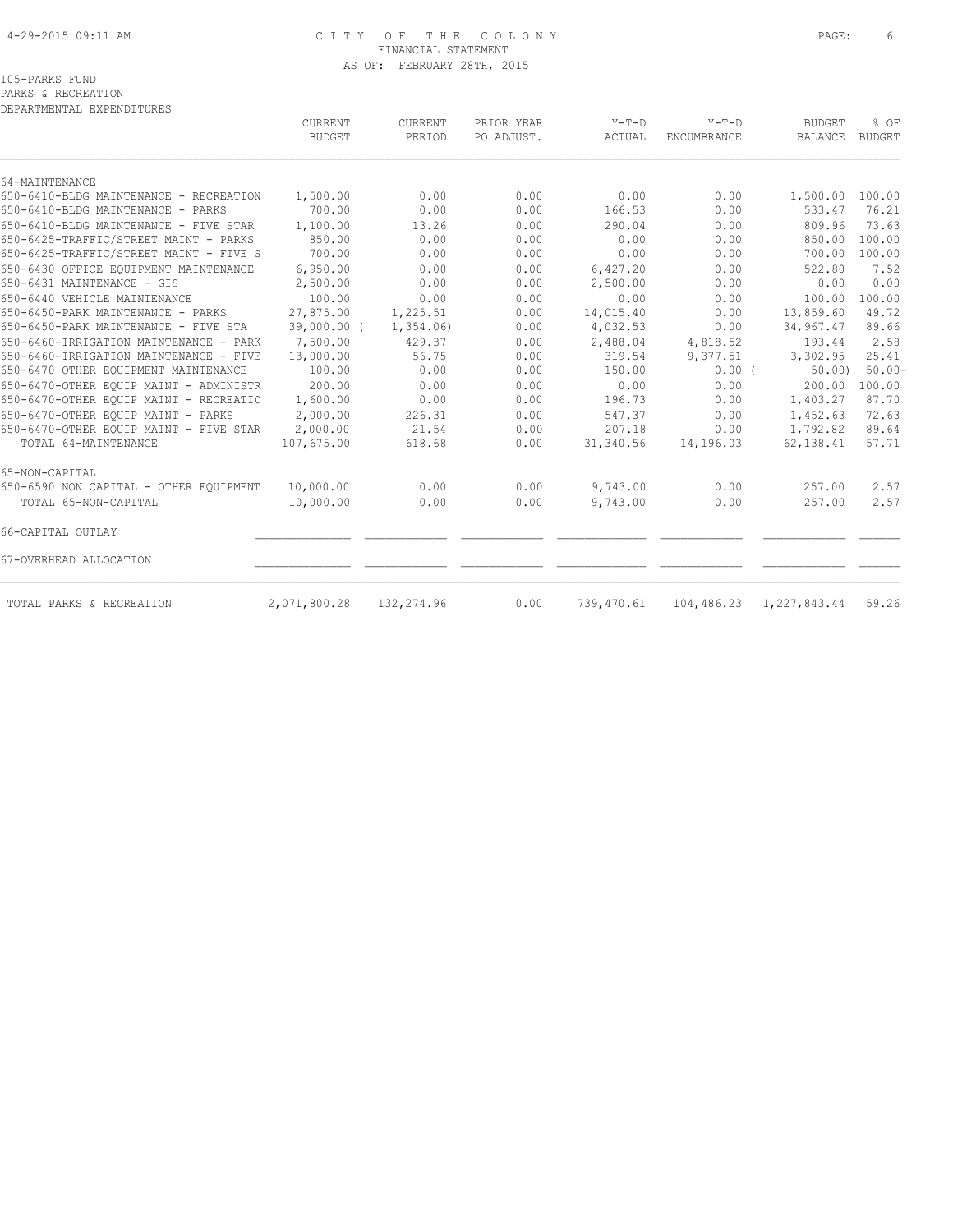CITY OF THE COLONY
FINANCIAL STATEMENT
AS OF: FEBRUARY 28TH, 2015

105-PARKS FUND
PARKS & RECREATION
DEPARTMENTAL EXPENDITURES

| | CURRENT BUDGET | CURRENT PERIOD | PRIOR YEAR PO ADJUST. | Y-T-D ACTUAL | Y-T-D ENCUMBRANCE | BUDGET BALANCE | % OF BUDGET |
|---|---|---|---|---|---|---|---|
| 64-MAINTENANCE | | | | | | | |
| 650-6410-BLDG MAINTENANCE - RECREATION | 1,500.00 | 0.00 | 0.00 | 0.00 | 0.00 | 1,500.00 | 100.00 |
| 650-6410-BLDG MAINTENANCE - PARKS | 700.00 | 0.00 | 0.00 | 166.53 | 0.00 | 533.47 | 76.21 |
| 650-6410-BLDG MAINTENANCE - FIVE STAR | 1,100.00 | 13.26 | 0.00 | 290.04 | 0.00 | 809.96 | 73.63 |
| 650-6425-TRAFFIC/STREET MAINT - PARKS | 850.00 | 0.00 | 0.00 | 0.00 | 0.00 | 850.00 | 100.00 |
| 650-6425-TRAFFIC/STREET MAINT - FIVE S | 700.00 | 0.00 | 0.00 | 0.00 | 0.00 | 700.00 | 100.00 |
| 650-6430 OFFICE EQUIPMENT MAINTENANCE | 6,950.00 | 0.00 | 0.00 | 6,427.20 | 0.00 | 522.80 | 7.52 |
| 650-6431 MAINTENANCE - GIS | 2,500.00 | 0.00 | 0.00 | 2,500.00 | 0.00 | 0.00 | 0.00 |
| 650-6440 VEHICLE MAINTENANCE | 100.00 | 0.00 | 0.00 | 0.00 | 0.00 | 100.00 | 100.00 |
| 650-6450-PARK MAINTENANCE - PARKS | 27,875.00 | 1,225.51 | 0.00 | 14,015.40 | 0.00 | 13,859.60 | 49.72 |
| 650-6450-PARK MAINTENANCE - FIVE STA | 39,000.00 | ( 1,354.06) | 0.00 | 4,032.53 | 0.00 | 34,967.47 | 89.66 |
| 650-6460-IRRIGATION MAINTENANCE - PARK | 7,500.00 | 429.37 | 0.00 | 2,488.04 | 4,818.52 | 193.44 | 2.58 |
| 650-6460-IRRIGATION MAINTENANCE - FIVE | 13,000.00 | 56.75 | 0.00 | 319.54 | 9,377.51 | 3,302.95 | 25.41 |
| 650-6470 OTHER EQUIPMENT MAINTENANCE | 100.00 | 0.00 | 0.00 | 150.00 | 0.00 | ( 50.00) | 50.00- |
| 650-6470-OTHER EQUIP MAINT - ADMINISTR | 200.00 | 0.00 | 0.00 | 0.00 | 0.00 | 200.00 | 100.00 |
| 650-6470-OTHER EQUIP MAINT - RECREATIO | 1,600.00 | 0.00 | 0.00 | 196.73 | 0.00 | 1,403.27 | 87.70 |
| 650-6470-OTHER EQUIP MAINT - PARKS | 2,000.00 | 226.31 | 0.00 | 547.37 | 0.00 | 1,452.63 | 72.63 |
| 650-6470-OTHER EQUIP MAINT - FIVE STAR | 2,000.00 | 21.54 | 0.00 | 207.18 | 0.00 | 1,792.82 | 89.64 |
| TOTAL 64-MAINTENANCE | 107,675.00 | 618.68 | 0.00 | 31,340.56 | 14,196.03 | 62,138.41 | 57.71 |
| 65-NON-CAPITAL | | | | | | | |
| 650-6590 NON CAPITAL - OTHER EQUIPMENT | 10,000.00 | 0.00 | 0.00 | 9,743.00 | 0.00 | 257.00 | 2.57 |
| TOTAL 65-NON-CAPITAL | 10,000.00 | 0.00 | 0.00 | 9,743.00 | 0.00 | 257.00 | 2.57 |
| 66-CAPITAL OUTLAY | | | | | | | |
| 67-OVERHEAD ALLOCATION | | | | | | | |
| TOTAL PARKS & RECREATION | 2,071,800.28 | 132,274.96 | 0.00 | 739,470.61 | 104,486.23 | 1,227,843.44 | 59.26 |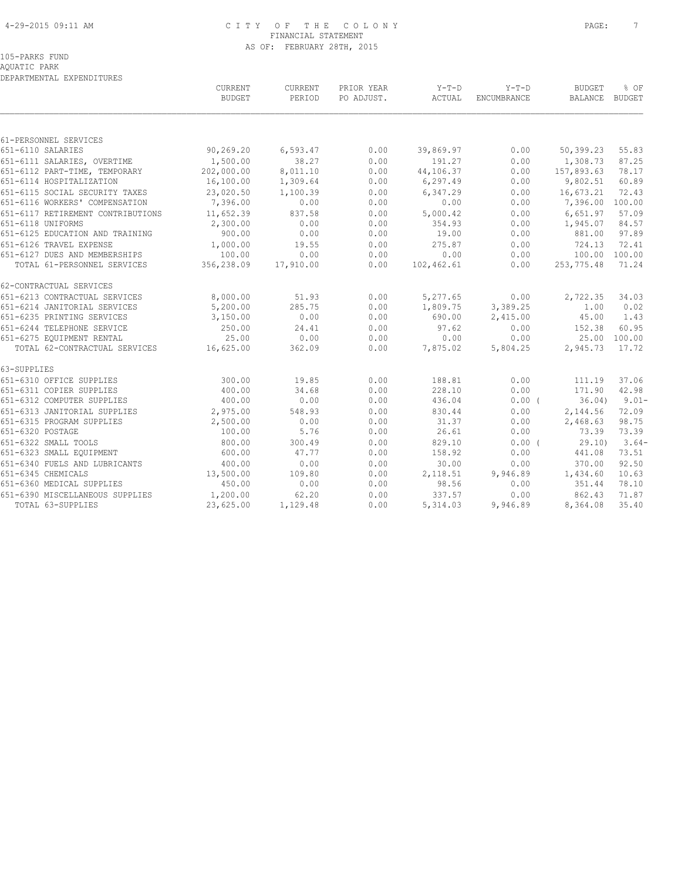105-PARKS FUND
AQUATIC PARK
DEPARTMENTAL EXPENDITURES

| | CURRENT BUDGET | CURRENT PERIOD | PRIOR YEAR PO ADJUST. | Y-T-D ACTUAL | Y-T-D ENCUMBRANCE | BUDGET BALANCE | % OF BUDGET |
|---|---|---|---|---|---|---|---|
| 61-PERSONNEL SERVICES | | | | | | | |
| 651-6110 SALARIES | 90,269.20 | 6,593.47 | 0.00 | 39,869.97 | 0.00 | 50,399.23 | 55.83 |
| 651-6111 SALARIES, OVERTIME | 1,500.00 | 38.27 | 0.00 | 191.27 | 0.00 | 1,308.73 | 87.25 |
| 651-6112 PART-TIME, TEMPORARY | 202,000.00 | 8,011.10 | 0.00 | 44,106.37 | 0.00 | 157,893.63 | 78.17 |
| 651-6114 HOSPITALIZATION | 16,100.00 | 1,309.64 | 0.00 | 6,297.49 | 0.00 | 9,802.51 | 60.89 |
| 651-6115 SOCIAL SECURITY TAXES | 23,020.50 | 1,100.39 | 0.00 | 6,347.29 | 0.00 | 16,673.21 | 72.43 |
| 651-6116 WORKERS' COMPENSATION | 7,396.00 | 0.00 | 0.00 | 0.00 | 0.00 | 7,396.00 | 100.00 |
| 651-6117 RETIREMENT CONTRIBUTIONS | 11,652.39 | 837.58 | 0.00 | 5,000.42 | 0.00 | 6,651.97 | 57.09 |
| 651-6118 UNIFORMS | 2,300.00 | 0.00 | 0.00 | 354.93 | 0.00 | 1,945.07 | 84.57 |
| 651-6125 EDUCATION AND TRAINING | 900.00 | 0.00 | 0.00 | 19.00 | 0.00 | 881.00 | 97.89 |
| 651-6126 TRAVEL EXPENSE | 1,000.00 | 19.55 | 0.00 | 275.87 | 0.00 | 724.13 | 72.41 |
| 651-6127 DUES AND MEMBERSHIPS | 100.00 | 0.00 | 0.00 | 0.00 | 0.00 | 100.00 | 100.00 |
| TOTAL 61-PERSONNEL SERVICES | 356,238.09 | 17,910.00 | 0.00 | 102,462.61 | 0.00 | 253,775.48 | 71.24 |
| 62-CONTRACTUAL SERVICES | | | | | | | |
| 651-6213 CONTRACTUAL SERVICES | 8,000.00 | 51.93 | 0.00 | 5,277.65 | 0.00 | 2,722.35 | 34.03 |
| 651-6214 JANITORIAL SERVICES | 5,200.00 | 285.75 | 0.00 | 1,809.75 | 3,389.25 | 1.00 | 0.02 |
| 651-6235 PRINTING SERVICES | 3,150.00 | 0.00 | 0.00 | 690.00 | 2,415.00 | 45.00 | 1.43 |
| 651-6244 TELEPHONE SERVICE | 250.00 | 24.41 | 0.00 | 97.62 | 0.00 | 152.38 | 60.95 |
| 651-6275 EQUIPMENT RENTAL | 25.00 | 0.00 | 0.00 | 0.00 | 0.00 | 25.00 | 100.00 |
| TOTAL 62-CONTRACTUAL SERVICES | 16,625.00 | 362.09 | 0.00 | 7,875.02 | 5,804.25 | 2,945.73 | 17.72 |
| 63-SUPPLIES | | | | | | | |
| 651-6310 OFFICE SUPPLIES | 300.00 | 19.85 | 0.00 | 188.81 | 0.00 | 111.19 | 37.06 |
| 651-6311 COPIER SUPPLIES | 400.00 | 34.68 | 0.00 | 228.10 | 0.00 | 171.90 | 42.98 |
| 651-6312 COMPUTER SUPPLIES | 400.00 | 0.00 | 0.00 | 436.04 | 0.00 | ( 36.04) | 9.01- |
| 651-6313 JANITORIAL SUPPLIES | 2,975.00 | 548.93 | 0.00 | 830.44 | 0.00 | 2,144.56 | 72.09 |
| 651-6315 PROGRAM SUPPLIES | 2,500.00 | 0.00 | 0.00 | 31.37 | 0.00 | 2,468.63 | 98.75 |
| 651-6320 POSTAGE | 100.00 | 5.76 | 0.00 | 26.61 | 0.00 | 73.39 | 73.39 |
| 651-6322 SMALL TOOLS | 800.00 | 300.49 | 0.00 | 829.10 | 0.00 | ( 29.10) | 3.64- |
| 651-6323 SMALL EQUIPMENT | 600.00 | 47.77 | 0.00 | 158.92 | 0.00 | 441.08 | 73.51 |
| 651-6340 FUELS AND LUBRICANTS | 400.00 | 0.00 | 0.00 | 30.00 | 0.00 | 370.00 | 92.50 |
| 651-6345 CHEMICALS | 13,500.00 | 109.80 | 0.00 | 2,118.51 | 9,946.89 | 1,434.60 | 10.63 |
| 651-6360 MEDICAL SUPPLIES | 450.00 | 0.00 | 0.00 | 98.56 | 0.00 | 351.44 | 78.10 |
| 651-6390 MISCELLANEOUS SUPPLIES | 1,200.00 | 62.20 | 0.00 | 337.57 | 0.00 | 862.43 | 71.87 |
| TOTAL 63-SUPPLIES | 23,625.00 | 1,129.48 | 0.00 | 5,314.03 | 9,946.89 | 8,364.08 | 35.40 |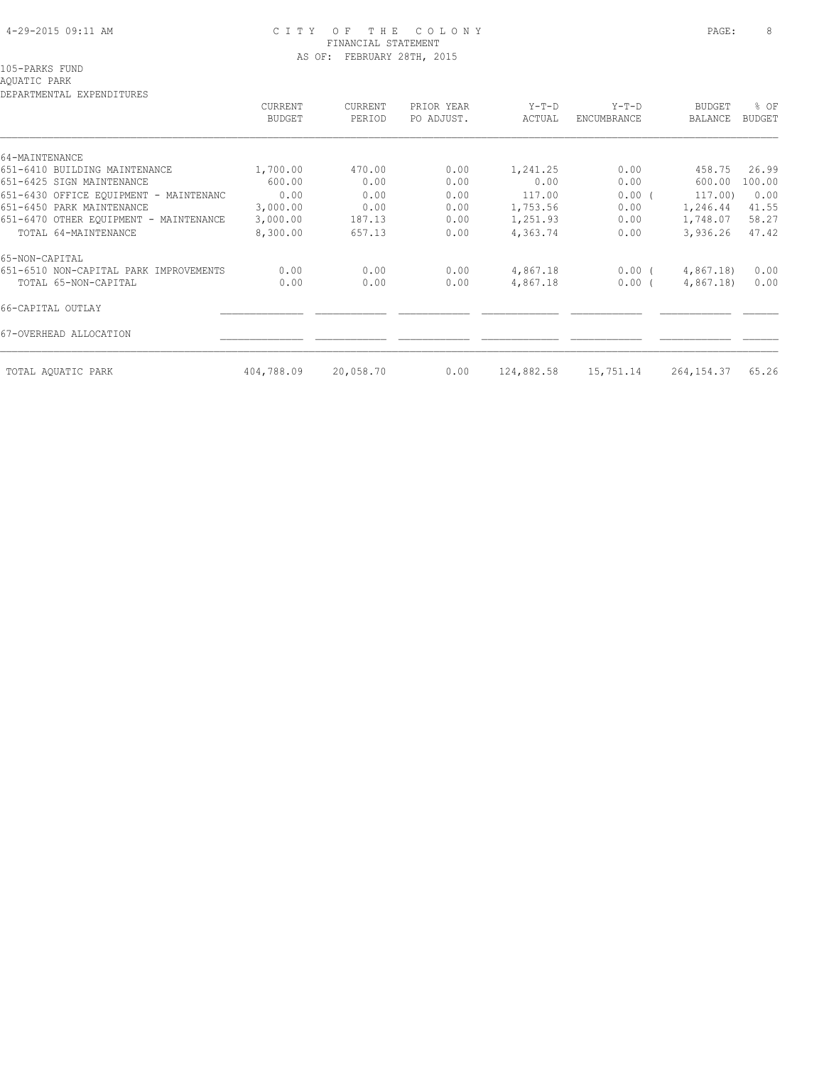CITY OF THE COLONY
FINANCIAL STATEMENT
AS OF: FEBRUARY 28TH, 2015

105-PARKS FUND
AQUATIC PARK
DEPARTMENTAL EXPENDITURES

| | CURRENT BUDGET | CURRENT PERIOD | PRIOR YEAR PO ADJUST. | Y-T-D ACTUAL | Y-T-D ENCUMBRANCE | BUDGET BALANCE | % OF BUDGET |
|---|---|---|---|---|---|---|---|
| 64-MAINTENANCE | | | | | | | |
| 651-6410 BUILDING MAINTENANCE | 1,700.00 | 470.00 | 0.00 | 1,241.25 | 0.00 | 458.75 | 26.99 |
| 651-6425 SIGN MAINTENANCE | 600.00 | 0.00 | 0.00 | 0.00 | 0.00 | 600.00 | 100.00 |
| 651-6430 OFFICE EQUIPMENT - MAINTENANC | 0.00 | 0.00 | 0.00 | 117.00 | 0.00 ( | 117.00) | 0.00 |
| 651-6450 PARK MAINTENANCE | 3,000.00 | 0.00 | 0.00 | 1,753.56 | 0.00 | 1,246.44 | 41.55 |
| 651-6470 OTHER EQUIPMENT - MAINTENANCE | 3,000.00 | 187.13 | 0.00 | 1,251.93 | 0.00 | 1,748.07 | 58.27 |
| TOTAL 64-MAINTENANCE | 8,300.00 | 657.13 | 0.00 | 4,363.74 | 0.00 | 3,936.26 | 47.42 |
| 65-NON-CAPITAL | | | | | | | |
| 651-6510 NON-CAPITAL PARK IMPROVEMENTS | 0.00 | 0.00 | 0.00 | 4,867.18 | 0.00 ( | 4,867.18) | 0.00 |
| TOTAL 65-NON-CAPITAL | 0.00 | 0.00 | 0.00 | 4,867.18 | 0.00 ( | 4,867.18) | 0.00 |
| 66-CAPITAL OUTLAY | | | | | | | |
| 67-OVERHEAD ALLOCATION | | | | | | | |
| TOTAL AQUATIC PARK | 404,788.09 | 20,058.70 | 0.00 | 124,882.58 | 15,751.14 | 264,154.37 | 65.26 |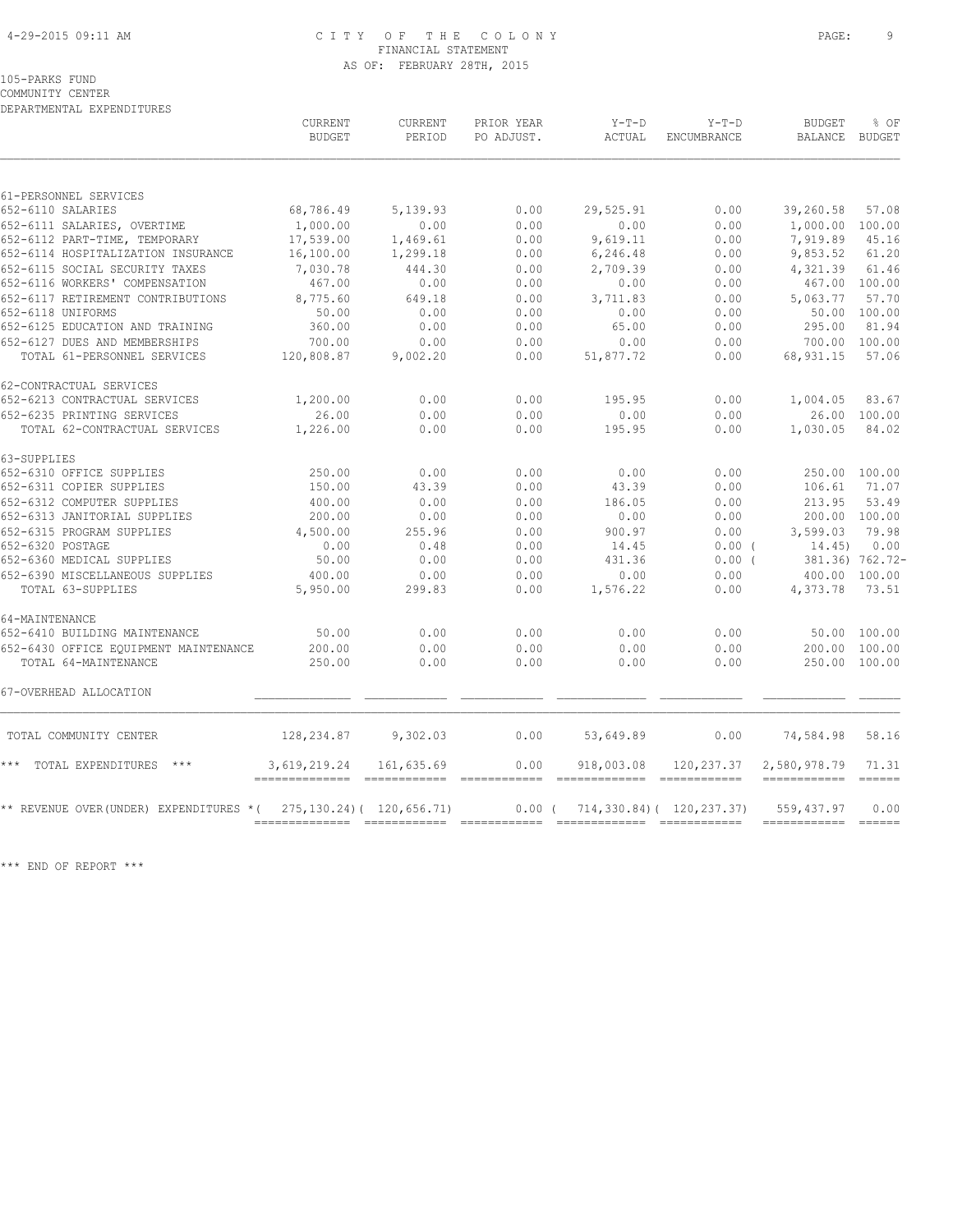CITY OF THE COLONY
FINANCIAL STATEMENT
AS OF: FEBRUARY 28TH, 2015

105-PARKS FUND
COMMUNITY CENTER
DEPARTMENTAL EXPENDITURES

| | CURRENT BUDGET | CURRENT PERIOD | PRIOR YEAR PO ADJUST. | Y-T-D ACTUAL | Y-T-D ENCUMBRANCE | BUDGET BALANCE | % OF BUDGET |
|---|---|---|---|---|---|---|---|
| 61-PERSONNEL SERVICES | | | | | | | |
| 652-6110 SALARIES | 68,786.49 | 5,139.93 | 0.00 | 29,525.91 | 0.00 | 39,260.58 | 57.08 |
| 652-6111 SALARIES, OVERTIME | 1,000.00 | 0.00 | 0.00 | 0.00 | 0.00 | 1,000.00 | 100.00 |
| 652-6112 PART-TIME, TEMPORARY | 17,539.00 | 1,469.61 | 0.00 | 9,619.11 | 0.00 | 7,919.89 | 45.16 |
| 652-6114 HOSPITALIZATION INSURANCE | 16,100.00 | 1,299.18 | 0.00 | 6,246.48 | 0.00 | 9,853.52 | 61.20 |
| 652-6115 SOCIAL SECURITY TAXES | 7,030.78 | 444.30 | 0.00 | 2,709.39 | 0.00 | 4,321.39 | 61.46 |
| 652-6116 WORKERS' COMPENSATION | 467.00 | 0.00 | 0.00 | 0.00 | 0.00 | 467.00 | 100.00 |
| 652-6117 RETIREMENT CONTRIBUTIONS | 8,775.60 | 649.18 | 0.00 | 3,711.83 | 0.00 | 5,063.77 | 57.70 |
| 652-6118 UNIFORMS | 50.00 | 0.00 | 0.00 | 0.00 | 0.00 | 50.00 | 100.00 |
| 652-6125 EDUCATION AND TRAINING | 360.00 | 0.00 | 0.00 | 65.00 | 0.00 | 295.00 | 81.94 |
| 652-6127 DUES AND MEMBERSHIPS | 700.00 | 0.00 | 0.00 | 0.00 | 0.00 | 700.00 | 100.00 |
| TOTAL 61-PERSONNEL SERVICES | 120,808.87 | 9,002.20 | 0.00 | 51,877.72 | 0.00 | 68,931.15 | 57.06 |
| 62-CONTRACTUAL SERVICES | | | | | | | |
| 652-6213 CONTRACTUAL SERVICES | 1,200.00 | 0.00 | 0.00 | 195.95 | 0.00 | 1,004.05 | 83.67 |
| 652-6235 PRINTING SERVICES | 26.00 | 0.00 | 0.00 | 0.00 | 0.00 | 26.00 | 100.00 |
| TOTAL 62-CONTRACTUAL SERVICES | 1,226.00 | 0.00 | 0.00 | 195.95 | 0.00 | 1,030.05 | 84.02 |
| 63-SUPPLIES | | | | | | | |
| 652-6310 OFFICE SUPPLIES | 250.00 | 0.00 | 0.00 | 0.00 | 0.00 | 250.00 | 100.00 |
| 652-6311 COPIER SUPPLIES | 150.00 | 43.39 | 0.00 | 43.39 | 0.00 | 106.61 | 71.07 |
| 652-6312 COMPUTER SUPPLIES | 400.00 | 0.00 | 0.00 | 186.05 | 0.00 | 213.95 | 53.49 |
| 652-6313 JANITORIAL SUPPLIES | 200.00 | 0.00 | 0.00 | 0.00 | 0.00 | 200.00 | 100.00 |
| 652-6315 PROGRAM SUPPLIES | 4,500.00 | 255.96 | 0.00 | 900.97 | 0.00 | 3,599.03 | 79.98 |
| 652-6320 POSTAGE | 0.00 | 0.48 | 0.00 | 14.45 | 0.00 | ( 14.45) | 0.00 |
| 652-6360 MEDICAL SUPPLIES | 50.00 | 0.00 | 0.00 | 431.36 | 0.00 | ( 381.36) | 762.72- |
| 652-6390 MISCELLANEOUS SUPPLIES | 400.00 | 0.00 | 0.00 | 0.00 | 0.00 | 400.00 | 100.00 |
| TOTAL 63-SUPPLIES | 5,950.00 | 299.83 | 0.00 | 1,576.22 | 0.00 | 4,373.78 | 73.51 |
| 64-MAINTENANCE | | | | | | | |
| 652-6410 BUILDING MAINTENANCE | 50.00 | 0.00 | 0.00 | 0.00 | 0.00 | 50.00 | 100.00 |
| 652-6430 OFFICE EQUIPMENT MAINTENANCE | 200.00 | 0.00 | 0.00 | 0.00 | 0.00 | 200.00 | 100.00 |
| TOTAL 64-MAINTENANCE | 250.00 | 0.00 | 0.00 | 0.00 | 0.00 | 250.00 | 100.00 |
| 67-OVERHEAD ALLOCATION | | | | | | | |
| TOTAL COMMUNITY CENTER | 128,234.87 | 9,302.03 | 0.00 | 53,649.89 | 0.00 | 74,584.98 | 58.16 |
| *** TOTAL EXPENDITURES *** | 3,619,219.24 | 161,635.69 | 0.00 | 918,003.08 | 120,237.37 | 2,580,978.79 | 71.31 |
| ** REVENUE OVER(UNDER) EXPENDITURES * | ( 275,130.24) | ( 120,656.71) | 0.00 | ( 714,330.84) | ( 120,237.37) | 559,437.97 | 0.00 |

*** END OF REPORT ***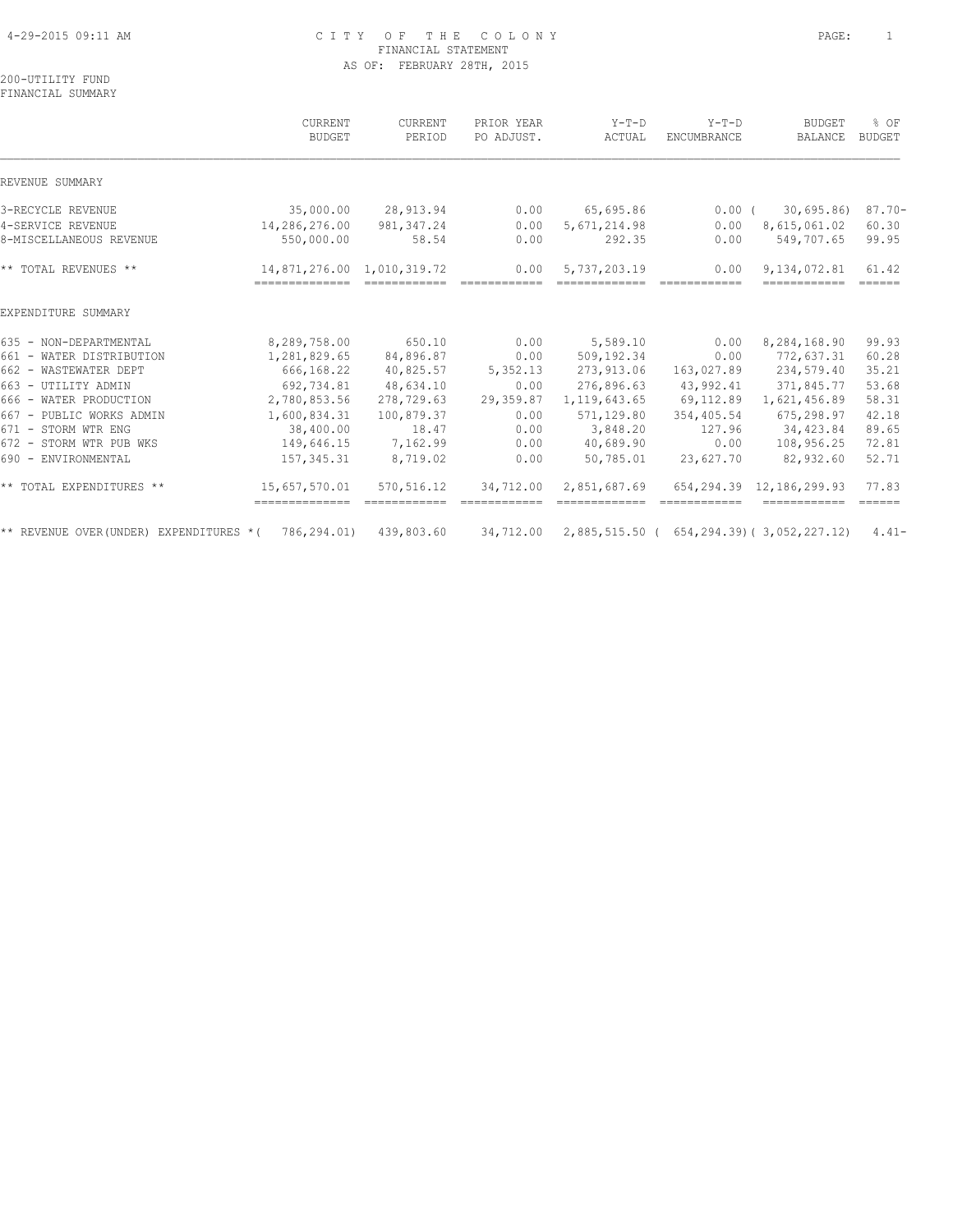# CITY OF THE COLONY

FINANCIAL STATEMENT

AS OF: FEBRUARY 28TH, 2015

200-UTILITY FUND

FINANCIAL SUMMARY

| | CURRENT BUDGET | CURRENT PERIOD | PRIOR YEAR PO ADJUST. | Y-T-D ACTUAL | Y-T-D ENCUMBRANCE | BUDGET BALANCE | % OF BUDGET |
|---|---|---|---|---|---|---|---|
| REVENUE SUMMARY | | | | | | | |
| 3-RECYCLE REVENUE | 35,000.00 | 28,913.94 | 0.00 | 65,695.86 | 0.00 | ( 30,695.86) | 87.70- |
| 4-SERVICE REVENUE | 14,286,276.00 | 981,347.24 | 0.00 | 5,671,214.98 | 0.00 | 8,615,061.02 | 60.30 |
| 8-MISCELLANEOUS REVENUE | 550,000.00 | 58.54 | 0.00 | 292.35 | 0.00 | 549,707.65 | 99.95 |
| ** TOTAL REVENUES ** | 14,871,276.00 | 1,010,319.72 | 0.00 | 5,737,203.19 | 0.00 | 9,134,072.81 | 61.42 |
| EXPENDITURE SUMMARY | | | | | | | |
| 635 - NON-DEPARTMENTAL | 8,289,758.00 | 650.10 | 0.00 | 5,589.10 | 0.00 | 8,284,168.90 | 99.93 |
| 661 - WATER DISTRIBUTION | 1,281,829.65 | 84,896.87 | 0.00 | 509,192.34 | 0.00 | 772,637.31 | 60.28 |
| 662 - WASTEWATER DEPT | 666,168.22 | 40,825.57 | 5,352.13 | 273,913.06 | 163,027.89 | 234,579.40 | 35.21 |
| 663 - UTILITY ADMIN | 692,734.81 | 48,634.10 | 0.00 | 276,896.63 | 43,992.41 | 371,845.77 | 53.68 |
| 666 - WATER PRODUCTION | 2,780,853.56 | 278,729.63 | 29,359.87 | 1,119,643.65 | 69,112.89 | 1,621,456.89 | 58.31 |
| 667 - PUBLIC WORKS ADMIN | 1,600,834.31 | 100,879.37 | 0.00 | 571,129.80 | 354,405.54 | 675,298.97 | 42.18 |
| 671 - STORM WTR ENG | 38,400.00 | 18.47 | 0.00 | 3,848.20 | 127.96 | 34,423.84 | 89.65 |
| 672 - STORM WTR PUB WKS | 149,646.15 | 7,162.99 | 0.00 | 40,689.90 | 0.00 | 108,956.25 | 72.81 |
| 690 - ENVIRONMENTAL | 157,345.31 | 8,719.02 | 0.00 | 50,785.01 | 23,627.70 | 82,932.60 | 52.71 |
| ** TOTAL EXPENDITURES ** | 15,657,570.01 | 570,516.12 | 34,712.00 | 2,851,687.69 | 654,294.39 | 12,186,299.93 | 77.83 |
| ** REVENUE OVER(UNDER) EXPENDITURES * | ( 786,294.01) | 439,803.60 | 34,712.00 | 2,885,515.50 | ( 654,294.39) | ( 3,052,227.12) | 4.41- |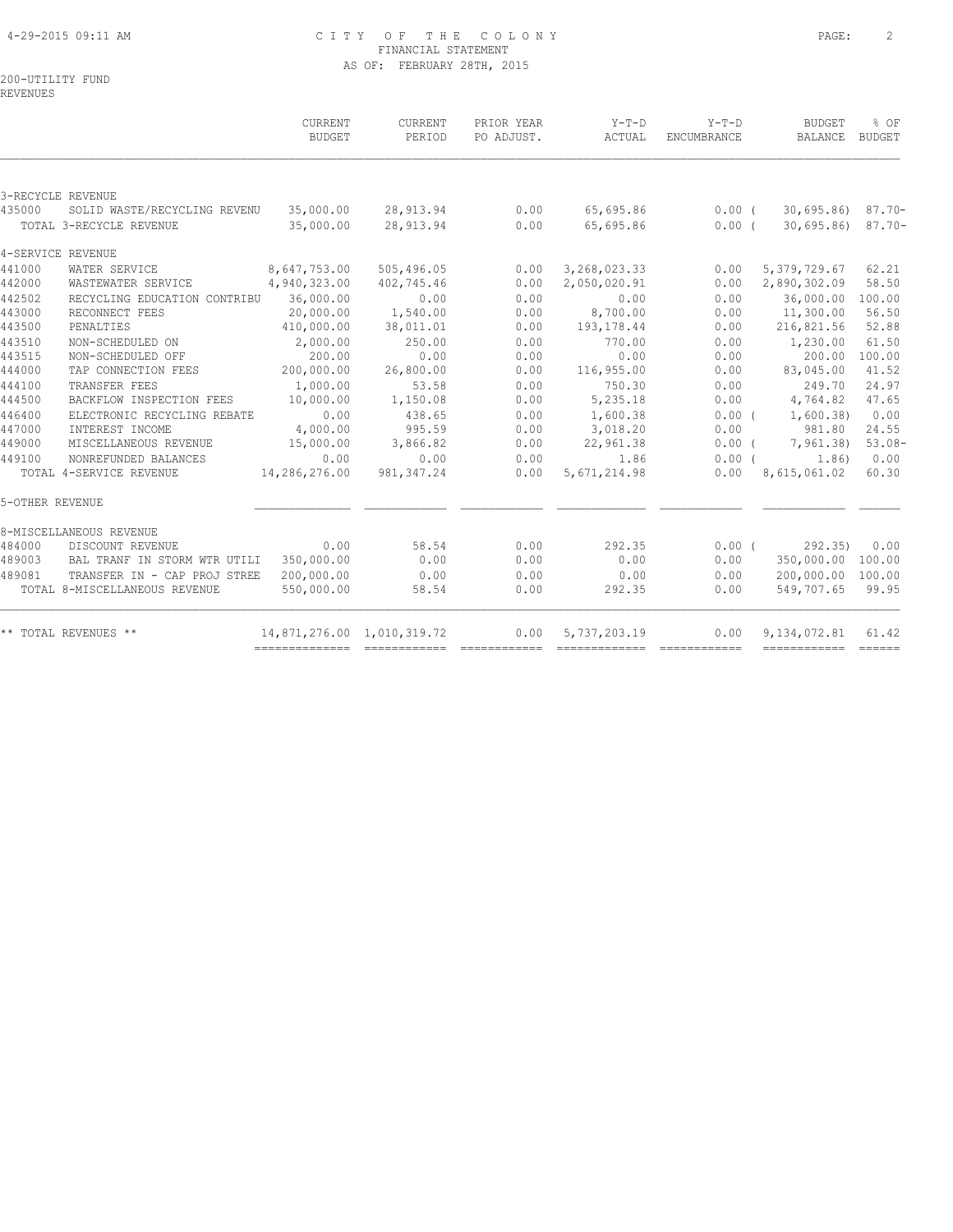# CITY OF THE COLONY
## FINANCIAL STATEMENT
### AS OF: FEBRUARY 28TH, 2015

200-UTILITY FUND
REVENUES

| | | CURRENT BUDGET | CURRENT PERIOD | PRIOR YEAR PO ADJUST. | Y-T-D ACTUAL | Y-T-D ENCUMBRANCE | BUDGET BALANCE | % OF BUDGET |
|---|---|---|---|---|---|---|---|---|
| 3-RECYCLE REVENUE | | | | | | | | |
| 435000 | SOLID WASTE/RECYCLING REVENU | 35,000.00 | 28,913.94 | 0.00 | 65,695.86 | 0.00 | ( 30,695.86) | 87.70- |
| | TOTAL 3-RECYCLE REVENUE | 35,000.00 | 28,913.94 | 0.00 | 65,695.86 | 0.00 | ( 30,695.86) | 87.70- |
| 4-SERVICE REVENUE | | | | | | | | |
| 441000 | WATER SERVICE | 8,647,753.00 | 505,496.05 | 0.00 | 3,268,023.33 | 0.00 | 5,379,729.67 | 62.21 |
| 442000 | WASTEWATER SERVICE | 4,940,323.00 | 402,745.46 | 0.00 | 2,050,020.91 | 0.00 | 2,890,302.09 | 58.50 |
| 442502 | RECYCLING EDUCATION CONTRIBU | 36,000.00 | 0.00 | 0.00 | 0.00 | 0.00 | 36,000.00 | 100.00 |
| 443000 | RECONNECT FEES | 20,000.00 | 1,540.00 | 0.00 | 8,700.00 | 0.00 | 11,300.00 | 56.50 |
| 443500 | PENALTIES | 410,000.00 | 38,011.01 | 0.00 | 193,178.44 | 0.00 | 216,821.56 | 52.88 |
| 443510 | NON-SCHEDULED ON | 2,000.00 | 250.00 | 0.00 | 770.00 | 0.00 | 1,230.00 | 61.50 |
| 443515 | NON-SCHEDULED OFF | 200.00 | 0.00 | 0.00 | 0.00 | 0.00 | 200.00 | 100.00 |
| 444000 | TAP CONNECTION FEES | 200,000.00 | 26,800.00 | 0.00 | 116,955.00 | 0.00 | 83,045.00 | 41.52 |
| 444100 | TRANSFER FEES | 1,000.00 | 53.58 | 0.00 | 750.30 | 0.00 | 249.70 | 24.97 |
| 444500 | BACKFLOW INSPECTION FEES | 10,000.00 | 1,150.08 | 0.00 | 5,235.18 | 0.00 | 4,764.82 | 47.65 |
| 446400 | ELECTRONIC RECYCLING REBATE | 0.00 | 438.65 | 0.00 | 1,600.38 | 0.00 | ( 1,600.38) | 0.00 |
| 447000 | INTEREST INCOME | 4,000.00 | 995.59 | 0.00 | 3,018.20 | 0.00 | 981.80 | 24.55 |
| 449000 | MISCELLANEOUS REVENUE | 15,000.00 | 3,866.82 | 0.00 | 22,961.38 | 0.00 | ( 7,961.38) | 53.08- |
| 449100 | NONREFUNDED BALANCES | 0.00 | 0.00 | 0.00 | 1.86 | 0.00 | ( 1.86) | 0.00 |
| | TOTAL 4-SERVICE REVENUE | 14,286,276.00 | 981,347.24 | 0.00 | 5,671,214.98 | 0.00 | 8,615,061.02 | 60.30 |
| 5-OTHER REVENUE | | | | | | | | |
| 8-MISCELLANEOUS REVENUE | | | | | | | | |
| 484000 | DISCOUNT REVENUE | 0.00 | 58.54 | 0.00 | 292.35 | 0.00 | ( 292.35) | 0.00 |
| 489003 | BAL TRANF IN STORM WTR UTILI | 350,000.00 | 0.00 | 0.00 | 0.00 | 0.00 | 350,000.00 | 100.00 |
| 489081 | TRANSFER IN - CAP PROJ STREE | 200,000.00 | 0.00 | 0.00 | 0.00 | 0.00 | 200,000.00 | 100.00 |
| | TOTAL 8-MISCELLANEOUS REVENUE | 550,000.00 | 58.54 | 0.00 | 292.35 | 0.00 | 549,707.65 | 99.95 |
| ** TOTAL REVENUES ** | | 14,871,276.00 | 1,010,319.72 | 0.00 | 5,737,203.19 | 0.00 | 9,134,072.81 | 61.42 |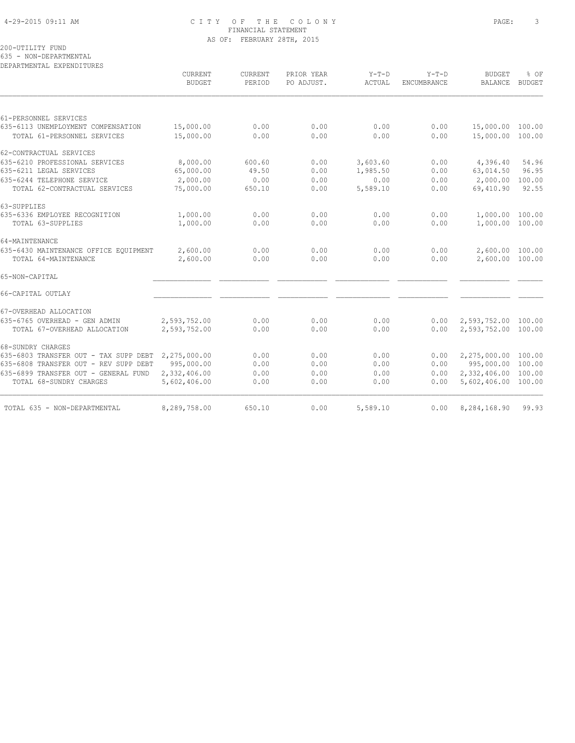CITY OF THE COLONY
FINANCIAL STATEMENT
AS OF: FEBRUARY 28TH, 2015

200-UTILITY FUND
635 - NON-DEPARTMENTAL
DEPARTMENTAL EXPENDITURES

| | CURRENT BUDGET | CURRENT PERIOD | PRIOR YEAR PO ADJUST. | Y-T-D ACTUAL | Y-T-D ENCUMBRANCE | BUDGET BALANCE | % OF BUDGET |
|---|---|---|---|---|---|---|---|
| 61-PERSONNEL SERVICES | | | | | | | |
| 635-6113 UNEMPLOYMENT COMPENSATION | 15,000.00 | 0.00 | 0.00 | 0.00 | 0.00 | 15,000.00 | 100.00 |
| TOTAL 61-PERSONNEL SERVICES | 15,000.00 | 0.00 | 0.00 | 0.00 | 0.00 | 15,000.00 | 100.00 |
| 62-CONTRACTUAL SERVICES | | | | | | | |
| 635-6210 PROFESSIONAL SERVICES | 8,000.00 | 600.60 | 0.00 | 3,603.60 | 0.00 | 4,396.40 | 54.96 |
| 635-6211 LEGAL SERVICES | 65,000.00 | 49.50 | 0.00 | 1,985.50 | 0.00 | 63,014.50 | 96.95 |
| 635-6244 TELEPHONE SERVICE | 2,000.00 | 0.00 | 0.00 | 0.00 | 0.00 | 2,000.00 | 100.00 |
| TOTAL 62-CONTRACTUAL SERVICES | 75,000.00 | 650.10 | 0.00 | 5,589.10 | 0.00 | 69,410.90 | 92.55 |
| 63-SUPPLIES | | | | | | | |
| 635-6336 EMPLOYEE RECOGNITION | 1,000.00 | 0.00 | 0.00 | 0.00 | 0.00 | 1,000.00 | 100.00 |
| TOTAL 63-SUPPLIES | 1,000.00 | 0.00 | 0.00 | 0.00 | 0.00 | 1,000.00 | 100.00 |
| 64-MAINTENANCE | | | | | | | |
| 635-6430 MAINTENANCE OFFICE EQUIPMENT | 2,600.00 | 0.00 | 0.00 | 0.00 | 0.00 | 2,600.00 | 100.00 |
| TOTAL 64-MAINTENANCE | 2,600.00 | 0.00 | 0.00 | 0.00 | 0.00 | 2,600.00 | 100.00 |
| 65-NON-CAPITAL | | | | | | | |
| 66-CAPITAL OUTLAY | | | | | | | |
| 67-OVERHEAD ALLOCATION | | | | | | | |
| 635-6765 OVERHEAD - GEN ADMIN | 2,593,752.00 | 0.00 | 0.00 | 0.00 | 0.00 | 2,593,752.00 | 100.00 |
| TOTAL 67-OVERHEAD ALLOCATION | 2,593,752.00 | 0.00 | 0.00 | 0.00 | 0.00 | 2,593,752.00 | 100.00 |
| 68-SUNDRY CHARGES | | | | | | | |
| 635-6803 TRANSFER OUT - TAX SUPP DEBT | 2,275,000.00 | 0.00 | 0.00 | 0.00 | 0.00 | 2,275,000.00 | 100.00 |
| 635-6808 TRANSFER OUT - REV SUPP DEBT | 995,000.00 | 0.00 | 0.00 | 0.00 | 0.00 | 995,000.00 | 100.00 |
| 635-6899 TRANSFER OUT - GENERAL FUND | 2,332,406.00 | 0.00 | 0.00 | 0.00 | 0.00 | 2,332,406.00 | 100.00 |
| TOTAL 68-SUNDRY CHARGES | 5,602,406.00 | 0.00 | 0.00 | 0.00 | 0.00 | 5,602,406.00 | 100.00 |
| TOTAL 635 - NON-DEPARTMENTAL | 8,289,758.00 | 650.10 | 0.00 | 5,589.10 | 0.00 | 8,284,168.90 | 99.93 |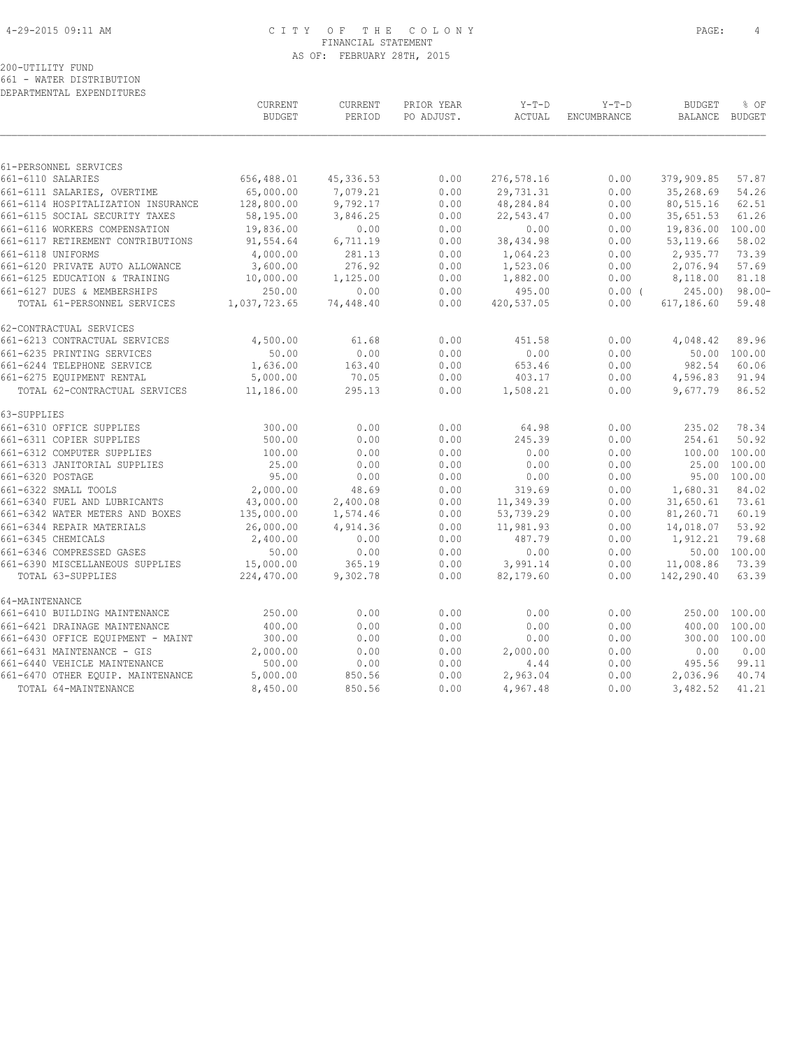# CITY OF THE COLONY
## FINANCIAL STATEMENT
### AS OF: FEBRUARY 28TH, 2015

200-UTILITY FUND
661 - WATER DISTRIBUTION
DEPARTMENTAL EXPENDITURES

| | CURRENT BUDGET | CURRENT PERIOD | PRIOR YEAR PO ADJUST. | Y-T-D ACTUAL | Y-T-D ENCUMBRANCE | BUDGET BALANCE | % OF BUDGET |
|---|---|---|---|---|---|---|---|
| **61-PERSONNEL SERVICES** | | | | | | | |
| 661-6110 SALARIES | 656,488.01 | 45,336.53 | 0.00 | 276,578.16 | 0.00 | 379,909.85 | 57.87 |
| 661-6111 SALARIES, OVERTIME | 65,000.00 | 7,079.21 | 0.00 | 29,731.31 | 0.00 | 35,268.69 | 54.26 |
| 661-6114 HOSPITALIZATION INSURANCE | 128,800.00 | 9,792.17 | 0.00 | 48,284.84 | 0.00 | 80,515.16 | 62.51 |
| 661-6115 SOCIAL SECURITY TAXES | 58,195.00 | 3,846.25 | 0.00 | 22,543.47 | 0.00 | 35,651.53 | 61.26 |
| 661-6116 WORKERS COMPENSATION | 19,836.00 | 0.00 | 0.00 | 0.00 | 0.00 | 19,836.00 | 100.00 |
| 661-6117 RETIREMENT CONTRIBUTIONS | 91,554.64 | 6,711.19 | 0.00 | 38,434.98 | 0.00 | 53,119.66 | 58.02 |
| 661-6118 UNIFORMS | 4,000.00 | 281.13 | 0.00 | 1,064.23 | 0.00 | 2,935.77 | 73.39 |
| 661-6120 PRIVATE AUTO ALLOWANCE | 3,600.00 | 276.92 | 0.00 | 1,523.06 | 0.00 | 2,076.94 | 57.69 |
| 661-6125 EDUCATION & TRAINING | 10,000.00 | 1,125.00 | 0.00 | 1,882.00 | 0.00 | 8,118.00 | 81.18 |
| 661-6127 DUES & MEMBERSHIPS | 250.00 | 0.00 | 0.00 | 495.00 | 0.00 | ( 245.00) | 98.00- |
| TOTAL 61-PERSONNEL SERVICES | 1,037,723.65 | 74,448.40 | 0.00 | 420,537.05 | 0.00 | 617,186.60 | 59.48 |
| **62-CONTRACTUAL SERVICES** | | | | | | | |
| 661-6213 CONTRACTUAL SERVICES | 4,500.00 | 61.68 | 0.00 | 451.58 | 0.00 | 4,048.42 | 89.96 |
| 661-6235 PRINTING SERVICES | 50.00 | 0.00 | 0.00 | 0.00 | 0.00 | 50.00 | 100.00 |
| 661-6244 TELEPHONE SERVICE | 1,636.00 | 163.40 | 0.00 | 653.46 | 0.00 | 982.54 | 60.06 |
| 661-6275 EQUIPMENT RENTAL | 5,000.00 | 70.05 | 0.00 | 403.17 | 0.00 | 4,596.83 | 91.94 |
| TOTAL 62-CONTRACTUAL SERVICES | 11,186.00 | 295.13 | 0.00 | 1,508.21 | 0.00 | 9,677.79 | 86.52 |
| **63-SUPPLIES** | | | | | | | |
| 661-6310 OFFICE SUPPLIES | 300.00 | 0.00 | 0.00 | 64.98 | 0.00 | 235.02 | 78.34 |
| 661-6311 COPIER SUPPLIES | 500.00 | 0.00 | 0.00 | 245.39 | 0.00 | 254.61 | 50.92 |
| 661-6312 COMPUTER SUPPLIES | 100.00 | 0.00 | 0.00 | 0.00 | 0.00 | 100.00 | 100.00 |
| 661-6313 JANITORIAL SUPPLIES | 25.00 | 0.00 | 0.00 | 0.00 | 0.00 | 25.00 | 100.00 |
| 661-6320 POSTAGE | 95.00 | 0.00 | 0.00 | 0.00 | 0.00 | 95.00 | 100.00 |
| 661-6322 SMALL TOOLS | 2,000.00 | 48.69 | 0.00 | 319.69 | 0.00 | 1,680.31 | 84.02 |
| 661-6340 FUEL AND LUBRICANTS | 43,000.00 | 2,400.08 | 0.00 | 11,349.39 | 0.00 | 31,650.61 | 73.61 |
| 661-6342 WATER METERS AND BOXES | 135,000.00 | 1,574.46 | 0.00 | 53,739.29 | 0.00 | 81,260.71 | 60.19 |
| 661-6344 REPAIR MATERIALS | 26,000.00 | 4,914.36 | 0.00 | 11,981.93 | 0.00 | 14,018.07 | 53.92 |
| 661-6345 CHEMICALS | 2,400.00 | 0.00 | 0.00 | 487.79 | 0.00 | 1,912.21 | 79.68 |
| 661-6346 COMPRESSED GASES | 50.00 | 0.00 | 0.00 | 0.00 | 0.00 | 50.00 | 100.00 |
| 661-6390 MISCELLANEOUS SUPPLIES | 15,000.00 | 365.19 | 0.00 | 3,991.14 | 0.00 | 11,008.86 | 73.39 |
| TOTAL 63-SUPPLIES | 224,470.00 | 9,302.78 | 0.00 | 82,179.60 | 0.00 | 142,290.40 | 63.39 |
| **64-MAINTENANCE** | | | | | | | |
| 661-6410 BUILDING MAINTENANCE | 250.00 | 0.00 | 0.00 | 0.00 | 0.00 | 250.00 | 100.00 |
| 661-6421 DRAINAGE MAINTENANCE | 400.00 | 0.00 | 0.00 | 0.00 | 0.00 | 400.00 | 100.00 |
| 661-6430 OFFICE EQUIPMENT - MAINT | 300.00 | 0.00 | 0.00 | 0.00 | 0.00 | 300.00 | 100.00 |
| 661-6431 MAINTENANCE - GIS | 2,000.00 | 0.00 | 0.00 | 2,000.00 | 0.00 | 0.00 | 0.00 |
| 661-6440 VEHICLE MAINTENANCE | 500.00 | 0.00 | 0.00 | 4.44 | 0.00 | 495.56 | 99.11 |
| 661-6470 OTHER EQUIP. MAINTENANCE | 5,000.00 | 850.56 | 0.00 | 2,963.04 | 0.00 | 2,036.96 | 40.74 |
| TOTAL 64-MAINTENANCE | 8,450.00 | 850.56 | 0.00 | 4,967.48 | 0.00 | 3,482.52 | 41.21 |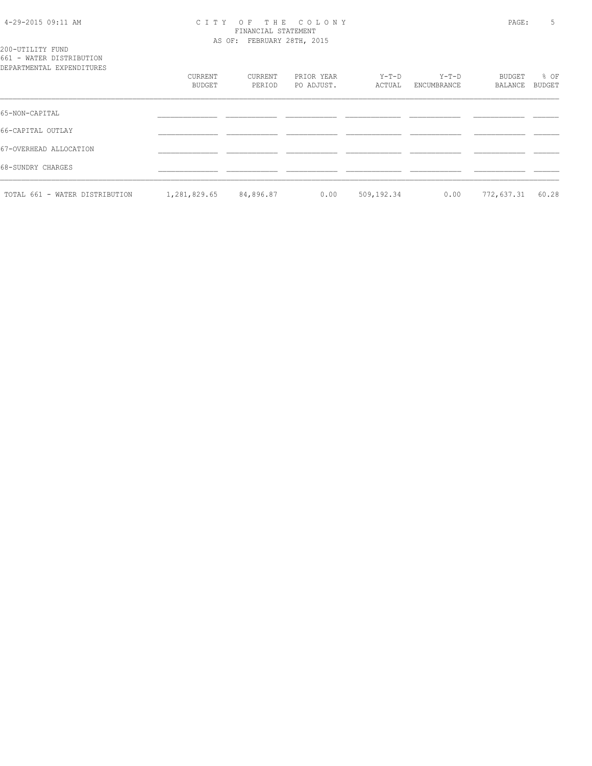200-UTILITY FUND
661 - WATER DISTRIBUTION
DEPARTMENTAL EXPENDITURES

| | CURRENT BUDGET | CURRENT PERIOD | PRIOR YEAR PO ADJUST. | Y-T-D ACTUAL | Y-T-D ENCUMBRANCE | BUDGET BALANCE | % OF BUDGET |
|---|---|---|---|---|---|---|---|
| 65-NON-CAPITAL | | | | | | | |
| 66-CAPITAL OUTLAY | | | | | | | |
| 67-OVERHEAD ALLOCATION | | | | | | | |
| 68-SUNDRY CHARGES | | | | | | | |
| TOTAL 661 - WATER DISTRIBUTION | 1,281,829.65 | 84,896.87 | 0.00 | 509,192.34 | 0.00 | 772,637.31 | 60.28 |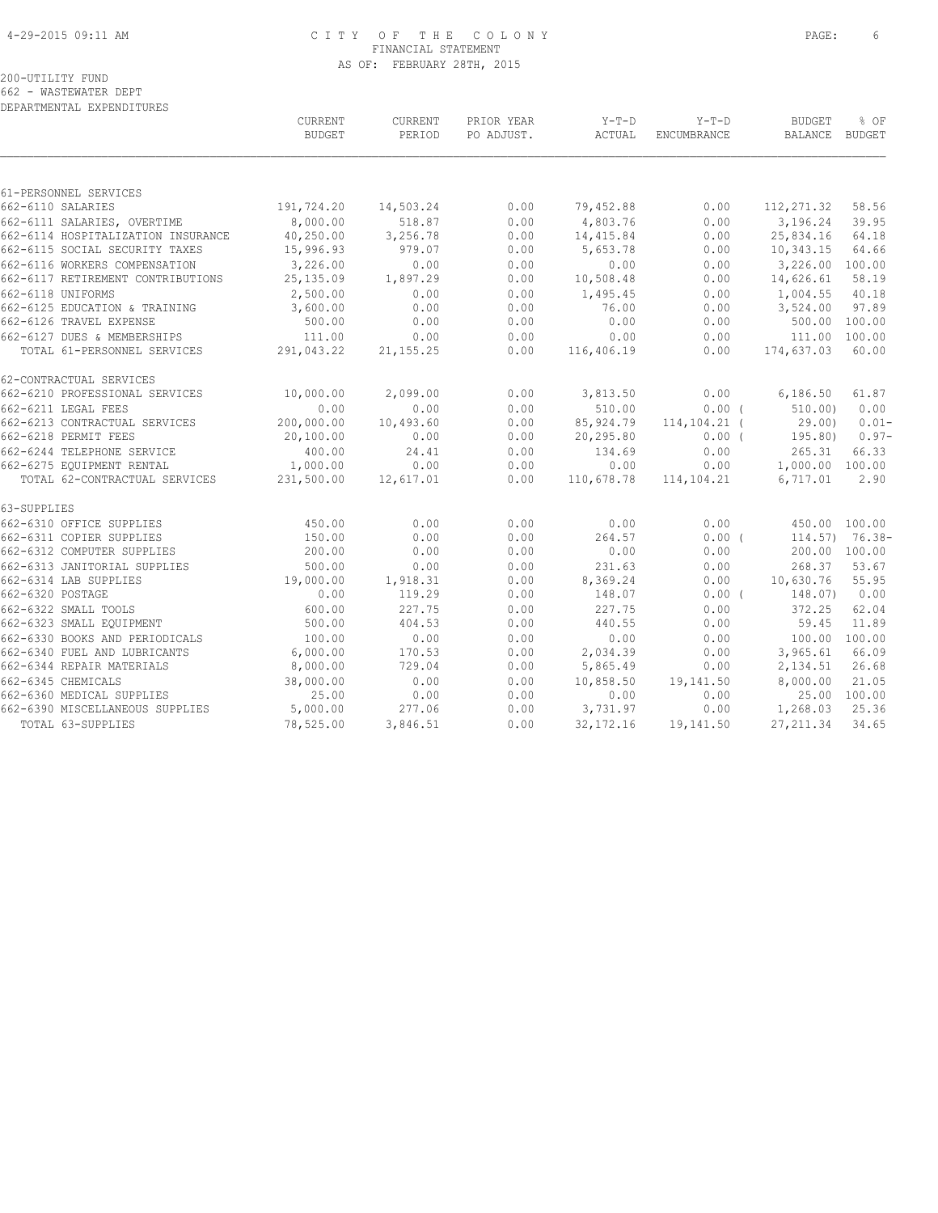# CITY OF THE COLONY
## FINANCIAL STATEMENT
### AS OF: FEBRUARY 28TH, 2015

200-UTILITY FUND
662 - WASTEWATER DEPT
DEPARTMENTAL EXPENDITURES

| | CURRENT BUDGET | CURRENT PERIOD | PRIOR YEAR PO ADJUST. | Y-T-D ACTUAL | Y-T-D ENCUMBRANCE | BUDGET BALANCE | % OF BUDGET |
|---|---|---|---|---|---|---|---|
| **61-PERSONNEL SERVICES** | | | | | | | |
| 662-6110 SALARIES | 191,724.20 | 14,503.24 | 0.00 | 79,452.88 | 0.00 | 112,271.32 | 58.56 |
| 662-6111 SALARIES, OVERTIME | 8,000.00 | 518.87 | 0.00 | 4,803.76 | 0.00 | 3,196.24 | 39.95 |
| 662-6114 HOSPITALIZATION INSURANCE | 40,250.00 | 3,256.78 | 0.00 | 14,415.84 | 0.00 | 25,834.16 | 64.18 |
| 662-6115 SOCIAL SECURITY TAXES | 15,996.93 | 979.07 | 0.00 | 5,653.78 | 0.00 | 10,343.15 | 64.66 |
| 662-6116 WORKERS COMPENSATION | 3,226.00 | 0.00 | 0.00 | 0.00 | 0.00 | 3,226.00 | 100.00 |
| 662-6117 RETIREMENT CONTRIBUTIONS | 25,135.09 | 1,897.29 | 0.00 | 10,508.48 | 0.00 | 14,626.61 | 58.19 |
| 662-6118 UNIFORMS | 2,500.00 | 0.00 | 0.00 | 1,495.45 | 0.00 | 1,004.55 | 40.18 |
| 662-6125 EDUCATION & TRAINING | 3,600.00 | 0.00 | 0.00 | 76.00 | 0.00 | 3,524.00 | 97.89 |
| 662-6126 TRAVEL EXPENSE | 500.00 | 0.00 | 0.00 | 0.00 | 0.00 | 500.00 | 100.00 |
| 662-6127 DUES & MEMBERSHIPS | 111.00 | 0.00 | 0.00 | 0.00 | 0.00 | 111.00 | 100.00 |
| TOTAL 61-PERSONNEL SERVICES | 291,043.22 | 21,155.25 | 0.00 | 116,406.19 | 0.00 | 174,637.03 | 60.00 |
| **62-CONTRACTUAL SERVICES** | | | | | | | |
| 662-6210 PROFESSIONAL SERVICES | 10,000.00 | 2,099.00 | 0.00 | 3,813.50 | 0.00 | 6,186.50 | 61.87 |
| 662-6211 LEGAL FEES | 0.00 | 0.00 | 0.00 | 510.00 | 0.00 | ( 510.00) | 0.00 |
| 662-6213 CONTRACTUAL SERVICES | 200,000.00 | 10,493.60 | 0.00 | 85,924.79 | 114,104.21 | ( 29.00) | 0.01- |
| 662-6218 PERMIT FEES | 20,100.00 | 0.00 | 0.00 | 20,295.80 | 0.00 | ( 195.80) | 0.97- |
| 662-6244 TELEPHONE SERVICE | 400.00 | 24.41 | 0.00 | 134.69 | 0.00 | 265.31 | 66.33 |
| 662-6275 EQUIPMENT RENTAL | 1,000.00 | 0.00 | 0.00 | 0.00 | 0.00 | 1,000.00 | 100.00 |
| TOTAL 62-CONTRACTUAL SERVICES | 231,500.00 | 12,617.01 | 0.00 | 110,678.78 | 114,104.21 | 6,717.01 | 2.90 |
| **63-SUPPLIES** | | | | | | | |
| 662-6310 OFFICE SUPPLIES | 450.00 | 0.00 | 0.00 | 0.00 | 0.00 | 450.00 | 100.00 |
| 662-6311 COPIER SUPPLIES | 150.00 | 0.00 | 0.00 | 264.57 | 0.00 | ( 114.57) | 76.38- |
| 662-6312 COMPUTER SUPPLIES | 200.00 | 0.00 | 0.00 | 0.00 | 0.00 | 200.00 | 100.00 |
| 662-6313 JANITORIAL SUPPLIES | 500.00 | 0.00 | 0.00 | 231.63 | 0.00 | 268.37 | 53.67 |
| 662-6314 LAB SUPPLIES | 19,000.00 | 1,918.31 | 0.00 | 8,369.24 | 0.00 | 10,630.76 | 55.95 |
| 662-6320 POSTAGE | 0.00 | 119.29 | 0.00 | 148.07 | 0.00 | ( 148.07) | 0.00 |
| 662-6322 SMALL TOOLS | 600.00 | 227.75 | 0.00 | 227.75 | 0.00 | 372.25 | 62.04 |
| 662-6323 SMALL EQUIPMENT | 500.00 | 404.53 | 0.00 | 440.55 | 0.00 | 59.45 | 11.89 |
| 662-6330 BOOKS AND PERIODICALS | 100.00 | 0.00 | 0.00 | 0.00 | 0.00 | 100.00 | 100.00 |
| 662-6340 FUEL AND LUBRICANTS | 6,000.00 | 170.53 | 0.00 | 2,034.39 | 0.00 | 3,965.61 | 66.09 |
| 662-6344 REPAIR MATERIALS | 8,000.00 | 729.04 | 0.00 | 5,865.49 | 0.00 | 2,134.51 | 26.68 |
| 662-6345 CHEMICALS | 38,000.00 | 0.00 | 0.00 | 10,858.50 | 19,141.50 | 8,000.00 | 21.05 |
| 662-6360 MEDICAL SUPPLIES | 25.00 | 0.00 | 0.00 | 0.00 | 0.00 | 25.00 | 100.00 |
| 662-6390 MISCELLANEOUS SUPPLIES | 5,000.00 | 277.06 | 0.00 | 3,731.97 | 0.00 | 1,268.03 | 25.36 |
| TOTAL 63-SUPPLIES | 78,525.00 | 3,846.51 | 0.00 | 32,172.16 | 19,141.50 | 27,211.34 | 34.65 |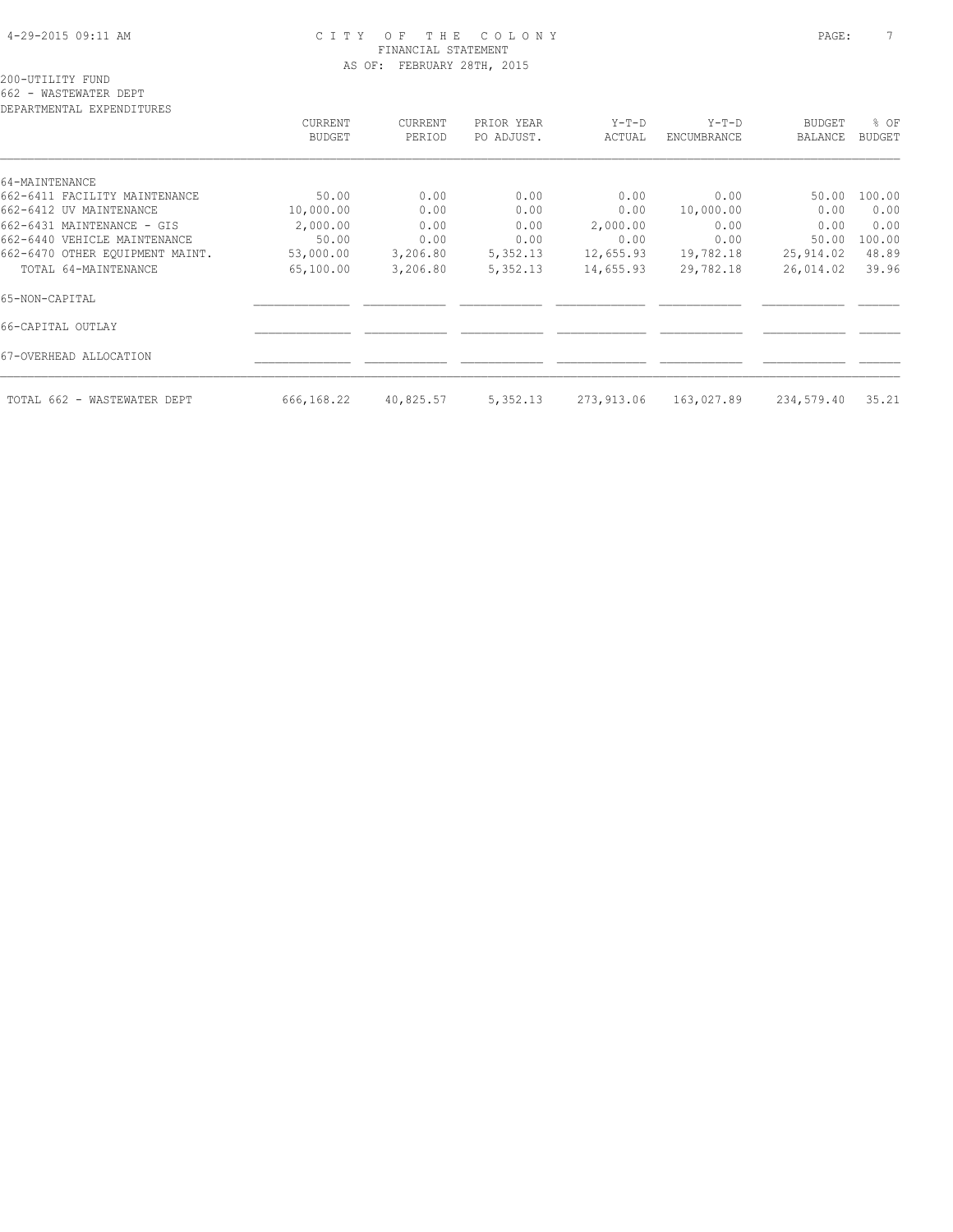CITY OF THE COLONY
FINANCIAL STATEMENT
AS OF: FEBRUARY 28TH, 2015

200-UTILITY FUND
662 - WASTEWATER DEPT
DEPARTMENTAL EXPENDITURES

| | CURRENT BUDGET | CURRENT PERIOD | PRIOR YEAR PO ADJUST. | Y-T-D ACTUAL | Y-T-D ENCUMBRANCE | BUDGET BALANCE | % OF BUDGET |
|---|---|---|---|---|---|---|---|
| 64-MAINTENANCE | | | | | | | |
| 662-6411 FACILITY MAINTENANCE | 50.00 | 0.00 | 0.00 | 0.00 | 0.00 | 50.00 | 100.00 |
| 662-6412 UV MAINTENANCE | 10,000.00 | 0.00 | 0.00 | 0.00 | 10,000.00 | 0.00 | 0.00 |
| 662-6431 MAINTENANCE - GIS | 2,000.00 | 0.00 | 0.00 | 2,000.00 | 0.00 | 0.00 | 0.00 |
| 662-6440 VEHICLE MAINTENANCE | 50.00 | 0.00 | 0.00 | 0.00 | 0.00 | 50.00 | 100.00 |
| 662-6470 OTHER EQUIPMENT MAINT. | 53,000.00 | 3,206.80 | 5,352.13 | 12,655.93 | 19,782.18 | 25,914.02 | 48.89 |
| TOTAL 64-MAINTENANCE | 65,100.00 | 3,206.80 | 5,352.13 | 14,655.93 | 29,782.18 | 26,014.02 | 39.96 |
| 65-NON-CAPITAL | | | | | | | |
| 66-CAPITAL OUTLAY | | | | | | | |
| 67-OVERHEAD ALLOCATION | | | | | | | |
| TOTAL 662 - WASTEWATER DEPT | 666,168.22 | 40,825.57 | 5,352.13 | 273,913.06 | 163,027.89 | 234,579.40 | 35.21 |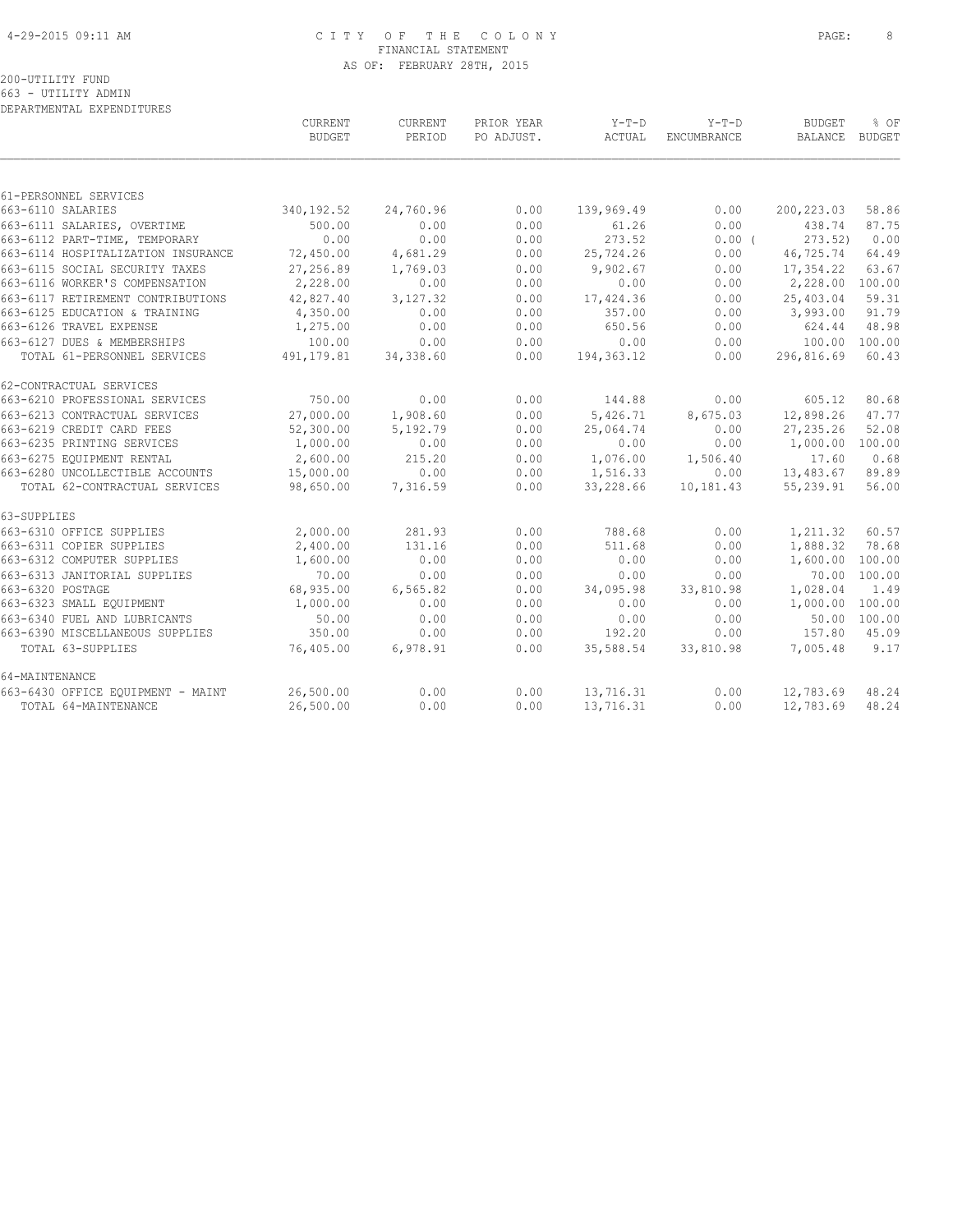CITY OF THE COLONY
FINANCIAL STATEMENT
AS OF: FEBRUARY 28TH, 2015

200-UTILITY FUND
663 - UTILITY ADMIN
DEPARTMENTAL EXPENDITURES

| | CURRENT BUDGET | CURRENT PERIOD | PRIOR YEAR PO ADJUST. | Y-T-D ACTUAL | Y-T-D ENCUMBRANCE | BUDGET BALANCE | % OF BUDGET |
|---|---|---|---|---|---|---|---|
| 61-PERSONNEL SERVICES | | | | | | | |
| 663-6110 SALARIES | 340,192.52 | 24,760.96 | 0.00 | 139,969.49 | 0.00 | 200,223.03 | 58.86 |
| 663-6111 SALARIES, OVERTIME | 500.00 | 0.00 | 0.00 | 61.26 | 0.00 | 438.74 | 87.75 |
| 663-6112 PART-TIME, TEMPORARY | 0.00 | 0.00 | 0.00 | 273.52 | 0.00 | ( 273.52) | 0.00 |
| 663-6114 HOSPITALIZATION INSURANCE | 72,450.00 | 4,681.29 | 0.00 | 25,724.26 | 0.00 | 46,725.74 | 64.49 |
| 663-6115 SOCIAL SECURITY TAXES | 27,256.89 | 1,769.03 | 0.00 | 9,902.67 | 0.00 | 17,354.22 | 63.67 |
| 663-6116 WORKER'S COMPENSATION | 2,228.00 | 0.00 | 0.00 | 0.00 | 0.00 | 2,228.00 | 100.00 |
| 663-6117 RETIREMENT CONTRIBUTIONS | 42,827.40 | 3,127.32 | 0.00 | 17,424.36 | 0.00 | 25,403.04 | 59.31 |
| 663-6125 EDUCATION & TRAINING | 4,350.00 | 0.00 | 0.00 | 357.00 | 0.00 | 3,993.00 | 91.79 |
| 663-6126 TRAVEL EXPENSE | 1,275.00 | 0.00 | 0.00 | 650.56 | 0.00 | 624.44 | 48.98 |
| 663-6127 DUES & MEMBERSHIPS | 100.00 | 0.00 | 0.00 | 0.00 | 0.00 | 100.00 | 100.00 |
| TOTAL 61-PERSONNEL SERVICES | 491,179.81 | 34,338.60 | 0.00 | 194,363.12 | 0.00 | 296,816.69 | 60.43 |
| 62-CONTRACTUAL SERVICES | | | | | | | |
| 663-6210 PROFESSIONAL SERVICES | 750.00 | 0.00 | 0.00 | 144.88 | 0.00 | 605.12 | 80.68 |
| 663-6213 CONTRACTUAL SERVICES | 27,000.00 | 1,908.60 | 0.00 | 5,426.71 | 8,675.03 | 12,898.26 | 47.77 |
| 663-6219 CREDIT CARD FEES | 52,300.00 | 5,192.79 | 0.00 | 25,064.74 | 0.00 | 27,235.26 | 52.08 |
| 663-6235 PRINTING SERVICES | 1,000.00 | 0.00 | 0.00 | 0.00 | 0.00 | 1,000.00 | 100.00 |
| 663-6275 EQUIPMENT RENTAL | 2,600.00 | 215.20 | 0.00 | 1,076.00 | 1,506.40 | 17.60 | 0.68 |
| 663-6280 UNCOLLECTIBLE ACCOUNTS | 15,000.00 | 0.00 | 0.00 | 1,516.33 | 0.00 | 13,483.67 | 89.89 |
| TOTAL 62-CONTRACTUAL SERVICES | 98,650.00 | 7,316.59 | 0.00 | 33,228.66 | 10,181.43 | 55,239.91 | 56.00 |
| 63-SUPPLIES | | | | | | | |
| 663-6310 OFFICE SUPPLIES | 2,000.00 | 281.93 | 0.00 | 788.68 | 0.00 | 1,211.32 | 60.57 |
| 663-6311 COPIER SUPPLIES | 2,400.00 | 131.16 | 0.00 | 511.68 | 0.00 | 1,888.32 | 78.68 |
| 663-6312 COMPUTER SUPPLIES | 1,600.00 | 0.00 | 0.00 | 0.00 | 0.00 | 1,600.00 | 100.00 |
| 663-6313 JANITORIAL SUPPLIES | 70.00 | 0.00 | 0.00 | 0.00 | 0.00 | 70.00 | 100.00 |
| 663-6320 POSTAGE | 68,935.00 | 6,565.82 | 0.00 | 34,095.98 | 33,810.98 | 1,028.04 | 1.49 |
| 663-6323 SMALL EQUIPMENT | 1,000.00 | 0.00 | 0.00 | 0.00 | 0.00 | 1,000.00 | 100.00 |
| 663-6340 FUEL AND LUBRICANTS | 50.00 | 0.00 | 0.00 | 0.00 | 0.00 | 50.00 | 100.00 |
| 663-6390 MISCELLANEOUS SUPPLIES | 350.00 | 0.00 | 0.00 | 192.20 | 0.00 | 157.80 | 45.09 |
| TOTAL 63-SUPPLIES | 76,405.00 | 6,978.91 | 0.00 | 35,588.54 | 33,810.98 | 7,005.48 | 9.17 |
| 64-MAINTENANCE | | | | | | | |
| 663-6430 OFFICE EQUIPMENT - MAINT | 26,500.00 | 0.00 | 0.00 | 13,716.31 | 0.00 | 12,783.69 | 48.24 |
| TOTAL 64-MAINTENANCE | 26,500.00 | 0.00 | 0.00 | 13,716.31 | 0.00 | 12,783.69 | 48.24 |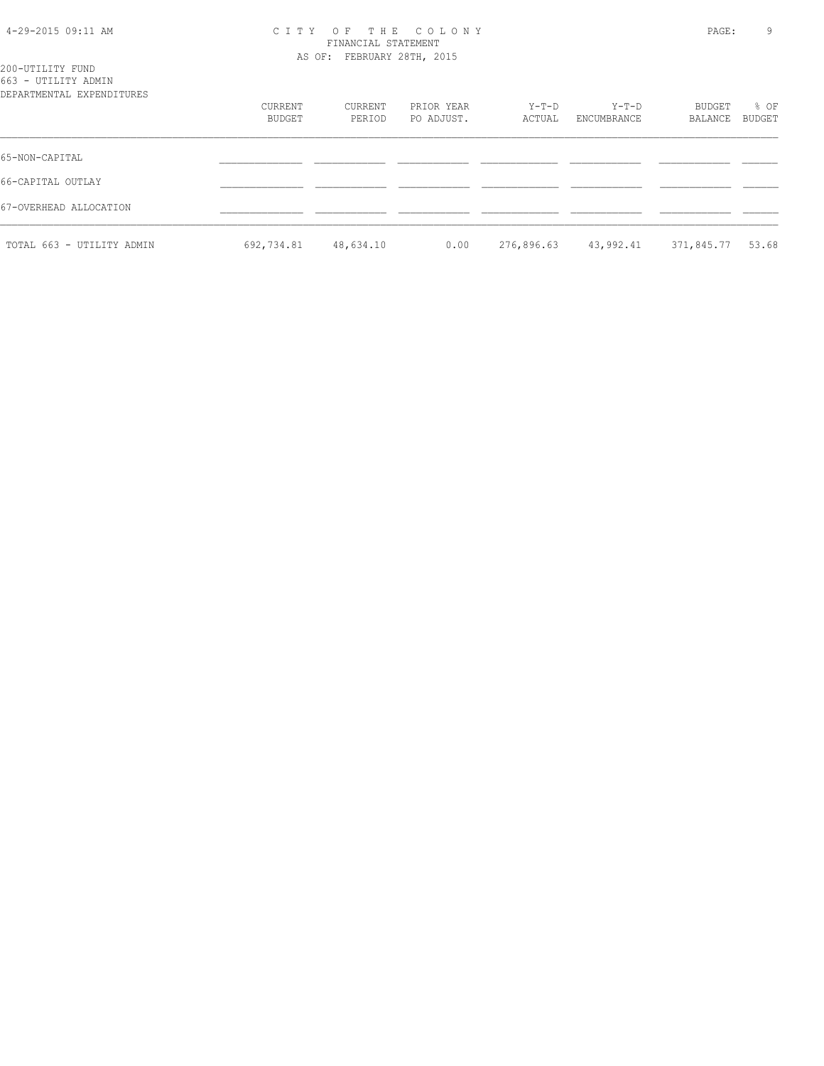CITY OF THE COLONY
FINANCIAL STATEMENT
AS OF: FEBRUARY 28TH, 2015

200-UTILITY FUND
663 - UTILITY ADMIN
DEPARTMENTAL EXPENDITURES

| | CURRENT BUDGET | CURRENT PERIOD | PRIOR YEAR PO ADJUST. | Y-T-D ACTUAL | Y-T-D ENCUMBRANCE | BUDGET BALANCE | % OF BUDGET |
|---|---|---|---|---|---|---|---|
| 65-NON-CAPITAL | | | | | | | |
| 66-CAPITAL OUTLAY | | | | | | | |
| 67-OVERHEAD ALLOCATION | | | | | | | |
| TOTAL 663 - UTILITY ADMIN | 692,734.81 | 48,634.10 | 0.00 | 276,896.63 | 43,992.41 | 371,845.77 | 53.68 |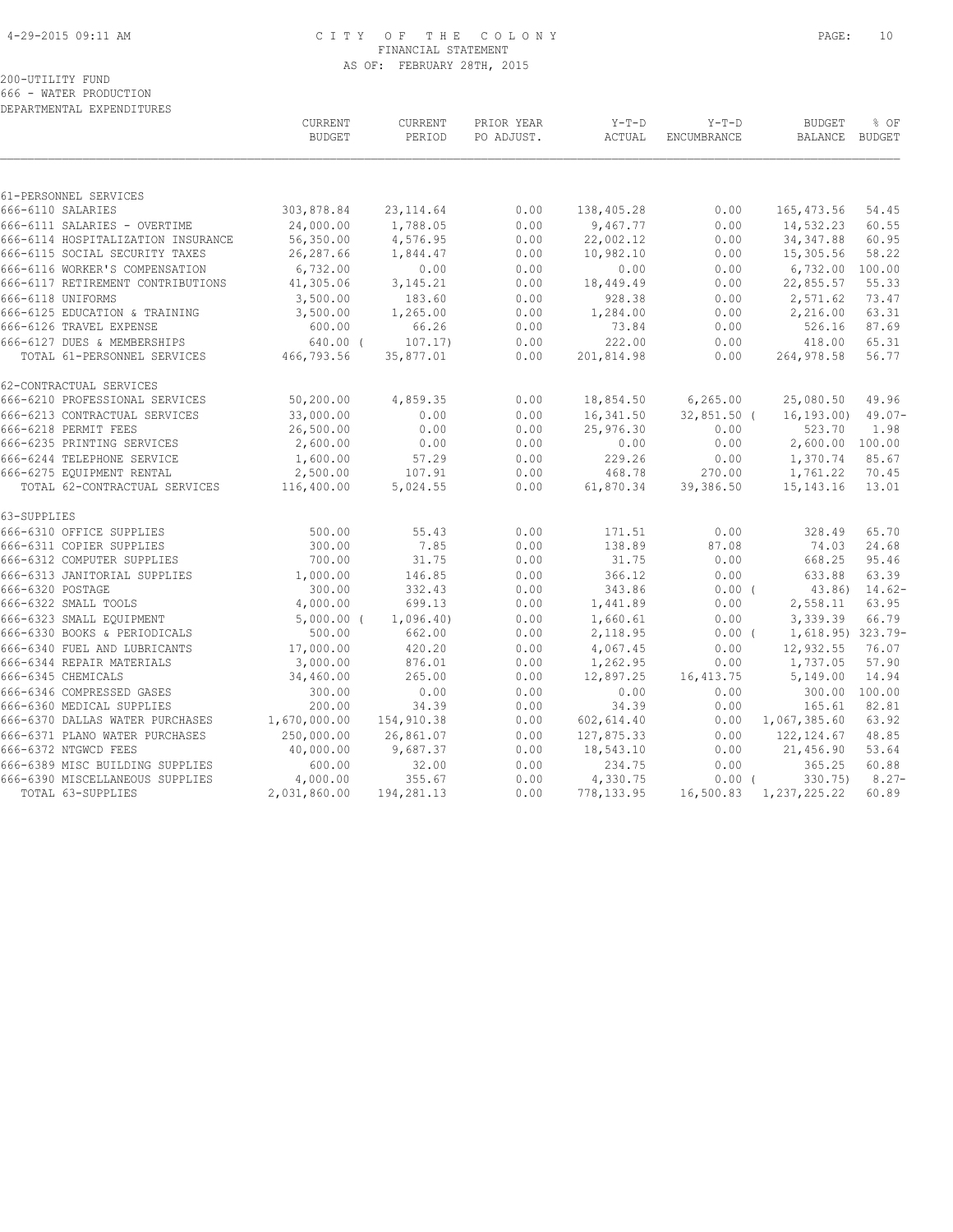# CITY OF THE COLONY
FINANCIAL STATEMENT
AS OF: FEBRUARY 28TH, 2015

200-UTILITY FUND
666 - WATER PRODUCTION
DEPARTMENTAL EXPENDITURES

| | CURRENT BUDGET | CURRENT PERIOD | PRIOR YEAR PO ADJUST. | Y-T-D ACTUAL | Y-T-D ENCUMBRANCE | BUDGET BALANCE | % OF BUDGET |
|---|---|---|---|---|---|---|---|
| **61-PERSONNEL SERVICES** | | | | | | | |
| 666-6110 SALARIES | 303,878.84 | 23,114.64 | 0.00 | 138,405.28 | 0.00 | 165,473.56 | 54.45 |
| 666-6111 SALARIES - OVERTIME | 24,000.00 | 1,788.05 | 0.00 | 9,467.77 | 0.00 | 14,532.23 | 60.55 |
| 666-6114 HOSPITALIZATION INSURANCE | 56,350.00 | 4,576.95 | 0.00 | 22,002.12 | 0.00 | 34,347.88 | 60.95 |
| 666-6115 SOCIAL SECURITY TAXES | 26,287.66 | 1,844.47 | 0.00 | 10,982.10 | 0.00 | 15,305.56 | 58.22 |
| 666-6116 WORKER'S COMPENSATION | 6,732.00 | 0.00 | 0.00 | 0.00 | 0.00 | 6,732.00 | 100.00 |
| 666-6117 RETIREMENT CONTRIBUTIONS | 41,305.06 | 3,145.21 | 0.00 | 18,449.49 | 0.00 | 22,855.57 | 55.33 |
| 666-6118 UNIFORMS | 3,500.00 | 183.60 | 0.00 | 928.38 | 0.00 | 2,571.62 | 73.47 |
| 666-6125 EDUCATION & TRAINING | 3,500.00 | 1,265.00 | 0.00 | 1,284.00 | 0.00 | 2,216.00 | 63.31 |
| 666-6126 TRAVEL EXPENSE | 600.00 | 66.26 | 0.00 | 73.84 | 0.00 | 526.16 | 87.69 |
| 666-6127 DUES & MEMBERSHIPS | 640.00 | (107.17) | 0.00 | 222.00 | 0.00 | 418.00 | 65.31 |
| TOTAL 61-PERSONNEL SERVICES | 466,793.56 | 35,877.01 | 0.00 | 201,814.98 | 0.00 | 264,978.58 | 56.77 |
| **62-CONTRACTUAL SERVICES** | | | | | | | |
| 666-6210 PROFESSIONAL SERVICES | 50,200.00 | 4,859.35 | 0.00 | 18,854.50 | 6,265.00 | 25,080.50 | 49.96 |
| 666-6213 CONTRACTUAL SERVICES | 33,000.00 | 0.00 | 0.00 | 16,341.50 | 32,851.50 | (16,193.00) | 49.07- |
| 666-6218 PERMIT FEES | 26,500.00 | 0.00 | 0.00 | 25,976.30 | 0.00 | 523.70 | 1.98 |
| 666-6235 PRINTING SERVICES | 2,600.00 | 0.00 | 0.00 | 0.00 | 0.00 | 2,600.00 | 100.00 |
| 666-6244 TELEPHONE SERVICE | 1,600.00 | 57.29 | 0.00 | 229.26 | 0.00 | 1,370.74 | 85.67 |
| 666-6275 EQUIPMENT RENTAL | 2,500.00 | 107.91 | 0.00 | 468.78 | 270.00 | 1,761.22 | 70.45 |
| TOTAL 62-CONTRACTUAL SERVICES | 116,400.00 | 5,024.55 | 0.00 | 61,870.34 | 39,386.50 | 15,143.16 | 13.01 |
| **63-SUPPLIES** | | | | | | | |
| 666-6310 OFFICE SUPPLIES | 500.00 | 55.43 | 0.00 | 171.51 | 0.00 | 328.49 | 65.70 |
| 666-6311 COPIER SUPPLIES | 300.00 | 7.85 | 0.00 | 138.89 | 87.08 | 74.03 | 24.68 |
| 666-6312 COMPUTER SUPPLIES | 700.00 | 31.75 | 0.00 | 31.75 | 0.00 | 668.25 | 95.46 |
| 666-6313 JANITORIAL SUPPLIES | 1,000.00 | 146.85 | 0.00 | 366.12 | 0.00 | 633.88 | 63.39 |
| 666-6320 POSTAGE | 300.00 | 332.43 | 0.00 | 343.86 | 0.00 | (43.86) | 14.62- |
| 666-6322 SMALL TOOLS | 4,000.00 | 699.13 | 0.00 | 1,441.89 | 0.00 | 2,558.11 | 63.95 |
| 666-6323 SMALL EQUIPMENT | 5,000.00 | (1,096.40) | 0.00 | 1,660.61 | 0.00 | 3,339.39 | 66.79 |
| 666-6330 BOOKS & PERIODICALS | 500.00 | 662.00 | 0.00 | 2,118.95 | 0.00 | (1,618.95) | 323.79- |
| 666-6340 FUEL AND LUBRICANTS | 17,000.00 | 420.20 | 0.00 | 4,067.45 | 0.00 | 12,932.55 | 76.07 |
| 666-6344 REPAIR MATERIALS | 3,000.00 | 876.01 | 0.00 | 1,262.95 | 0.00 | 1,737.05 | 57.90 |
| 666-6345 CHEMICALS | 34,460.00 | 265.00 | 0.00 | 12,897.25 | 16,413.75 | 5,149.00 | 14.94 |
| 666-6346 COMPRESSED GASES | 300.00 | 0.00 | 0.00 | 0.00 | 0.00 | 300.00 | 100.00 |
| 666-6360 MEDICAL SUPPLIES | 200.00 | 34.39 | 0.00 | 34.39 | 0.00 | 165.61 | 82.81 |
| 666-6370 DALLAS WATER PURCHASES | 1,670,000.00 | 154,910.38 | 0.00 | 602,614.40 | 0.00 | 1,067,385.60 | 63.92 |
| 666-6371 PLANO WATER PURCHASES | 250,000.00 | 26,861.07 | 0.00 | 127,875.33 | 0.00 | 122,124.67 | 48.85 |
| 666-6372 NTGWCD FEES | 40,000.00 | 9,687.37 | 0.00 | 18,543.10 | 0.00 | 21,456.90 | 53.64 |
| 666-6389 MISC BUILDING SUPPLIES | 600.00 | 32.00 | 0.00 | 234.75 | 0.00 | 365.25 | 60.88 |
| 666-6390 MISCELLANEOUS SUPPLIES | 4,000.00 | 355.67 | 0.00 | 4,330.75 | 0.00 | (330.75) | 8.27- |
| TOTAL 63-SUPPLIES | 2,031,860.00 | 194,281.13 | 0.00 | 778,133.95 | 16,500.83 | 1,237,225.22 | 60.89 |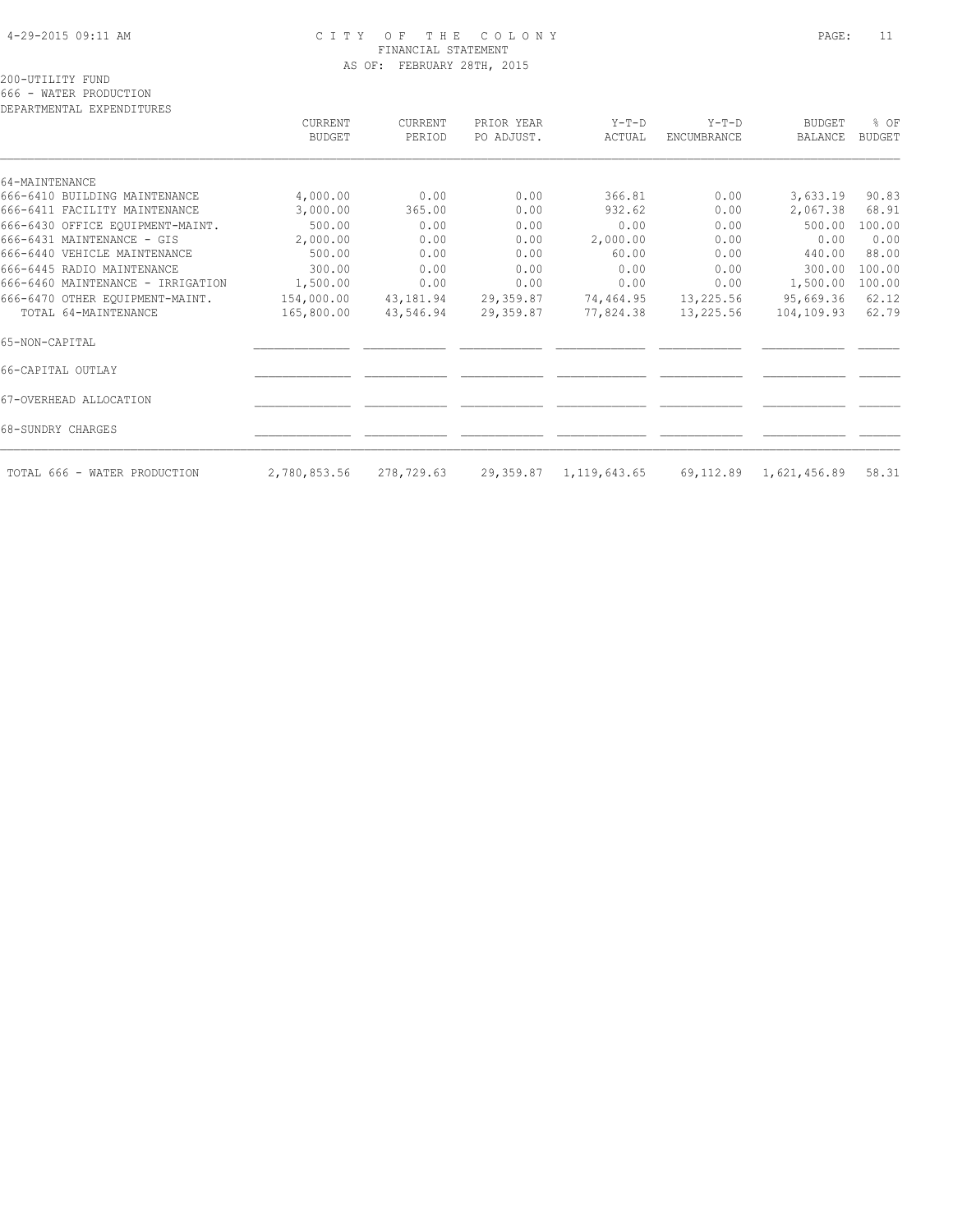# CITY OF THE COLONY
## FINANCIAL STATEMENT
### AS OF: FEBRUARY 28TH, 2015

200-UTILITY FUND
666 - WATER PRODUCTION
DEPARTMENTAL EXPENDITURES

| | CURRENT BUDGET | CURRENT PERIOD | PRIOR YEAR PO ADJUST. | Y-T-D ACTUAL | Y-T-D ENCUMBRANCE | BUDGET BALANCE | % OF BUDGET |
|---|---|---|---|---|---|---|---|
| 64-MAINTENANCE | | | | | | | |
| 666-6410 BUILDING MAINTENANCE | 4,000.00 | 0.00 | 0.00 | 366.81 | 0.00 | 3,633.19 | 90.83 |
| 666-6411 FACILITY MAINTENANCE | 3,000.00 | 365.00 | 0.00 | 932.62 | 0.00 | 2,067.38 | 68.91 |
| 666-6430 OFFICE EQUIPMENT-MAINT. | 500.00 | 0.00 | 0.00 | 0.00 | 0.00 | 500.00 | 100.00 |
| 666-6431 MAINTENANCE - GIS | 2,000.00 | 0.00 | 0.00 | 2,000.00 | 0.00 | 0.00 | 0.00 |
| 666-6440 VEHICLE MAINTENANCE | 500.00 | 0.00 | 0.00 | 60.00 | 0.00 | 440.00 | 88.00 |
| 666-6445 RADIO MAINTENANCE | 300.00 | 0.00 | 0.00 | 0.00 | 0.00 | 300.00 | 100.00 |
| 666-6460 MAINTENANCE - IRRIGATION | 1,500.00 | 0.00 | 0.00 | 0.00 | 0.00 | 1,500.00 | 100.00 |
| 666-6470 OTHER EQUIPMENT-MAINT. | 154,000.00 | 43,181.94 | 29,359.87 | 74,464.95 | 13,225.56 | 95,669.36 | 62.12 |
| TOTAL 64-MAINTENANCE | 165,800.00 | 43,546.94 | 29,359.87 | 77,824.38 | 13,225.56 | 104,109.93 | 62.79 |
| 65-NON-CAPITAL | | | | | | | |
| 66-CAPITAL OUTLAY | | | | | | | |
| 67-OVERHEAD ALLOCATION | | | | | | | |
| 68-SUNDRY CHARGES | | | | | | | |
| TOTAL 666 - WATER PRODUCTION | 2,780,853.56 | 278,729.63 | 29,359.87 | 1,119,643.65 | 69,112.89 | 1,621,456.89 | 58.31 |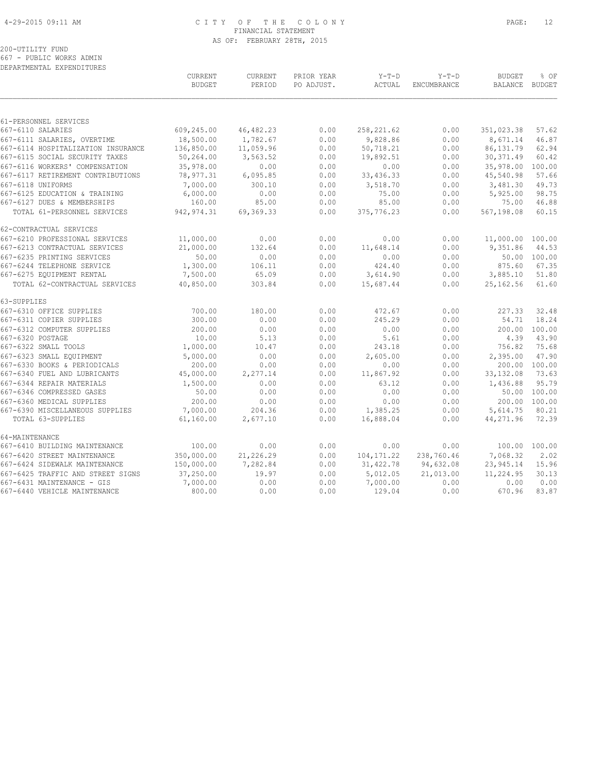# CITY OF THE COLONY
## FINANCIAL STATEMENT
### AS OF: FEBRUARY 28TH, 2015

200-UTILITY FUND
667 - PUBLIC WORKS ADMIN
DEPARTMENTAL EXPENDITURES

| | CURRENT BUDGET | CURRENT PERIOD | PRIOR YEAR PO ADJUST. | Y-T-D ACTUAL | Y-T-D ENCUMBRANCE | BUDGET BALANCE | % OF BUDGET |
|---|---|---|---|---|---|---|---|
| 61-PERSONNEL SERVICES | | | | | | | |
| 667-6110 SALARIES | 609,245.00 | 46,482.23 | 0.00 | 258,221.62 | 0.00 | 351,023.38 | 57.62 |
| 667-6111 SALARIES, OVERTIME | 18,500.00 | 1,782.67 | 0.00 | 9,828.86 | 0.00 | 8,671.14 | 46.87 |
| 667-6114 HOSPITALIZATION INSURANCE | 136,850.00 | 11,059.96 | 0.00 | 50,718.21 | 0.00 | 86,131.79 | 62.94 |
| 667-6115 SOCIAL SECURITY TAXES | 50,264.00 | 3,563.52 | 0.00 | 19,892.51 | 0.00 | 30,371.49 | 60.42 |
| 667-6116 WORKERS' COMPENSATION | 35,978.00 | 0.00 | 0.00 | 0.00 | 0.00 | 35,978.00 | 100.00 |
| 667-6117 RETIREMENT CONTRIBUTIONS | 78,977.31 | 6,095.85 | 0.00 | 33,436.33 | 0.00 | 45,540.98 | 57.66 |
| 667-6118 UNIFORMS | 7,000.00 | 300.10 | 0.00 | 3,518.70 | 0.00 | 3,481.30 | 49.73 |
| 667-6125 EDUCATION & TRAINING | 6,000.00 | 0.00 | 0.00 | 75.00 | 0.00 | 5,925.00 | 98.75 |
| 667-6127 DUES & MEMBERSHIPS | 160.00 | 85.00 | 0.00 | 85.00 | 0.00 | 75.00 | 46.88 |
| TOTAL 61-PERSONNEL SERVICES | 942,974.31 | 69,369.33 | 0.00 | 375,776.23 | 0.00 | 567,198.08 | 60.15 |
| 62-CONTRACTUAL SERVICES | | | | | | | |
| 667-6210 PROFESSIONAL SERVICES | 11,000.00 | 0.00 | 0.00 | 0.00 | 0.00 | 11,000.00 | 100.00 |
| 667-6213 CONTRACTUAL SERVICES | 21,000.00 | 132.64 | 0.00 | 11,648.14 | 0.00 | 9,351.86 | 44.53 |
| 667-6235 PRINTING SERVICES | 50.00 | 0.00 | 0.00 | 0.00 | 0.00 | 50.00 | 100.00 |
| 667-6244 TELEPHONE SERVICE | 1,300.00 | 106.11 | 0.00 | 424.40 | 0.00 | 875.60 | 67.35 |
| 667-6275 EQUIPMENT RENTAL | 7,500.00 | 65.09 | 0.00 | 3,614.90 | 0.00 | 3,885.10 | 51.80 |
| TOTAL 62-CONTRACTUAL SERVICES | 40,850.00 | 303.84 | 0.00 | 15,687.44 | 0.00 | 25,162.56 | 61.60 |
| 63-SUPPLIES | | | | | | | |
| 667-6310 OFFICE SUPPLIES | 700.00 | 180.00 | 0.00 | 472.67 | 0.00 | 227.33 | 32.48 |
| 667-6311 COPIER SUPPLIES | 300.00 | 0.00 | 0.00 | 245.29 | 0.00 | 54.71 | 18.24 |
| 667-6312 COMPUTER SUPPLIES | 200.00 | 0.00 | 0.00 | 0.00 | 0.00 | 200.00 | 100.00 |
| 667-6320 POSTAGE | 10.00 | 5.13 | 0.00 | 5.61 | 0.00 | 4.39 | 43.90 |
| 667-6322 SMALL TOOLS | 1,000.00 | 10.47 | 0.00 | 243.18 | 0.00 | 756.82 | 75.68 |
| 667-6323 SMALL EQUIPMENT | 5,000.00 | 0.00 | 0.00 | 2,605.00 | 0.00 | 2,395.00 | 47.90 |
| 667-6330 BOOKS & PERIODICALS | 200.00 | 0.00 | 0.00 | 0.00 | 0.00 | 200.00 | 100.00 |
| 667-6340 FUEL AND LUBRICANTS | 45,000.00 | 2,277.14 | 0.00 | 11,867.92 | 0.00 | 33,132.08 | 73.63 |
| 667-6344 REPAIR MATERIALS | 1,500.00 | 0.00 | 0.00 | 63.12 | 0.00 | 1,436.88 | 95.79 |
| 667-6346 COMPRESSED GASES | 50.00 | 0.00 | 0.00 | 0.00 | 0.00 | 50.00 | 100.00 |
| 667-6360 MEDICAL SUPPLIES | 200.00 | 0.00 | 0.00 | 0.00 | 0.00 | 200.00 | 100.00 |
| 667-6390 MISCELLANEOUS SUPPLIES | 7,000.00 | 204.36 | 0.00 | 1,385.25 | 0.00 | 5,614.75 | 80.21 |
| TOTAL 63-SUPPLIES | 61,160.00 | 2,677.10 | 0.00 | 16,888.04 | 0.00 | 44,271.96 | 72.39 |
| 64-MAINTENANCE | | | | | | | |
| 667-6410 BUILDING MAINTENANCE | 100.00 | 0.00 | 0.00 | 0.00 | 0.00 | 100.00 | 100.00 |
| 667-6420 STREET MAINTENANCE | 350,000.00 | 21,226.29 | 0.00 | 104,171.22 | 238,760.46 | 7,068.32 | 2.02 |
| 667-6424 SIDEWALK MAINTENANCE | 150,000.00 | 7,282.84 | 0.00 | 31,422.78 | 94,632.08 | 23,945.14 | 15.96 |
| 667-6425 TRAFFIC AND STREET SIGNS | 37,250.00 | 19.97 | 0.00 | 5,012.05 | 21,013.00 | 11,224.95 | 30.13 |
| 667-6431 MAINTENANCE - GIS | 7,000.00 | 0.00 | 0.00 | 7,000.00 | 0.00 | 0.00 | 0.00 |
| 667-6440 VEHICLE MAINTENANCE | 800.00 | 0.00 | 0.00 | 129.04 | 0.00 | 670.96 | 83.87 |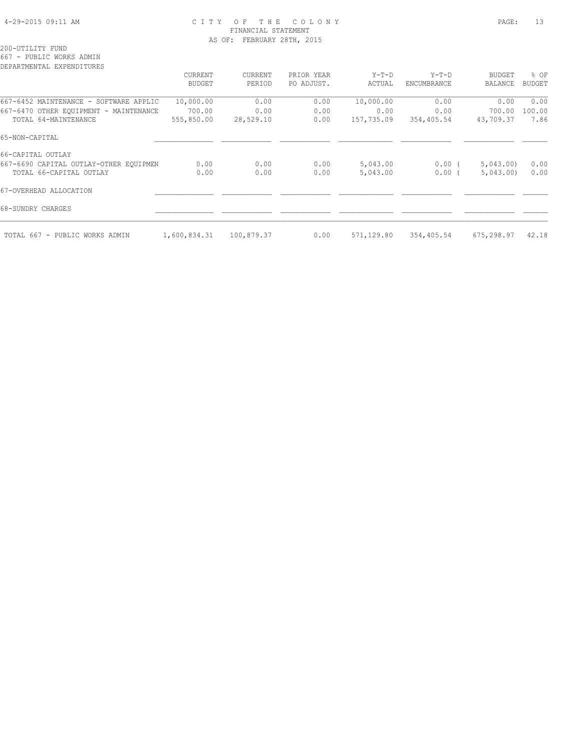# CITY OF THE COLONY
## FINANCIAL STATEMENT
### AS OF: FEBRUARY 28TH, 2015

200-UTILITY FUND
667 - PUBLIC WORKS ADMIN
DEPARTMENTAL EXPENDITURES

| | CURRENT BUDGET | CURRENT PERIOD | PRIOR YEAR PO ADJUST. | Y-T-D ACTUAL | Y-T-D ENCUMBRANCE | BUDGET BALANCE | % OF BUDGET |
|---|---|---|---|---|---|---|---|
| 667-6452 MAINTENANCE - SOFTWARE APPLIC | 10,000.00 | 0.00 | 0.00 | 10,000.00 | 0.00 | 0.00 | 0.00 |
| 667-6470 OTHER EQUIPMENT - MAINTENANCE | 700.00 | 0.00 | 0.00 | 0.00 | 0.00 | 700.00 | 100.00 |
| TOTAL 64-MAINTENANCE | 555,850.00 | 28,529.10 | 0.00 | 157,735.09 | 354,405.54 | 43,709.37 | 7.86 |
| 65-NON-CAPITAL | | | | | | | |
| 66-CAPITAL OUTLAY | | | | | | | |
| 667-6690 CAPITAL OUTLAY-OTHER EQUIPMEN | 0.00 | 0.00 | 0.00 | 5,043.00 | 0.00 | ( 5,043.00) | 0.00 |
| TOTAL 66-CAPITAL OUTLAY | 0.00 | 0.00 | 0.00 | 5,043.00 | 0.00 | ( 5,043.00) | 0.00 |
| 67-OVERHEAD ALLOCATION | | | | | | | |
| 68-SUNDRY CHARGES | | | | | | | |
| TOTAL 667 - PUBLIC WORKS ADMIN | 1,600,834.31 | 100,879.37 | 0.00 | 571,129.80 | 354,405.54 | 675,298.97 | 42.18 |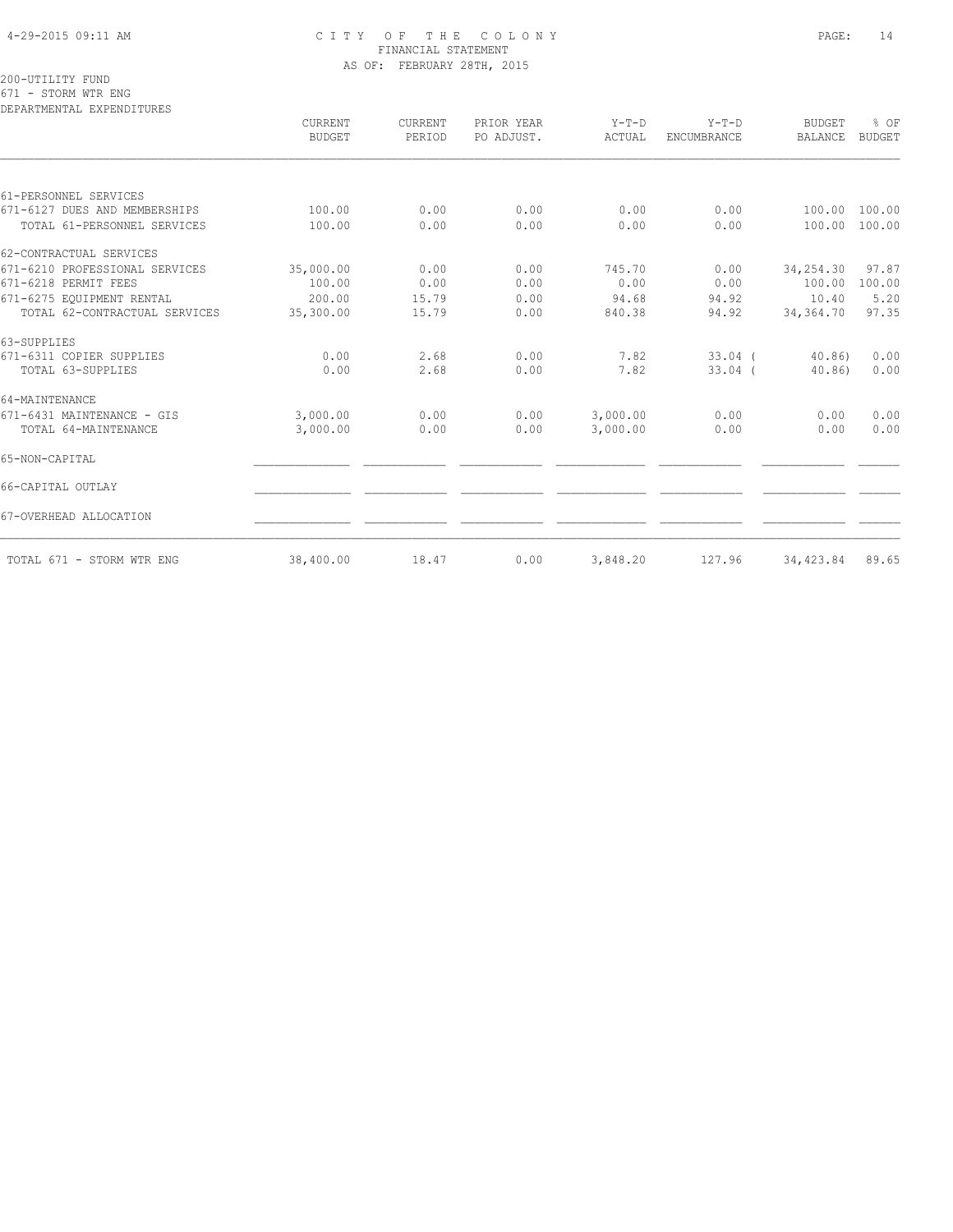# CITY OF THE COLONY
## FINANCIAL STATEMENT
### AS OF: FEBRUARY 28TH, 2015

4-29-2015 09:11 AM

200-UTILITY FUND
671 - STORM WTR ENG
DEPARTMENTAL EXPENDITURES

| | CURRENT BUDGET | CURRENT PERIOD | PRIOR YEAR PO ADJUST. | Y-T-D ACTUAL | Y-T-D ENCUMBRANCE | BUDGET BALANCE | % OF BUDGET |
|---|---|---|---|---|---|---|---|
| 61-PERSONNEL SERVICES | | | | | | | |
| 671-6127 DUES AND MEMBERSHIPS | 100.00 | 0.00 | 0.00 | 0.00 | 0.00 | 100.00 | 100.00 |
| TOTAL 61-PERSONNEL SERVICES | 100.00 | 0.00 | 0.00 | 0.00 | 0.00 | 100.00 | 100.00 |
| 62-CONTRACTUAL SERVICES | | | | | | | |
| 671-6210 PROFESSIONAL SERVICES | 35,000.00 | 0.00 | 0.00 | 745.70 | 0.00 | 34,254.30 | 97.87 |
| 671-6218 PERMIT FEES | 100.00 | 0.00 | 0.00 | 0.00 | 0.00 | 100.00 | 100.00 |
| 671-6275 EQUIPMENT RENTAL | 200.00 | 15.79 | 0.00 | 94.68 | 94.92 | 10.40 | 5.20 |
| TOTAL 62-CONTRACTUAL SERVICES | 35,300.00 | 15.79 | 0.00 | 840.38 | 94.92 | 34,364.70 | 97.35 |
| 63-SUPPLIES | | | | | | | |
| 671-6311 COPIER SUPPLIES | 0.00 | 2.68 | 0.00 | 7.82 | 33.04 | ( 40.86) | 0.00 |
| TOTAL 63-SUPPLIES | 0.00 | 2.68 | 0.00 | 7.82 | 33.04 | ( 40.86) | 0.00 |
| 64-MAINTENANCE | | | | | | | |
| 671-6431 MAINTENANCE - GIS | 3,000.00 | 0.00 | 0.00 | 3,000.00 | 0.00 | 0.00 | 0.00 |
| TOTAL 64-MAINTENANCE | 3,000.00 | 0.00 | 0.00 | 3,000.00 | 0.00 | 0.00 | 0.00 |
| 65-NON-CAPITAL | | | | | | | |
| 66-CAPITAL OUTLAY | | | | | | | |
| 67-OVERHEAD ALLOCATION | | | | | | | |
| TOTAL 671 - STORM WTR ENG | 38,400.00 | 18.47 | 0.00 | 3,848.20 | 127.96 | 34,423.84 | 89.65 |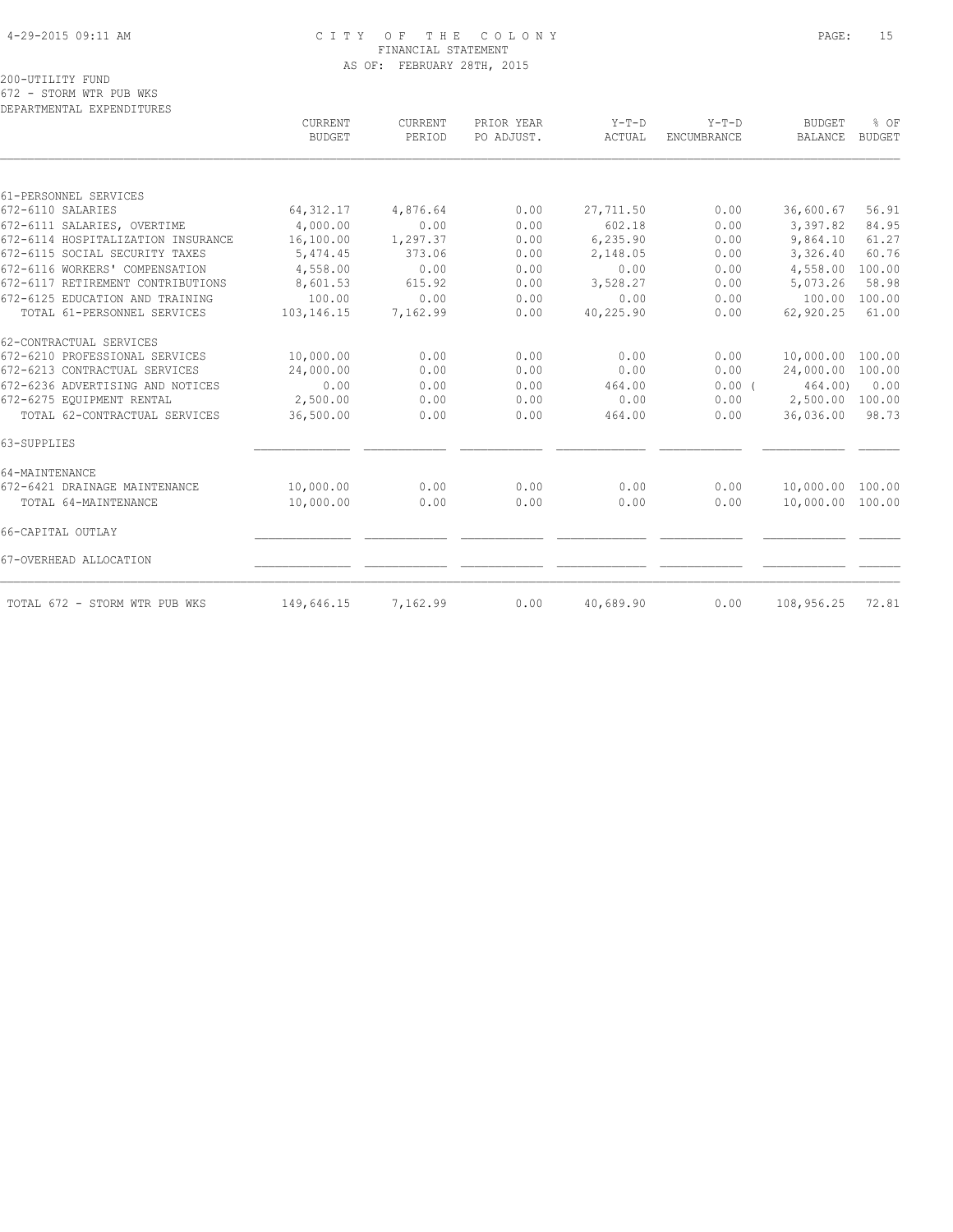# CITY OF THE COLONY
## FINANCIAL STATEMENT
### AS OF: FEBRUARY 28TH, 2015

200-UTILITY FUND
672 - STORM WTR PUB WKS
DEPARTMENTAL EXPENDITURES

| | CURRENT BUDGET | CURRENT PERIOD | PRIOR YEAR PO ADJUST. | Y-T-D ACTUAL | Y-T-D ENCUMBRANCE | BUDGET BALANCE | % OF BUDGET |
|---|---|---|---|---|---|---|---|
| 61-PERSONNEL SERVICES | | | | | | | |
| 672-6110 SALARIES | 64,312.17 | 4,876.64 | 0.00 | 27,711.50 | 0.00 | 36,600.67 | 56.91 |
| 672-6111 SALARIES, OVERTIME | 4,000.00 | 0.00 | 0.00 | 602.18 | 0.00 | 3,397.82 | 84.95 |
| 672-6114 HOSPITALIZATION INSURANCE | 16,100.00 | 1,297.37 | 0.00 | 6,235.90 | 0.00 | 9,864.10 | 61.27 |
| 672-6115 SOCIAL SECURITY TAXES | 5,474.45 | 373.06 | 0.00 | 2,148.05 | 0.00 | 3,326.40 | 60.76 |
| 672-6116 WORKERS' COMPENSATION | 4,558.00 | 0.00 | 0.00 | 0.00 | 0.00 | 4,558.00 | 100.00 |
| 672-6117 RETIREMENT CONTRIBUTIONS | 8,601.53 | 615.92 | 0.00 | 3,528.27 | 0.00 | 5,073.26 | 58.98 |
| 672-6125 EDUCATION AND TRAINING | 100.00 | 0.00 | 0.00 | 0.00 | 0.00 | 100.00 | 100.00 |
| TOTAL 61-PERSONNEL SERVICES | 103,146.15 | 7,162.99 | 0.00 | 40,225.90 | 0.00 | 62,920.25 | 61.00 |
| 62-CONTRACTUAL SERVICES | | | | | | | |
| 672-6210 PROFESSIONAL SERVICES | 10,000.00 | 0.00 | 0.00 | 0.00 | 0.00 | 10,000.00 | 100.00 |
| 672-6213 CONTRACTUAL SERVICES | 24,000.00 | 0.00 | 0.00 | 0.00 | 0.00 | 24,000.00 | 100.00 |
| 672-6236 ADVERTISING AND NOTICES | 0.00 | 0.00 | 0.00 | 464.00 | 0.00 | ( 464.00) | 0.00 |
| 672-6275 EQUIPMENT RENTAL | 2,500.00 | 0.00 | 0.00 | 0.00 | 0.00 | 2,500.00 | 100.00 |
| TOTAL 62-CONTRACTUAL SERVICES | 36,500.00 | 0.00 | 0.00 | 464.00 | 0.00 | 36,036.00 | 98.73 |
| 63-SUPPLIES | | | | | | | |
| 64-MAINTENANCE | | | | | | | |
| 672-6421 DRAINAGE MAINTENANCE | 10,000.00 | 0.00 | 0.00 | 0.00 | 0.00 | 10,000.00 | 100.00 |
| TOTAL 64-MAINTENANCE | 10,000.00 | 0.00 | 0.00 | 0.00 | 0.00 | 10,000.00 | 100.00 |
| 66-CAPITAL OUTLAY | | | | | | | |
| 67-OVERHEAD ALLOCATION | | | | | | | |
| TOTAL 672 - STORM WTR PUB WKS | 149,646.15 | 7,162.99 | 0.00 | 40,689.90 | 0.00 | 108,956.25 | 72.81 |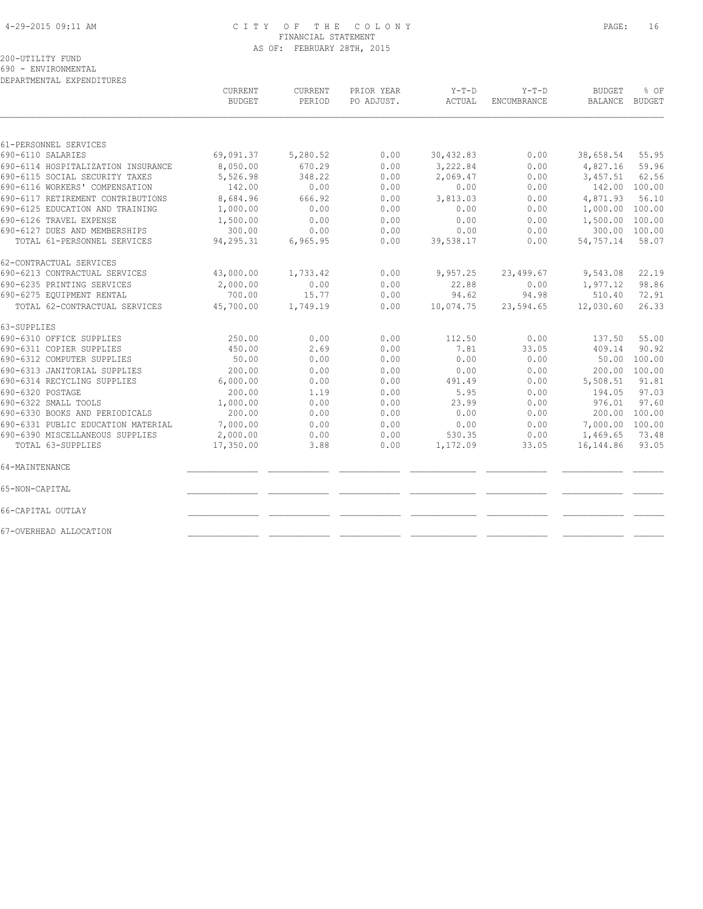CITY OF THE COLONY
FINANCIAL STATEMENT
AS OF: FEBRUARY 28TH, 2015

200-UTILITY FUND
690 - ENVIRONMENTAL
DEPARTMENTAL EXPENDITURES

| | CURRENT BUDGET | CURRENT PERIOD | PRIOR YEAR PO ADJUST. | Y-T-D ACTUAL | Y-T-D ENCUMBRANCE | BUDGET BALANCE | % OF BUDGET |
|---|---|---|---|---|---|---|---|
| **61-PERSONNEL SERVICES** | | | | | | | |
| 690-6110 SALARIES | 69,091.37 | 5,280.52 | 0.00 | 30,432.83 | 0.00 | 38,658.54 | 55.95 |
| 690-6114 HOSPITALIZATION INSURANCE | 8,050.00 | 670.29 | 0.00 | 3,222.84 | 0.00 | 4,827.16 | 59.96 |
| 690-6115 SOCIAL SECURITY TAXES | 5,526.98 | 348.22 | 0.00 | 2,069.47 | 0.00 | 3,457.51 | 62.56 |
| 690-6116 WORKERS' COMPENSATION | 142.00 | 0.00 | 0.00 | 0.00 | 0.00 | 142.00 | 100.00 |
| 690-6117 RETIREMENT CONTRIBUTIONS | 8,684.96 | 666.92 | 0.00 | 3,813.03 | 0.00 | 4,871.93 | 56.10 |
| 690-6125 EDUCATION AND TRAINING | 1,000.00 | 0.00 | 0.00 | 0.00 | 0.00 | 1,000.00 | 100.00 |
| 690-6126 TRAVEL EXPENSE | 1,500.00 | 0.00 | 0.00 | 0.00 | 0.00 | 1,500.00 | 100.00 |
| 690-6127 DUES AND MEMBERSHIPS | 300.00 | 0.00 | 0.00 | 0.00 | 0.00 | 300.00 | 100.00 |
| TOTAL 61-PERSONNEL SERVICES | 94,295.31 | 6,965.95 | 0.00 | 39,538.17 | 0.00 | 54,757.14 | 58.07 |
| **62-CONTRACTUAL SERVICES** | | | | | | | |
| 690-6213 CONTRACTUAL SERVICES | 43,000.00 | 1,733.42 | 0.00 | 9,957.25 | 23,499.67 | 9,543.08 | 22.19 |
| 690-6235 PRINTING SERVICES | 2,000.00 | 0.00 | 0.00 | 22.88 | 0.00 | 1,977.12 | 98.86 |
| 690-6275 EQUIPMENT RENTAL | 700.00 | 15.77 | 0.00 | 94.62 | 94.98 | 510.40 | 72.91 |
| TOTAL 62-CONTRACTUAL SERVICES | 45,700.00 | 1,749.19 | 0.00 | 10,074.75 | 23,594.65 | 12,030.60 | 26.33 |
| **63-SUPPLIES** | | | | | | | |
| 690-6310 OFFICE SUPPLIES | 250.00 | 0.00 | 0.00 | 112.50 | 0.00 | 137.50 | 55.00 |
| 690-6311 COPIER SUPPLIES | 450.00 | 2.69 | 0.00 | 7.81 | 33.05 | 409.14 | 90.92 |
| 690-6312 COMPUTER SUPPLIES | 50.00 | 0.00 | 0.00 | 0.00 | 0.00 | 50.00 | 100.00 |
| 690-6313 JANITORIAL SUPPLIES | 200.00 | 0.00 | 0.00 | 0.00 | 0.00 | 200.00 | 100.00 |
| 690-6314 RECYCLING SUPPLIES | 6,000.00 | 0.00 | 0.00 | 491.49 | 0.00 | 5,508.51 | 91.81 |
| 690-6320 POSTAGE | 200.00 | 1.19 | 0.00 | 5.95 | 0.00 | 194.05 | 97.03 |
| 690-6322 SMALL TOOLS | 1,000.00 | 0.00 | 0.00 | 23.99 | 0.00 | 976.01 | 97.60 |
| 690-6330 BOOKS AND PERIODICALS | 200.00 | 0.00 | 0.00 | 0.00 | 0.00 | 200.00 | 100.00 |
| 690-6331 PUBLIC EDUCATION MATERIAL | 7,000.00 | 0.00 | 0.00 | 0.00 | 0.00 | 7,000.00 | 100.00 |
| 690-6390 MISCELLANEOUS SUPPLIES | 2,000.00 | 0.00 | 0.00 | 530.35 | 0.00 | 1,469.65 | 73.48 |
| TOTAL 63-SUPPLIES | 17,350.00 | 3.88 | 0.00 | 1,172.09 | 33.05 | 16,144.86 | 93.05 |
| **64-MAINTENANCE** | | | | | | | |
| **65-NON-CAPITAL** | | | | | | | |
| **66-CAPITAL OUTLAY** | | | | | | | |
| **67-OVERHEAD ALLOCATION** | | | | | | | |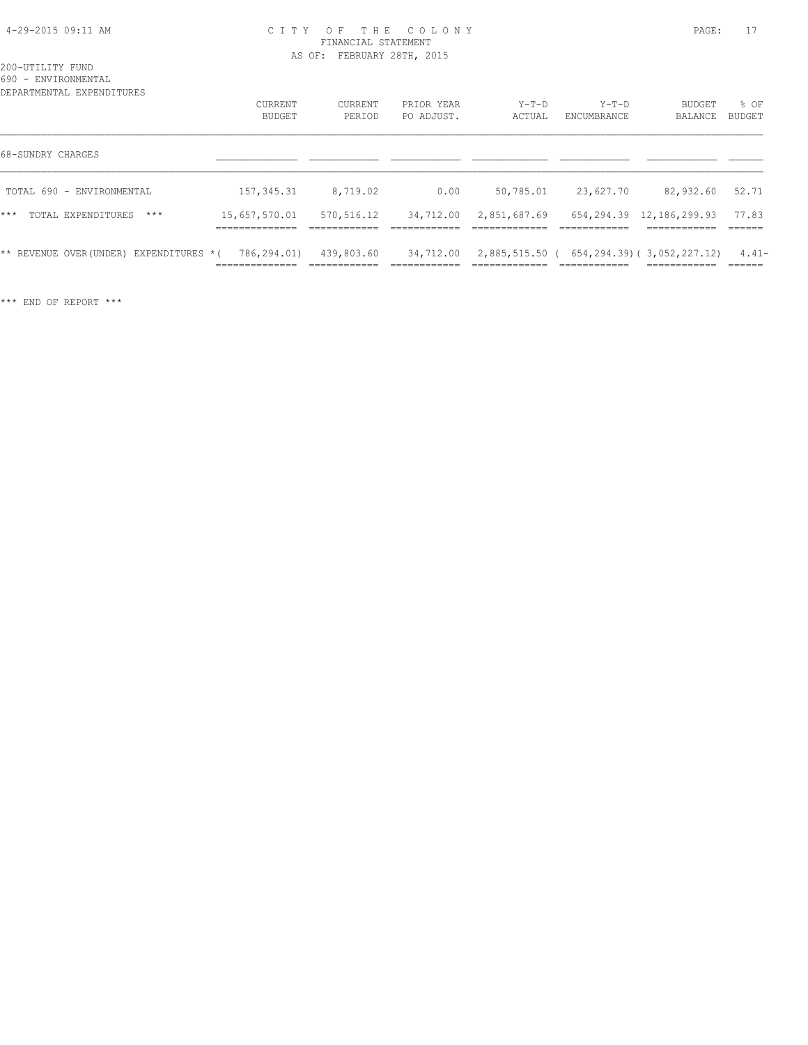CITY OF THE COLONY
FINANCIAL STATEMENT
AS OF: FEBRUARY 28TH, 2015

200-UTILITY FUND
690 - ENVIRONMENTAL
DEPARTMENTAL EXPENDITURES

| | CURRENT BUDGET | CURRENT PERIOD | PRIOR YEAR PO ADJUST. | Y-T-D ACTUAL | Y-T-D ENCUMBRANCE | BUDGET BALANCE | % OF BUDGET |
|---|---|---|---|---|---|---|---|
| 68-SUNDRY CHARGES | | | | | | | |
| TOTAL 690 - ENVIRONMENTAL | 157,345.31 | 8,719.02 | 0.00 | 50,785.01 | 23,627.70 | 82,932.60 | 52.71 |
| *** TOTAL EXPENDITURES *** | 15,657,570.01 | 570,516.12 | 34,712.00 | 2,851,687.69 | 654,294.39 | 12,186,299.93 | 77.83 |
| ** REVENUE OVER(UNDER) EXPENDITURES * | ( 786,294.01) | 439,803.60 | 34,712.00 | 2,885,515.50 | ( 654,294.39) | ( 3,052,227.12) | 4.41- |

*** END OF REPORT ***